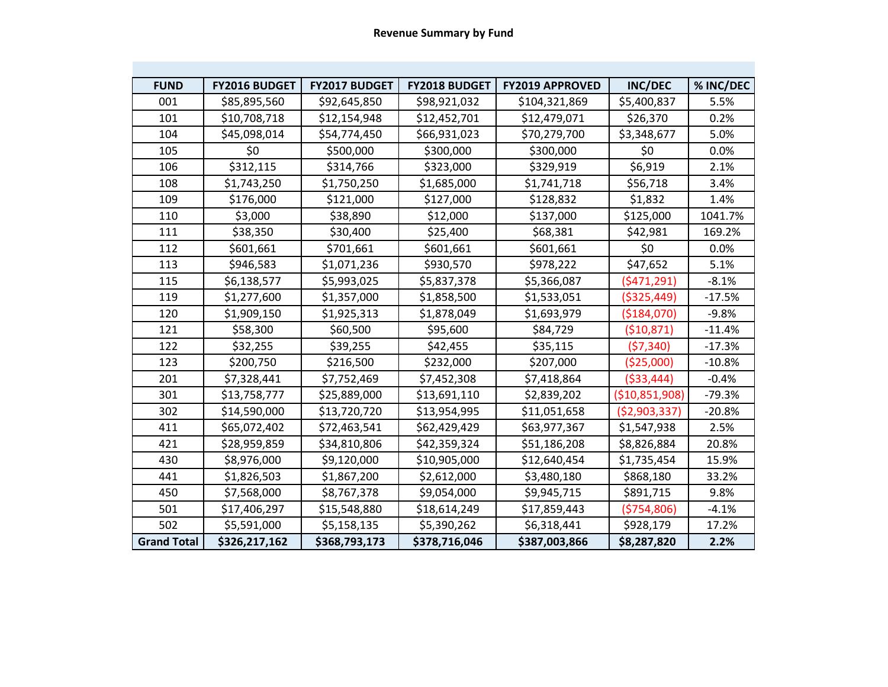**Revenue Summary by Fund**

| FUND | FY2016 BUDGET | FY2017 BUDGET | FY2018 BUDGET | FY2019 APPROVED | INC/DEC | % INC/DEC |
|---|---|---|---|---|---|---|
| 001 | $85,895,560 | $92,645,850 | $98,921,032 | $104,321,869 | $5,400,837 | 5.5% |
| 101 | $10,708,718 | $12,154,948 | $12,452,701 | $12,479,071 | $26,370 | 0.2% |
| 104 | $45,098,014 | $54,774,450 | $66,931,023 | $70,279,700 | $3,348,677 | 5.0% |
| 105 | $0 | $500,000 | $300,000 | $300,000 | $0 | 0.0% |
| 106 | $312,115 | $314,766 | $323,000 | $329,919 | $6,919 | 2.1% |
| 108 | $1,743,250 | $1,750,250 | $1,685,000 | $1,741,718 | $56,718 | 3.4% |
| 109 | $176,000 | $121,000 | $127,000 | $128,832 | $1,832 | 1.4% |
| 110 | $3,000 | $38,890 | $12,000 | $137,000 | $125,000 | 1041.7% |
| 111 | $38,350 | $30,400 | $25,400 | $68,381 | $42,981 | 169.2% |
| 112 | $601,661 | $701,661 | $601,661 | $601,661 | $0 | 0.0% |
| 113 | $946,583 | $1,071,236 | $930,570 | $978,222 | $47,652 | 5.1% |
| 115 | $6,138,577 | $5,993,025 | $5,837,378 | $5,366,087 | ($471,291) | -8.1% |
| 119 | $1,277,600 | $1,357,000 | $1,858,500 | $1,533,051 | ($325,449) | -17.5% |
| 120 | $1,909,150 | $1,925,313 | $1,878,049 | $1,693,979 | ($184,070) | -9.8% |
| 121 | $58,300 | $60,500 | $95,600 | $84,729 | ($10,871) | -11.4% |
| 122 | $32,255 | $39,255 | $42,455 | $35,115 | ($7,340) | -17.3% |
| 123 | $200,750 | $216,500 | $232,000 | $207,000 | ($25,000) | -10.8% |
| 201 | $7,328,441 | $7,752,469 | $7,452,308 | $7,418,864 | ($33,444) | -0.4% |
| 301 | $13,758,777 | $25,889,000 | $13,691,110 | $2,839,202 | ($10,851,908) | -79.3% |
| 302 | $14,590,000 | $13,720,720 | $13,954,995 | $11,051,658 | ($2,903,337) | -20.8% |
| 411 | $65,072,402 | $72,463,541 | $62,429,429 | $63,977,367 | $1,547,938 | 2.5% |
| 421 | $28,959,859 | $34,810,806 | $42,359,324 | $51,186,208 | $8,826,884 | 20.8% |
| 430 | $8,976,000 | $9,120,000 | $10,905,000 | $12,640,454 | $1,735,454 | 15.9% |
| 441 | $1,826,503 | $1,867,200 | $2,612,000 | $3,480,180 | $868,180 | 33.2% |
| 450 | $7,568,000 | $8,767,378 | $9,054,000 | $9,945,715 | $891,715 | 9.8% |
| 501 | $17,406,297 | $15,548,880 | $18,614,249 | $17,859,443 | ($754,806) | -4.1% |
| 502 | $5,591,000 | $5,158,135 | $5,390,262 | $6,318,441 | $928,179 | 17.2% |
| **Grand Total** | **$326,217,162** | **$368,793,173** | **$378,716,046** | **$387,003,866** | **$8,287,820** | **2.2%** |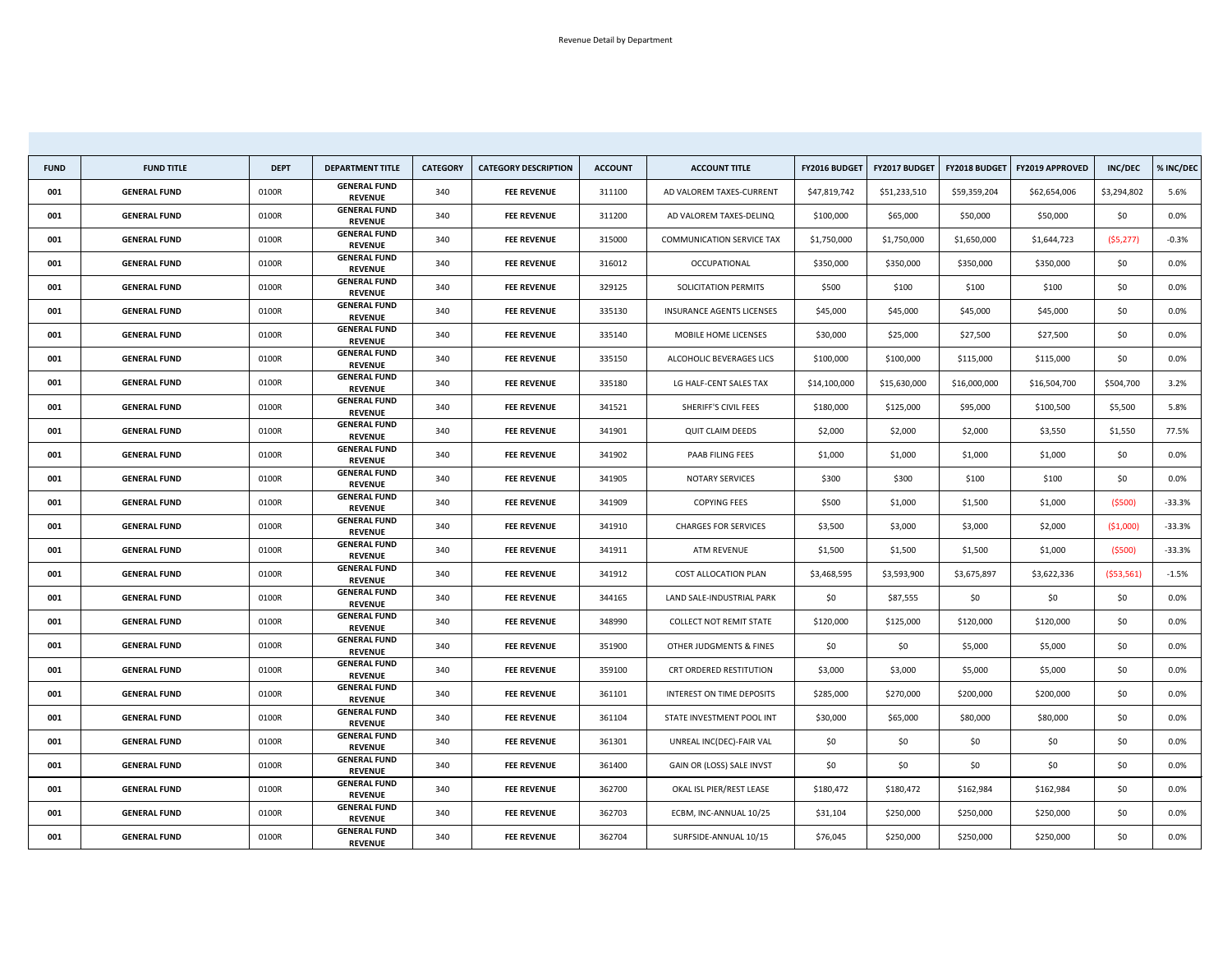Revenue Detail by Department

| FUND | FUND TITLE | DEPT | DEPARTMENT TITLE | CATEGORY | CATEGORY DESCRIPTION | ACCOUNT | ACCOUNT TITLE | FY2016 BUDGET | FY2017 BUDGET | FY2018 BUDGET | FY2019 APPROVED | INC/DEC | % INC/DEC |
|---|---|---|---|---|---|---|---|---|---|---|---|---|---|
| 001 | GENERAL FUND | 0100R | GENERAL FUND REVENUE | 340 | FEE REVENUE | 311100 | AD VALOREM TAXES-CURRENT | $47,819,742 | $51,233,510 | $59,359,204 | $62,654,006 | $3,294,802 | 5.6% |
| 001 | GENERAL FUND | 0100R | GENERAL FUND REVENUE | 340 | FEE REVENUE | 311200 | AD VALOREM TAXES-DELINQ | $100,000 | $65,000 | $50,000 | $50,000 | $0 | 0.0% |
| 001 | GENERAL FUND | 0100R | GENERAL FUND REVENUE | 340 | FEE REVENUE | 315000 | COMMUNICATION SERVICE TAX | $1,750,000 | $1,750,000 | $1,650,000 | $1,644,723 | ($5,277) | -0.3% |
| 001 | GENERAL FUND | 0100R | GENERAL FUND REVENUE | 340 | FEE REVENUE | 316012 | OCCUPATIONAL | $350,000 | $350,000 | $350,000 | $350,000 | $0 | 0.0% |
| 001 | GENERAL FUND | 0100R | GENERAL FUND REVENUE | 340 | FEE REVENUE | 329125 | SOLICITATION PERMITS | $500 | $100 | $100 | $100 | $0 | 0.0% |
| 001 | GENERAL FUND | 0100R | GENERAL FUND REVENUE | 340 | FEE REVENUE | 335130 | INSURANCE AGENTS LICENSES | $45,000 | $45,000 | $45,000 | $45,000 | $0 | 0.0% |
| 001 | GENERAL FUND | 0100R | GENERAL FUND REVENUE | 340 | FEE REVENUE | 335140 | MOBILE HOME LICENSES | $30,000 | $25,000 | $27,500 | $27,500 | $0 | 0.0% |
| 001 | GENERAL FUND | 0100R | GENERAL FUND REVENUE | 340 | FEE REVENUE | 335150 | ALCOHOLIC BEVERAGES LICS | $100,000 | $100,000 | $115,000 | $115,000 | $0 | 0.0% |
| 001 | GENERAL FUND | 0100R | GENERAL FUND REVENUE | 340 | FEE REVENUE | 335180 | LG HALF-CENT SALES TAX | $14,100,000 | $15,630,000 | $16,000,000 | $16,504,700 | $504,700 | 3.2% |
| 001 | GENERAL FUND | 0100R | GENERAL FUND REVENUE | 340 | FEE REVENUE | 341521 | SHERIFF'S CIVIL FEES | $180,000 | $125,000 | $95,000 | $100,500 | $5,500 | 5.8% |
| 001 | GENERAL FUND | 0100R | GENERAL FUND REVENUE | 340 | FEE REVENUE | 341901 | QUIT CLAIM DEEDS | $2,000 | $2,000 | $2,000 | $3,550 | $1,550 | 77.5% |
| 001 | GENERAL FUND | 0100R | GENERAL FUND REVENUE | 340 | FEE REVENUE | 341902 | PAAB FILING FEES | $1,000 | $1,000 | $1,000 | $1,000 | $0 | 0.0% |
| 001 | GENERAL FUND | 0100R | GENERAL FUND REVENUE | 340 | FEE REVENUE | 341905 | NOTARY SERVICES | $300 | $300 | $100 | $100 | $0 | 0.0% |
| 001 | GENERAL FUND | 0100R | GENERAL FUND REVENUE | 340 | FEE REVENUE | 341909 | COPYING FEES | $500 | $1,000 | $1,500 | $1,000 | ($500) | -33.3% |
| 001 | GENERAL FUND | 0100R | GENERAL FUND REVENUE | 340 | FEE REVENUE | 341910 | CHARGES FOR SERVICES | $3,500 | $3,000 | $3,000 | $2,000 | ($1,000) | -33.3% |
| 001 | GENERAL FUND | 0100R | GENERAL FUND REVENUE | 340 | FEE REVENUE | 341911 | ATM REVENUE | $1,500 | $1,500 | $1,500 | $1,000 | ($500) | -33.3% |
| 001 | GENERAL FUND | 0100R | GENERAL FUND REVENUE | 340 | FEE REVENUE | 341912 | COST ALLOCATION PLAN | $3,468,595 | $3,593,900 | $3,675,897 | $3,622,336 | ($53,561) | -1.5% |
| 001 | GENERAL FUND | 0100R | GENERAL FUND REVENUE | 340 | FEE REVENUE | 344165 | LAND SALE-INDUSTRIAL PARK | $0 | $87,555 | $0 | $0 | $0 | 0.0% |
| 001 | GENERAL FUND | 0100R | GENERAL FUND REVENUE | 340 | FEE REVENUE | 348990 | COLLECT NOT REMIT STATE | $120,000 | $125,000 | $120,000 | $120,000 | $0 | 0.0% |
| 001 | GENERAL FUND | 0100R | GENERAL FUND REVENUE | 340 | FEE REVENUE | 351900 | OTHER JUDGMENTS & FINES | $0 | $0 | $5,000 | $5,000 | $0 | 0.0% |
| 001 | GENERAL FUND | 0100R | GENERAL FUND REVENUE | 340 | FEE REVENUE | 359100 | CRT ORDERED RESTITUTION | $3,000 | $3,000 | $5,000 | $5,000 | $0 | 0.0% |
| 001 | GENERAL FUND | 0100R | GENERAL FUND REVENUE | 340 | FEE REVENUE | 361101 | INTEREST ON TIME DEPOSITS | $285,000 | $270,000 | $200,000 | $200,000 | $0 | 0.0% |
| 001 | GENERAL FUND | 0100R | GENERAL FUND REVENUE | 340 | FEE REVENUE | 361104 | STATE INVESTMENT POOL INT | $30,000 | $65,000 | $80,000 | $80,000 | $0 | 0.0% |
| 001 | GENERAL FUND | 0100R | GENERAL FUND REVENUE | 340 | FEE REVENUE | 361301 | UNREAL INC(DEC)-FAIR VAL | $0 | $0 | $0 | $0 | $0 | 0.0% |
| 001 | GENERAL FUND | 0100R | GENERAL FUND REVENUE | 340 | FEE REVENUE | 361400 | GAIN OR (LOSS) SALE INVST | $0 | $0 | $0 | $0 | $0 | 0.0% |
| 001 | GENERAL FUND | 0100R | GENERAL FUND REVENUE | 340 | FEE REVENUE | 362700 | OKAL ISL PIER/REST LEASE | $180,472 | $180,472 | $162,984 | $162,984 | $0 | 0.0% |
| 001 | GENERAL FUND | 0100R | GENERAL FUND REVENUE | 340 | FEE REVENUE | 362703 | ECBM, INC-ANNUAL 10/25 | $31,104 | $250,000 | $250,000 | $250,000 | $0 | 0.0% |
| 001 | GENERAL FUND | 0100R | GENERAL FUND REVENUE | 340 | FEE REVENUE | 362704 | SURFSIDE-ANNUAL 10/15 | $76,045 | $250,000 | $250,000 | $250,000 | $0 | 0.0% |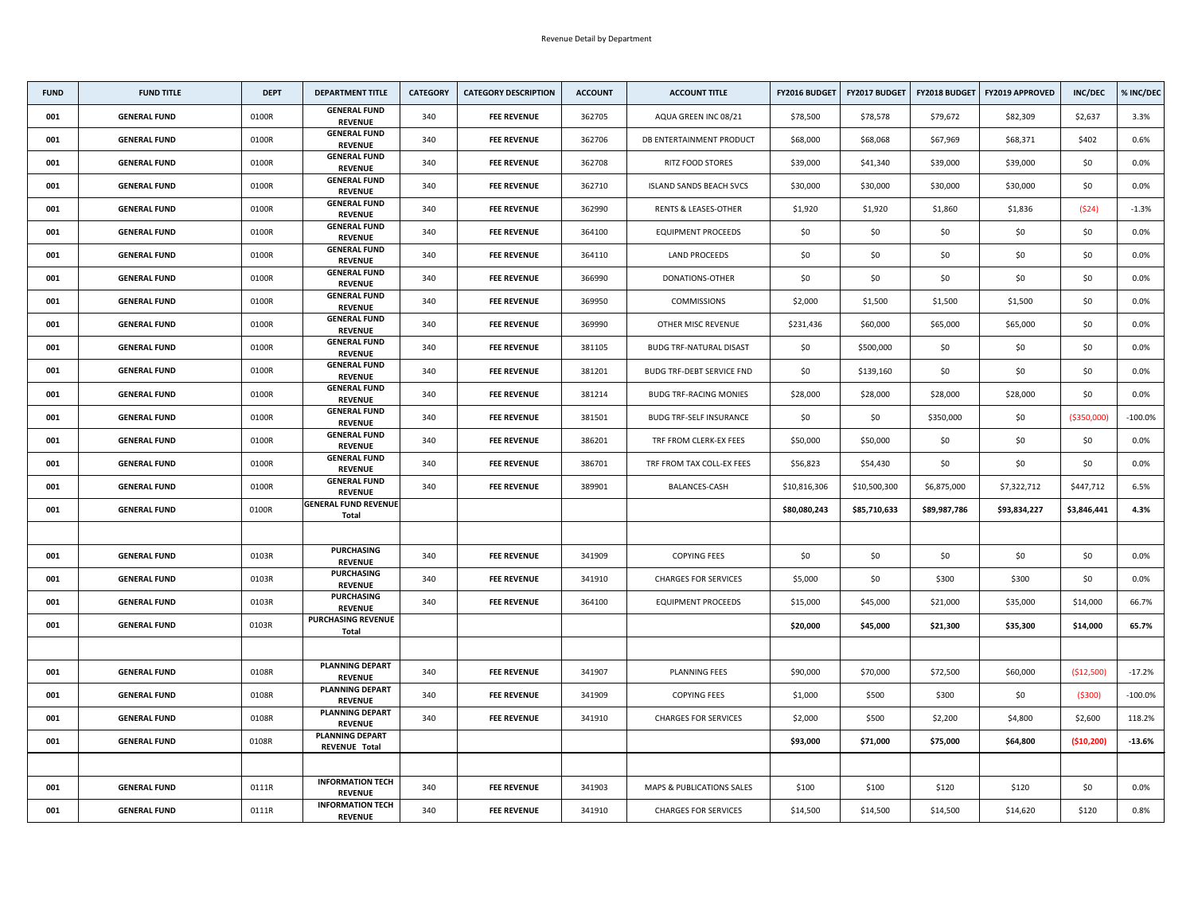Revenue Detail by Department

| FUND | FUND TITLE | DEPT | DEPARTMENT TITLE | CATEGORY | CATEGORY DESCRIPTION | ACCOUNT | ACCOUNT TITLE | FY2016 BUDGET | FY2017 BUDGET | FY2018 BUDGET | FY2019 APPROVED | INC/DEC | % INC/DEC |
|---|---|---|---|---|---|---|---|---|---|---|---|---|---|
| 001 | GENERAL FUND | 0100R | GENERAL FUND REVENUE | 340 | FEE REVENUE | 362705 | AQUA GREEN INC 08/21 | $78,500 | $78,578 | $79,672 | $82,309 | $2,637 | 3.3% |
| 001 | GENERAL FUND | 0100R | GENERAL FUND REVENUE | 340 | FEE REVENUE | 362706 | DB ENTERTAINMENT PRODUCT | $68,000 | $68,068 | $67,969 | $68,371 | $402 | 0.6% |
| 001 | GENERAL FUND | 0100R | GENERAL FUND REVENUE | 340 | FEE REVENUE | 362708 | RITZ FOOD STORES | $39,000 | $41,340 | $39,000 | $39,000 | $0 | 0.0% |
| 001 | GENERAL FUND | 0100R | GENERAL FUND REVENUE | 340 | FEE REVENUE | 362710 | ISLAND SANDS BEACH SVCS | $30,000 | $30,000 | $30,000 | $30,000 | $0 | 0.0% |
| 001 | GENERAL FUND | 0100R | GENERAL FUND REVENUE | 340 | FEE REVENUE | 362990 | RENTS & LEASES-OTHER | $1,920 | $1,920 | $1,860 | $1,836 | ($24) | -1.3% |
| 001 | GENERAL FUND | 0100R | GENERAL FUND REVENUE | 340 | FEE REVENUE | 364100 | EQUIPMENT PROCEEDS | $0 | $0 | $0 | $0 | $0 | 0.0% |
| 001 | GENERAL FUND | 0100R | GENERAL FUND REVENUE | 340 | FEE REVENUE | 364110 | LAND PROCEEDS | $0 | $0 | $0 | $0 | $0 | 0.0% |
| 001 | GENERAL FUND | 0100R | GENERAL FUND REVENUE | 340 | FEE REVENUE | 366990 | DONATIONS-OTHER | $0 | $0 | $0 | $0 | $0 | 0.0% |
| 001 | GENERAL FUND | 0100R | GENERAL FUND REVENUE | 340 | FEE REVENUE | 369950 | COMMISSIONS | $2,000 | $1,500 | $1,500 | $1,500 | $0 | 0.0% |
| 001 | GENERAL FUND | 0100R | GENERAL FUND REVENUE | 340 | FEE REVENUE | 369990 | OTHER MISC REVENUE | $231,436 | $60,000 | $65,000 | $65,000 | $0 | 0.0% |
| 001 | GENERAL FUND | 0100R | GENERAL FUND REVENUE | 340 | FEE REVENUE | 381105 | BUDG TRF-NATURAL DISAST | $0 | $500,000 | $0 | $0 | $0 | 0.0% |
| 001 | GENERAL FUND | 0100R | GENERAL FUND REVENUE | 340 | FEE REVENUE | 381201 | BUDG TRF-DEBT SERVICE FND | $0 | $139,160 | $0 | $0 | $0 | 0.0% |
| 001 | GENERAL FUND | 0100R | GENERAL FUND REVENUE | 340 | FEE REVENUE | 381214 | BUDG TRF-RACING MONIES | $28,000 | $28,000 | $28,000 | $28,000 | $0 | 0.0% |
| 001 | GENERAL FUND | 0100R | GENERAL FUND REVENUE | 340 | FEE REVENUE | 381501 | BUDG TRF-SELF INSURANCE | $0 | $0 | $350,000 | $0 | ($350,000) | -100.0% |
| 001 | GENERAL FUND | 0100R | GENERAL FUND REVENUE | 340 | FEE REVENUE | 386201 | TRF FROM CLERK-EX FEES | $50,000 | $50,000 | $0 | $0 | $0 | 0.0% |
| 001 | GENERAL FUND | 0100R | GENERAL FUND REVENUE | 340 | FEE REVENUE | 386701 | TRF FROM TAX COLL-EX FEES | $56,823 | $54,430 | $0 | $0 | $0 | 0.0% |
| 001 | GENERAL FUND | 0100R | GENERAL FUND REVENUE | 340 | FEE REVENUE | 389901 | BALANCES-CASH | $10,816,306 | $10,500,300 | $6,875,000 | $7,322,712 | $447,712 | 6.5% |
| **001** | **GENERAL FUND** | 0100R | **GENERAL FUND REVENUE Total** | | | | | **$80,080,243** | **$85,710,633** | **$89,987,786** | **$93,834,227** | **$3,846,441** | **4.3%** |
| | | | | | | | | | | | | | |
| 001 | GENERAL FUND | 0103R | PURCHASING REVENUE | 340 | FEE REVENUE | 341909 | COPYING FEES | $0 | $0 | $0 | $0 | $0 | 0.0% |
| 001 | GENERAL FUND | 0103R | PURCHASING REVENUE | 340 | FEE REVENUE | 341910 | CHARGES FOR SERVICES | $5,000 | $0 | $300 | $300 | $0 | 0.0% |
| 001 | GENERAL FUND | 0103R | PURCHASING REVENUE | 340 | FEE REVENUE | 364100 | EQUIPMENT PROCEEDS | $15,000 | $45,000 | $21,000 | $35,000 | $14,000 | 66.7% |
| **001** | **GENERAL FUND** | 0103R | **PURCHASING REVENUE Total** | | | | | **$20,000** | **$45,000** | **$21,300** | **$35,300** | **$14,000** | **65.7%** |
| | | | | | | | | | | | | | |
| 001 | GENERAL FUND | 0108R | PLANNING DEPART REVENUE | 340 | FEE REVENUE | 341907 | PLANNING FEES | $90,000 | $70,000 | $72,500 | $60,000 | ($12,500) | -17.2% |
| 001 | GENERAL FUND | 0108R | PLANNING DEPART REVENUE | 340 | FEE REVENUE | 341909 | COPYING FEES | $1,000 | $500 | $300 | $0 | ($300) | -100.0% |
| 001 | GENERAL FUND | 0108R | PLANNING DEPART REVENUE | 340 | FEE REVENUE | 341910 | CHARGES FOR SERVICES | $2,000 | $500 | $2,200 | $4,800 | $2,600 | 118.2% |
| **001** | **GENERAL FUND** | 0108R | **PLANNING DEPART REVENUE Total** | | | | | **$93,000** | **$71,000** | **$75,000** | **$64,800** | **($10,200)** | **-13.6%** |
| | | | | | | | | | | | | | |
| 001 | GENERAL FUND | 0111R | INFORMATION TECH REVENUE | 340 | FEE REVENUE | 341903 | MAPS & PUBLICATIONS SALES | $100 | $100 | $120 | $120 | $0 | 0.0% |
| 001 | GENERAL FUND | 0111R | INFORMATION TECH REVENUE | 340 | FEE REVENUE | 341910 | CHARGES FOR SERVICES | $14,500 | $14,500 | $14,500 | $14,620 | $120 | 0.8% |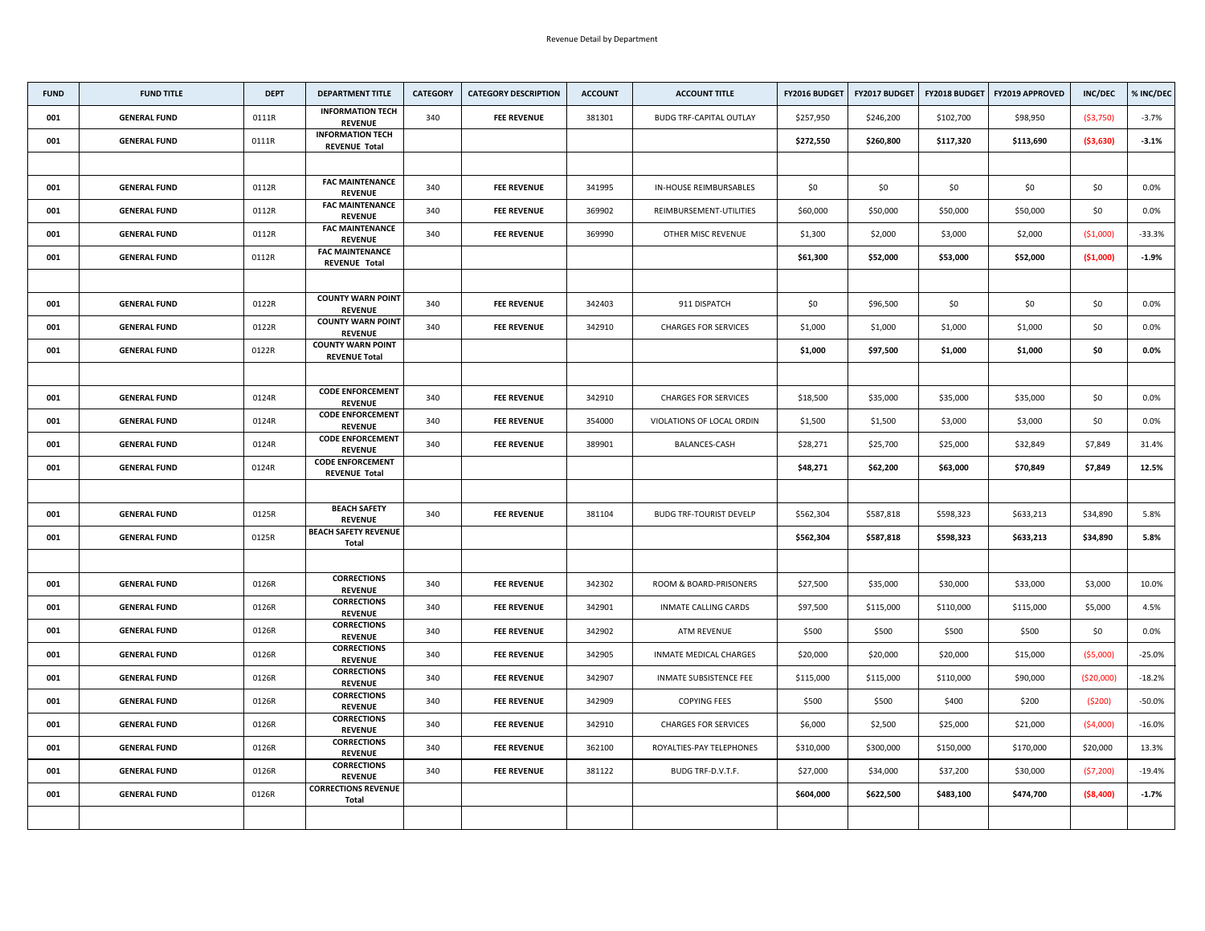Revenue Detail by Department

| FUND | FUND TITLE | DEPT | DEPARTMENT TITLE | CATEGORY | CATEGORY DESCRIPTION | ACCOUNT | ACCOUNT TITLE | FY2016 BUDGET | FY2017 BUDGET | FY2018 BUDGET | FY2019 APPROVED | INC/DEC | % INC/DEC |
|---|---|---|---|---|---|---|---|---|---|---|---|---|---|
| 001 | GENERAL FUND | 0111R | INFORMATION TECH REVENUE | 340 | FEE REVENUE | 381301 | BUDG TRF-CAPITAL OUTLAY | $257,950 | $246,200 | $102,700 | $98,950 | ($3,750) | -3.7% |
| 001 | GENERAL FUND | 0111R | INFORMATION TECH REVENUE Total | | | | | **$272,550** | **$260,800** | **$117,320** | **$113,690** | **($3,630)** | **-3.1%** |
| | | | | | | | | | | | | | |
| 001 | GENERAL FUND | 0112R | FAC MAINTENANCE REVENUE | 340 | FEE REVENUE | 341995 | IN-HOUSE REIMBURSABLES | $0 | $0 | $0 | $0 | $0 | 0.0% |
| 001 | GENERAL FUND | 0112R | FAC MAINTENANCE REVENUE | 340 | FEE REVENUE | 369902 | REIMBURSEMENT-UTILITIES | $60,000 | $50,000 | $50,000 | $50,000 | $0 | 0.0% |
| 001 | GENERAL FUND | 0112R | FAC MAINTENANCE REVENUE | 340 | FEE REVENUE | 369990 | OTHER MISC REVENUE | $1,300 | $2,000 | $3,000 | $2,000 | ($1,000) | -33.3% |
| 001 | GENERAL FUND | 0112R | FAC MAINTENANCE REVENUE Total | | | | | **$61,300** | **$52,000** | **$53,000** | **$52,000** | **($1,000)** | **-1.9%** |
| | | | | | | | | | | | | | |
| 001 | GENERAL FUND | 0122R | COUNTY WARN POINT REVENUE | 340 | FEE REVENUE | 342403 | 911 DISPATCH | $0 | $96,500 | $0 | $0 | $0 | 0.0% |
| 001 | GENERAL FUND | 0122R | COUNTY WARN POINT REVENUE | 340 | FEE REVENUE | 342910 | CHARGES FOR SERVICES | $1,000 | $1,000 | $1,000 | $1,000 | $0 | 0.0% |
| 001 | GENERAL FUND | 0122R | COUNTY WARN POINT REVENUE Total | | | | | **$1,000** | **$97,500** | **$1,000** | **$1,000** | **$0** | **0.0%** |
| | | | | | | | | | | | | | |
| 001 | GENERAL FUND | 0124R | CODE ENFORCEMENT REVENUE | 340 | FEE REVENUE | 342910 | CHARGES FOR SERVICES | $18,500 | $35,000 | $35,000 | $35,000 | $0 | 0.0% |
| 001 | GENERAL FUND | 0124R | CODE ENFORCEMENT REVENUE | 340 | FEE REVENUE | 354000 | VIOLATIONS OF LOCAL ORDIN | $1,500 | $1,500 | $3,000 | $3,000 | $0 | 0.0% |
| 001 | GENERAL FUND | 0124R | CODE ENFORCEMENT REVENUE | 340 | FEE REVENUE | 389901 | BALANCES-CASH | $28,271 | $25,700 | $25,000 | $32,849 | $7,849 | 31.4% |
| 001 | GENERAL FUND | 0124R | CODE ENFORCEMENT REVENUE Total | | | | | **$48,271** | **$62,200** | **$63,000** | **$70,849** | **$7,849** | **12.5%** |
| | | | | | | | | | | | | | |
| 001 | GENERAL FUND | 0125R | BEACH SAFETY REVENUE | 340 | FEE REVENUE | 381104 | BUDG TRF-TOURIST DEVELP | $562,304 | $587,818 | $598,323 | $633,213 | $34,890 | 5.8% |
| 001 | GENERAL FUND | 0125R | BEACH SAFETY REVENUE Total | | | | | **$562,304** | **$587,818** | **$598,323** | **$633,213** | **$34,890** | **5.8%** |
| | | | | | | | | | | | | | |
| 001 | GENERAL FUND | 0126R | CORRECTIONS REVENUE | 340 | FEE REVENUE | 342302 | ROOM & BOARD-PRISONERS | $27,500 | $35,000 | $30,000 | $33,000 | $3,000 | 10.0% |
| 001 | GENERAL FUND | 0126R | CORRECTIONS REVENUE | 340 | FEE REVENUE | 342901 | INMATE CALLING CARDS | $97,500 | $115,000 | $110,000 | $115,000 | $5,000 | 4.5% |
| 001 | GENERAL FUND | 0126R | CORRECTIONS REVENUE | 340 | FEE REVENUE | 342902 | ATM REVENUE | $500 | $500 | $500 | $500 | $0 | 0.0% |
| 001 | GENERAL FUND | 0126R | CORRECTIONS REVENUE | 340 | FEE REVENUE | 342905 | INMATE MEDICAL CHARGES | $20,000 | $20,000 | $20,000 | $15,000 | ($5,000) | -25.0% |
| 001 | GENERAL FUND | 0126R | CORRECTIONS REVENUE | 340 | FEE REVENUE | 342907 | INMATE SUBSISTENCE FEE | $115,000 | $115,000 | $110,000 | $90,000 | ($20,000) | -18.2% |
| 001 | GENERAL FUND | 0126R | CORRECTIONS REVENUE | 340 | FEE REVENUE | 342909 | COPYING FEES | $500 | $500 | $400 | $200 | ($200) | -50.0% |
| 001 | GENERAL FUND | 0126R | CORRECTIONS REVENUE | 340 | FEE REVENUE | 342910 | CHARGES FOR SERVICES | $6,000 | $2,500 | $25,000 | $21,000 | ($4,000) | -16.0% |
| 001 | GENERAL FUND | 0126R | CORRECTIONS REVENUE | 340 | FEE REVENUE | 362100 | ROYALTIES-PAY TELEPHONES | $310,000 | $300,000 | $150,000 | $170,000 | $20,000 | 13.3% |
| 001 | GENERAL FUND | 0126R | CORRECTIONS REVENUE | 340 | FEE REVENUE | 381122 | BUDG TRF-D.V.T.F. | $27,000 | $34,000 | $37,200 | $30,000 | ($7,200) | -19.4% |
| 001 | GENERAL FUND | 0126R | CORRECTIONS REVENUE Total | | | | | **$604,000** | **$622,500** | **$483,100** | **$474,700** | **($8,400)** | **-1.7%** |
| | | | | | | | | | | | | | |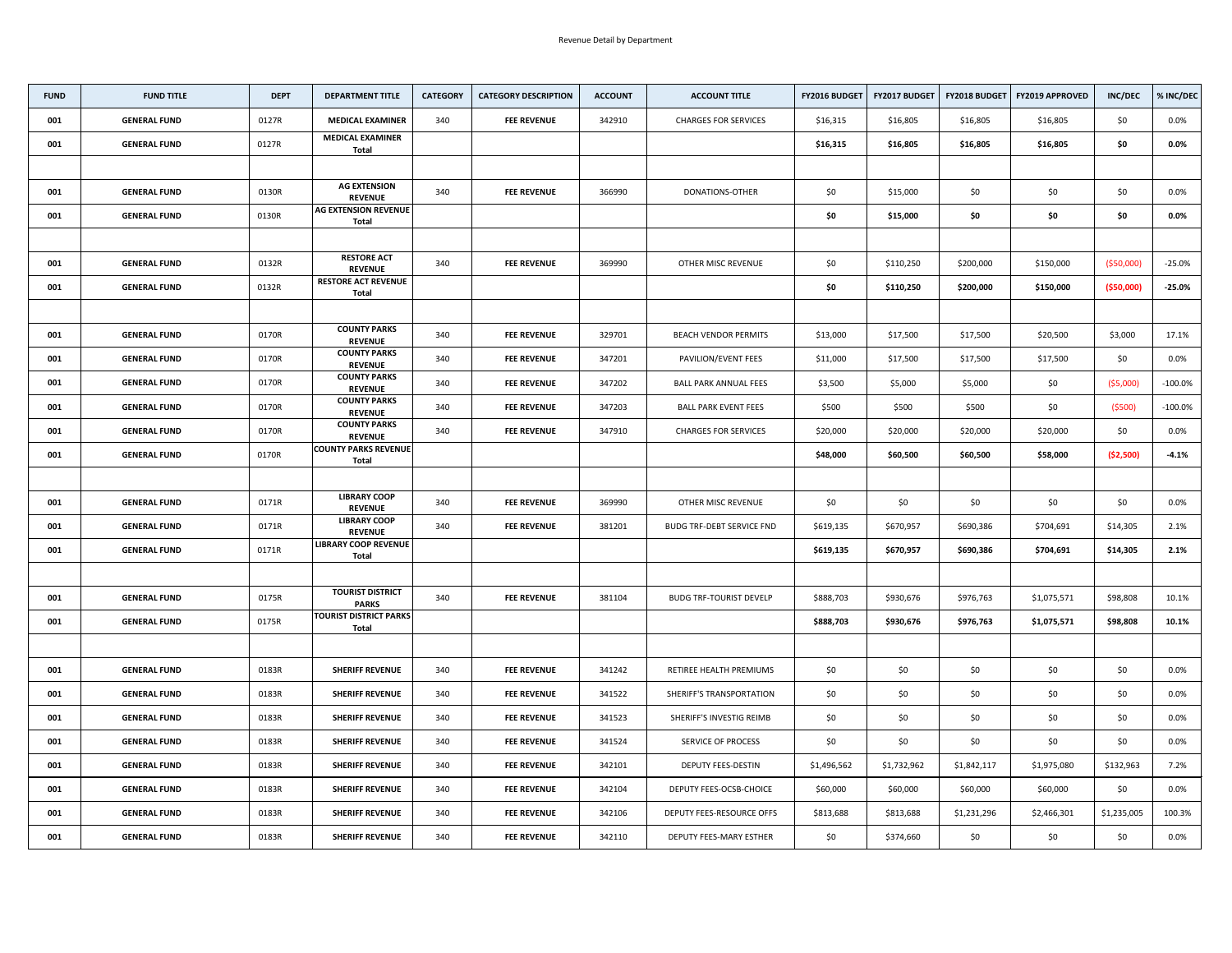Revenue Detail by Department

| FUND | FUND TITLE | DEPT | DEPARTMENT TITLE | CATEGORY | CATEGORY DESCRIPTION | ACCOUNT | ACCOUNT TITLE | FY2016 BUDGET | FY2017 BUDGET | FY2018 BUDGET | FY2019 APPROVED | INC/DEC | % INC/DEC |
|---|---|---|---|---|---|---|---|---|---|---|---|---|---|
| 001 | GENERAL FUND | 0127R | MEDICAL EXAMINER | 340 | FEE REVENUE | 342910 | CHARGES FOR SERVICES | $16,315 | $16,805 | $16,805 | $16,805 | $0 | 0.0% |
| 001 | GENERAL FUND | 0127R | MEDICAL EXAMINER Total | | | | | **$16,315** | **$16,805** | **$16,805** | **$16,805** | **$0** | **0.0%** |
| | | | | | | | | | | | | | |
| 001 | GENERAL FUND | 0130R | AG EXTENSION REVENUE | 340 | FEE REVENUE | 366990 | DONATIONS-OTHER | $0 | $15,000 | $0 | $0 | $0 | 0.0% |
| 001 | GENERAL FUND | 0130R | AG EXTENSION REVENUE Total | | | | | **$0** | **$15,000** | **$0** | **$0** | **$0** | **0.0%** |
| | | | | | | | | | | | | | |
| 001 | GENERAL FUND | 0132R | RESTORE ACT REVENUE | 340 | FEE REVENUE | 369990 | OTHER MISC REVENUE | $0 | $110,250 | $200,000 | $150,000 | ($50,000) | -25.0% |
| 001 | GENERAL FUND | 0132R | RESTORE ACT REVENUE Total | | | | | **$0** | **$110,250** | **$200,000** | **$150,000** | **($50,000)** | **-25.0%** |
| | | | | | | | | | | | | | |
| 001 | GENERAL FUND | 0170R | COUNTY PARKS REVENUE | 340 | FEE REVENUE | 329701 | BEACH VENDOR PERMITS | $13,000 | $17,500 | $17,500 | $20,500 | $3,000 | 17.1% |
| 001 | GENERAL FUND | 0170R | COUNTY PARKS REVENUE | 340 | FEE REVENUE | 347201 | PAVILION/EVENT FEES | $11,000 | $17,500 | $17,500 | $17,500 | $0 | 0.0% |
| 001 | GENERAL FUND | 0170R | COUNTY PARKS REVENUE | 340 | FEE REVENUE | 347202 | BALL PARK ANNUAL FEES | $3,500 | $5,000 | $5,000 | $0 | ($5,000) | -100.0% |
| 001 | GENERAL FUND | 0170R | COUNTY PARKS REVENUE | 340 | FEE REVENUE | 347203 | BALL PARK EVENT FEES | $500 | $500 | $500 | $0 | ($500) | -100.0% |
| 001 | GENERAL FUND | 0170R | COUNTY PARKS REVENUE | 340 | FEE REVENUE | 347910 | CHARGES FOR SERVICES | $20,000 | $20,000 | $20,000 | $20,000 | $0 | 0.0% |
| 001 | GENERAL FUND | 0170R | COUNTY PARKS REVENUE Total | | | | | **$48,000** | **$60,500** | **$60,500** | **$58,000** | **($2,500)** | **-4.1%** |
| | | | | | | | | | | | | | |
| 001 | GENERAL FUND | 0171R | LIBRARY COOP REVENUE | 340 | FEE REVENUE | 369990 | OTHER MISC REVENUE | $0 | $0 | $0 | $0 | $0 | 0.0% |
| 001 | GENERAL FUND | 0171R | LIBRARY COOP REVENUE | 340 | FEE REVENUE | 381201 | BUDG TRF-DEBT SERVICE FND | $619,135 | $670,957 | $690,386 | $704,691 | $14,305 | 2.1% |
| 001 | GENERAL FUND | 0171R | LIBRARY COOP REVENUE Total | | | | | **$619,135** | **$670,957** | **$690,386** | **$704,691** | **$14,305** | **2.1%** |
| | | | | | | | | | | | | | |
| 001 | GENERAL FUND | 0175R | TOURIST DISTRICT PARKS | 340 | FEE REVENUE | 381104 | BUDG TRF-TOURIST DEVELP | $888,703 | $930,676 | $976,763 | $1,075,571 | $98,808 | 10.1% |
| 001 | GENERAL FUND | 0175R | TOURIST DISTRICT PARKS Total | | | | | **$888,703** | **$930,676** | **$976,763** | **$1,075,571** | **$98,808** | **10.1%** |
| | | | | | | | | | | | | | |
| 001 | GENERAL FUND | 0183R | SHERIFF REVENUE | 340 | FEE REVENUE | 341242 | RETIREE HEALTH PREMIUMS | $0 | $0 | $0 | $0 | $0 | 0.0% |
| 001 | GENERAL FUND | 0183R | SHERIFF REVENUE | 340 | FEE REVENUE | 341522 | SHERIFF'S TRANSPORTATION | $0 | $0 | $0 | $0 | $0 | 0.0% |
| 001 | GENERAL FUND | 0183R | SHERIFF REVENUE | 340 | FEE REVENUE | 341523 | SHERIFF'S INVESTIG REIMB | $0 | $0 | $0 | $0 | $0 | 0.0% |
| 001 | GENERAL FUND | 0183R | SHERIFF REVENUE | 340 | FEE REVENUE | 341524 | SERVICE OF PROCESS | $0 | $0 | $0 | $0 | $0 | 0.0% |
| 001 | GENERAL FUND | 0183R | SHERIFF REVENUE | 340 | FEE REVENUE | 342101 | DEPUTY FEES-DESTIN | $1,496,562 | $1,732,962 | $1,842,117 | $1,975,080 | $132,963 | 7.2% |
| 001 | GENERAL FUND | 0183R | SHERIFF REVENUE | 340 | FEE REVENUE | 342104 | DEPUTY FEES-OCSB-CHOICE | $60,000 | $60,000 | $60,000 | $60,000 | $0 | 0.0% |
| 001 | GENERAL FUND | 0183R | SHERIFF REVENUE | 340 | FEE REVENUE | 342106 | DEPUTY FEES-RESOURCE OFFS | $813,688 | $813,688 | $1,231,296 | $2,466,301 | $1,235,005 | 100.3% |
| 001 | GENERAL FUND | 0183R | SHERIFF REVENUE | 340 | FEE REVENUE | 342110 | DEPUTY FEES-MARY ESTHER | $0 | $374,660 | $0 | $0 | $0 | 0.0% |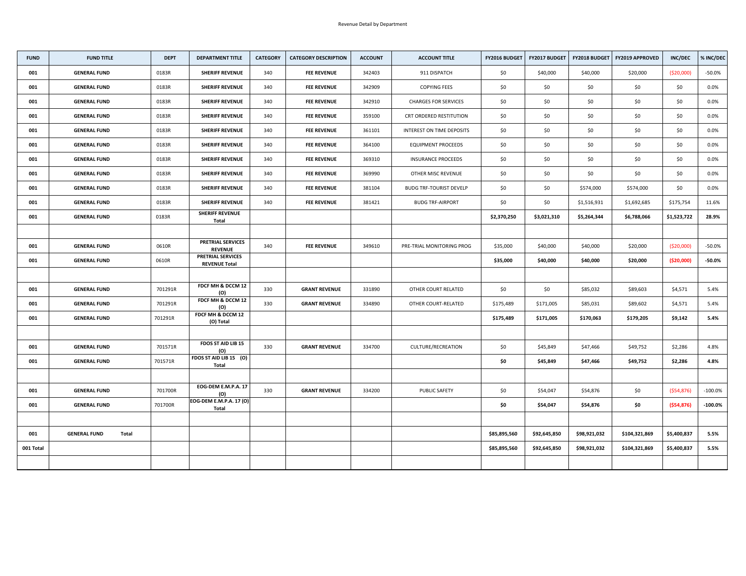Revenue Detail by Department

| FUND | FUND TITLE | DEPT | DEPARTMENT TITLE | CATEGORY | CATEGORY DESCRIPTION | ACCOUNT | ACCOUNT TITLE | FY2016 BUDGET | FY2017 BUDGET | FY2018 BUDGET | FY2019 APPROVED | INC/DEC | % INC/DEC |
|---|---|---|---|---|---|---|---|---|---|---|---|---|---|
| 001 | GENERAL FUND | 0183R | SHERIFF REVENUE | 340 | FEE REVENUE | 342403 | 911 DISPATCH | $0 | $40,000 | $40,000 | $20,000 | ($20,000) | -50.0% |
| 001 | GENERAL FUND | 0183R | SHERIFF REVENUE | 340 | FEE REVENUE | 342909 | COPYING FEES | $0 | $0 | $0 | $0 | $0 | 0.0% |
| 001 | GENERAL FUND | 0183R | SHERIFF REVENUE | 340 | FEE REVENUE | 342910 | CHARGES FOR SERVICES | $0 | $0 | $0 | $0 | $0 | 0.0% |
| 001 | GENERAL FUND | 0183R | SHERIFF REVENUE | 340 | FEE REVENUE | 359100 | CRT ORDERED RESTITUTION | $0 | $0 | $0 | $0 | $0 | 0.0% |
| 001 | GENERAL FUND | 0183R | SHERIFF REVENUE | 340 | FEE REVENUE | 361101 | INTEREST ON TIME DEPOSITS | $0 | $0 | $0 | $0 | $0 | 0.0% |
| 001 | GENERAL FUND | 0183R | SHERIFF REVENUE | 340 | FEE REVENUE | 364100 | EQUIPMENT PROCEEDS | $0 | $0 | $0 | $0 | $0 | 0.0% |
| 001 | GENERAL FUND | 0183R | SHERIFF REVENUE | 340 | FEE REVENUE | 369310 | INSURANCE PROCEEDS | $0 | $0 | $0 | $0 | $0 | 0.0% |
| 001 | GENERAL FUND | 0183R | SHERIFF REVENUE | 340 | FEE REVENUE | 369990 | OTHER MISC REVENUE | $0 | $0 | $0 | $0 | $0 | 0.0% |
| 001 | GENERAL FUND | 0183R | SHERIFF REVENUE | 340 | FEE REVENUE | 381104 | BUDG TRF-TOURIST DEVELP | $0 | $0 | $574,000 | $574,000 | $0 | 0.0% |
| 001 | GENERAL FUND | 0183R | SHERIFF REVENUE | 340 | FEE REVENUE | 381421 | BUDG TRF-AIRPORT | $0 | $0 | $1,516,931 | $1,692,685 | $175,754 | 11.6% |
| 001 | GENERAL FUND | 0183R | SHERIFF REVENUE Total | | | | | $2,370,250 | $3,021,310 | $5,264,344 | $6,788,066 | $1,523,722 | 28.9% |
| | | | | | | | | | | | | | |
| 001 | GENERAL FUND | 0610R | PRETRIAL SERVICES REVENUE | 340 | FEE REVENUE | 349610 | PRE-TRIAL MONITORING PROG | $35,000 | $40,000 | $40,000 | $20,000 | ($20,000) | -50.0% |
| 001 | GENERAL FUND | 0610R | PRETRIAL SERVICES REVENUE Total | | | | | $35,000 | $40,000 | $40,000 | $20,000 | ($20,000) | -50.0% |
| | | | | | | | | | | | | | |
| 001 | GENERAL FUND | 701291R | FDCF MH & DCCM 12 (O) | 330 | GRANT REVENUE | 331890 | OTHER COURT RELATED | $0 | $0 | $85,032 | $89,603 | $4,571 | 5.4% |
| 001 | GENERAL FUND | 701291R | FDCF MH & DCCM 12 (O) | 330 | GRANT REVENUE | 334890 | OTHER COURT-RELATED | $175,489 | $171,005 | $85,031 | $89,602 | $4,571 | 5.4% |
| 001 | GENERAL FUND | 701291R | FDCF MH & DCCM 12 (O) Total | | | | | $175,489 | $171,005 | $170,063 | $179,205 | $9,142 | 5.4% |
| | | | | | | | | | | | | | |
| 001 | GENERAL FUND | 701571R | FDOS ST AID LIB 15 (O) | 330 | GRANT REVENUE | 334700 | CULTURE/RECREATION | $0 | $45,849 | $47,466 | $49,752 | $2,286 | 4.8% |
| 001 | GENERAL FUND | 701571R | FDOS ST AID LIB 15 (O) Total | | | | | $0 | $45,849 | $47,466 | $49,752 | $2,286 | 4.8% |
| | | | | | | | | | | | | | |
| 001 | GENERAL FUND | 701700R | EOG-DEM E.M.P.A. 17 (O) | 330 | GRANT REVENUE | 334200 | PUBLIC SAFETY | $0 | $54,047 | $54,876 | $0 | ($54,876) | -100.0% |
| 001 | GENERAL FUND | 701700R | EOG-DEM E.M.P.A. 17 (O) Total | | | | | $0 | $54,047 | $54,876 | $0 | ($54,876) | -100.0% |
| | | | | | | | | | | | | | |
| 001 | GENERAL FUND Total | | | | | | | $85,895,560 | $92,645,850 | $98,921,032 | $104,321,869 | $5,400,837 | 5.5% |
| 001 Total | | | | | | | | $85,895,560 | $92,645,850 | $98,921,032 | $104,321,869 | $5,400,837 | 5.5% |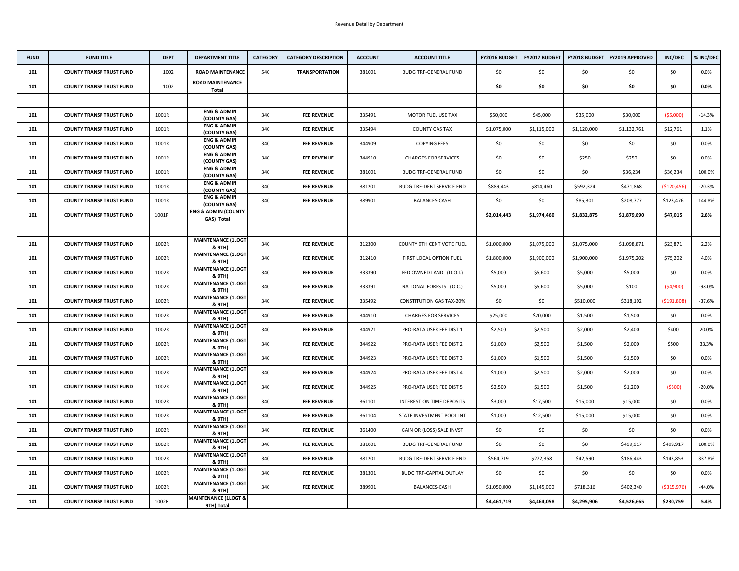Revenue Detail by Department

| FUND | FUND TITLE | DEPT | DEPARTMENT TITLE | CATEGORY | CATEGORY DESCRIPTION | ACCOUNT | ACCOUNT TITLE | FY2016 BUDGET | FY2017 BUDGET | FY2018 BUDGET | FY2019 APPROVED | INC/DEC | % INC/DEC |
|---|---|---|---|---|---|---|---|---|---|---|---|---|---|
| 101 | COUNTY TRANSP TRUST FUND | 1002 | ROAD MAINTENANCE | 540 | TRANSPORTATION | 381001 | BUDG TRF-GENERAL FUND | $0 | $0 | $0 | $0 | $0 | 0.0% |
| 101 | COUNTY TRANSP TRUST FUND | 1002 | ROAD MAINTENANCE Total | | | | | **$0** | **$0** | **$0** | **$0** | **$0** | **0.0%** |
| | | | | | | | | | | | | | |
| 101 | COUNTY TRANSP TRUST FUND | 1001R | ENG & ADMIN (COUNTY GAS) | 340 | FEE REVENUE | 335491 | MOTOR FUEL USE TAX | $50,000 | $45,000 | $35,000 | $30,000 | ($5,000) | -14.3% |
| 101 | COUNTY TRANSP TRUST FUND | 1001R | ENG & ADMIN (COUNTY GAS) | 340 | FEE REVENUE | 335494 | COUNTY GAS TAX | $1,075,000 | $1,115,000 | $1,120,000 | $1,132,761 | $12,761 | 1.1% |
| 101 | COUNTY TRANSP TRUST FUND | 1001R | ENG & ADMIN (COUNTY GAS) | 340 | FEE REVENUE | 344909 | COPYING FEES | $0 | $0 | $0 | $0 | $0 | 0.0% |
| 101 | COUNTY TRANSP TRUST FUND | 1001R | ENG & ADMIN (COUNTY GAS) | 340 | FEE REVENUE | 344910 | CHARGES FOR SERVICES | $0 | $0 | $250 | $250 | $0 | 0.0% |
| 101 | COUNTY TRANSP TRUST FUND | 1001R | ENG & ADMIN (COUNTY GAS) | 340 | FEE REVENUE | 381001 | BUDG TRF-GENERAL FUND | $0 | $0 | $0 | $36,234 | $36,234 | 100.0% |
| 101 | COUNTY TRANSP TRUST FUND | 1001R | ENG & ADMIN (COUNTY GAS) | 340 | FEE REVENUE | 381201 | BUDG TRF-DEBT SERVICE FND | $889,443 | $814,460 | $592,324 | $471,868 | ($120,456) | -20.3% |
| 101 | COUNTY TRANSP TRUST FUND | 1001R | ENG & ADMIN (COUNTY GAS) | 340 | FEE REVENUE | 389901 | BALANCES-CASH | $0 | $0 | $85,301 | $208,777 | $123,476 | 144.8% |
| 101 | COUNTY TRANSP TRUST FUND | 1001R | ENG & ADMIN (COUNTY GAS) Total | | | | | **$2,014,443** | **$1,974,460** | **$1,832,875** | **$1,879,890** | **$47,015** | **2.6%** |
| | | | | | | | | | | | | | |
| 101 | COUNTY TRANSP TRUST FUND | 1002R | MAINTENANCE (1LOGT & 9TH) | 340 | FEE REVENUE | 312300 | COUNTY 9TH CENT VOTE FUEL | $1,000,000 | $1,075,000 | $1,075,000 | $1,098,871 | $23,871 | 2.2% |
| 101 | COUNTY TRANSP TRUST FUND | 1002R | MAINTENANCE (1LOGT & 9TH) | 340 | FEE REVENUE | 312410 | FIRST LOCAL OPTION FUEL | $1,800,000 | $1,900,000 | $1,900,000 | $1,975,202 | $75,202 | 4.0% |
| 101 | COUNTY TRANSP TRUST FUND | 1002R | MAINTENANCE (1LOGT & 9TH) | 340 | FEE REVENUE | 333390 | FED OWNED LAND (D.O.I.) | $5,000 | $5,600 | $5,000 | $5,000 | $0 | 0.0% |
| 101 | COUNTY TRANSP TRUST FUND | 1002R | MAINTENANCE (1LOGT & 9TH) | 340 | FEE REVENUE | 333391 | NATIONAL FORESTS (O.C.) | $5,000 | $5,600 | $5,000 | $100 | ($4,900) | -98.0% |
| 101 | COUNTY TRANSP TRUST FUND | 1002R | MAINTENANCE (1LOGT & 9TH) | 340 | FEE REVENUE | 335492 | CONSTITUTION GAS TAX-20% | $0 | $0 | $510,000 | $318,192 | ($191,808) | -37.6% |
| 101 | COUNTY TRANSP TRUST FUND | 1002R | MAINTENANCE (1LOGT & 9TH) | 340 | FEE REVENUE | 344910 | CHARGES FOR SERVICES | $25,000 | $20,000 | $1,500 | $1,500 | $0 | 0.0% |
| 101 | COUNTY TRANSP TRUST FUND | 1002R | MAINTENANCE (1LOGT & 9TH) | 340 | FEE REVENUE | 344921 | PRO-RATA USER FEE DIST 1 | $2,500 | $2,500 | $2,000 | $2,400 | $400 | 20.0% |
| 101 | COUNTY TRANSP TRUST FUND | 1002R | MAINTENANCE (1LOGT & 9TH) | 340 | FEE REVENUE | 344922 | PRO-RATA USER FEE DIST 2 | $1,000 | $2,500 | $1,500 | $2,000 | $500 | 33.3% |
| 101 | COUNTY TRANSP TRUST FUND | 1002R | MAINTENANCE (1LOGT & 9TH) | 340 | FEE REVENUE | 344923 | PRO-RATA USER FEE DIST 3 | $1,000 | $1,500 | $1,500 | $1,500 | $0 | 0.0% |
| 101 | COUNTY TRANSP TRUST FUND | 1002R | MAINTENANCE (1LOGT & 9TH) | 340 | FEE REVENUE | 344924 | PRO-RATA USER FEE DIST 4 | $1,000 | $2,500 | $2,000 | $2,000 | $0 | 0.0% |
| 101 | COUNTY TRANSP TRUST FUND | 1002R | MAINTENANCE (1LOGT & 9TH) | 340 | FEE REVENUE | 344925 | PRO-RATA USER FEE DIST 5 | $2,500 | $1,500 | $1,500 | $1,200 | ($300) | -20.0% |
| 101 | COUNTY TRANSP TRUST FUND | 1002R | MAINTENANCE (1LOGT & 9TH) | 340 | FEE REVENUE | 361101 | INTEREST ON TIME DEPOSITS | $3,000 | $17,500 | $15,000 | $15,000 | $0 | 0.0% |
| 101 | COUNTY TRANSP TRUST FUND | 1002R | MAINTENANCE (1LOGT & 9TH) | 340 | FEE REVENUE | 361104 | STATE INVESTMENT POOL INT | $1,000 | $12,500 | $15,000 | $15,000 | $0 | 0.0% |
| 101 | COUNTY TRANSP TRUST FUND | 1002R | MAINTENANCE (1LOGT & 9TH) | 340 | FEE REVENUE | 361400 | GAIN OR (LOSS) SALE INVST | $0 | $0 | $0 | $0 | $0 | 0.0% |
| 101 | COUNTY TRANSP TRUST FUND | 1002R | MAINTENANCE (1LOGT & 9TH) | 340 | FEE REVENUE | 381001 | BUDG TRF-GENERAL FUND | $0 | $0 | $0 | $499,917 | $499,917 | 100.0% |
| 101 | COUNTY TRANSP TRUST FUND | 1002R | MAINTENANCE (1LOGT & 9TH) | 340 | FEE REVENUE | 381201 | BUDG TRF-DEBT SERVICE FND | $564,719 | $272,358 | $42,590 | $186,443 | $143,853 | 337.8% |
| 101 | COUNTY TRANSP TRUST FUND | 1002R | MAINTENANCE (1LOGT & 9TH) | 340 | FEE REVENUE | 381301 | BUDG TRF-CAPITAL OUTLAY | $0 | $0 | $0 | $0 | $0 | 0.0% |
| 101 | COUNTY TRANSP TRUST FUND | 1002R | MAINTENANCE (1LOGT & 9TH) | 340 | FEE REVENUE | 389901 | BALANCES-CASH | $1,050,000 | $1,145,000 | $718,316 | $402,340 | ($315,976) | -44.0% |
| 101 | COUNTY TRANSP TRUST FUND | 1002R | MAINTENANCE (1LOGT & 9TH) Total | | | | | **$4,461,719** | **$4,464,058** | **$4,295,906** | **$4,526,665** | **$230,759** | **5.4%** |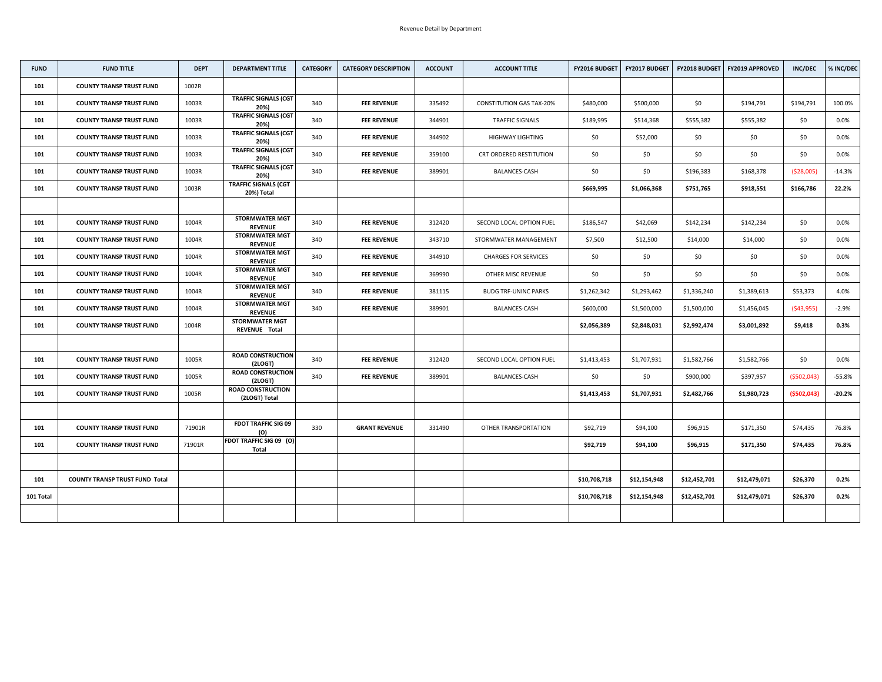Revenue Detail by Department

| FUND | FUND TITLE | DEPT | DEPARTMENT TITLE | CATEGORY | CATEGORY DESCRIPTION | ACCOUNT | ACCOUNT TITLE | FY2016 BUDGET | FY2017 BUDGET | FY2018 BUDGET | FY2019 APPROVED | INC/DEC | % INC/DEC |
|---|---|---|---|---|---|---|---|---|---|---|---|---|---|
| 101 | COUNTY TRANSP TRUST FUND | 1002R | | | | | | | | | | | |
| 101 | COUNTY TRANSP TRUST FUND | 1003R | TRAFFIC SIGNALS (CGT 20%) | 340 | FEE REVENUE | 335492 | CONSTITUTION GAS TAX-20% | $480,000 | $500,000 | $0 | $194,791 | $194,791 | 100.0% |
| 101 | COUNTY TRANSP TRUST FUND | 1003R | TRAFFIC SIGNALS (CGT 20%) | 340 | FEE REVENUE | 344901 | TRAFFIC SIGNALS | $189,995 | $514,368 | $555,382 | $555,382 | $0 | 0.0% |
| 101 | COUNTY TRANSP TRUST FUND | 1003R | TRAFFIC SIGNALS (CGT 20%) | 340 | FEE REVENUE | 344902 | HIGHWAY LIGHTING | $0 | $52,000 | $0 | $0 | $0 | 0.0% |
| 101 | COUNTY TRANSP TRUST FUND | 1003R | TRAFFIC SIGNALS (CGT 20%) | 340 | FEE REVENUE | 359100 | CRT ORDERED RESTITUTION | $0 | $0 | $0 | $0 | $0 | 0.0% |
| 101 | COUNTY TRANSP TRUST FUND | 1003R | TRAFFIC SIGNALS (CGT 20%) | 340 | FEE REVENUE | 389901 | BALANCES-CASH | $0 | $0 | $196,383 | $168,378 | ($28,005) | -14.3% |
| 101 | COUNTY TRANSP TRUST FUND | 1003R | TRAFFIC SIGNALS (CGT 20%) Total | | | | | $669,995 | $1,066,368 | $751,765 | $918,551 | $166,786 | 22.2% |
| | | | | | | | | | | | | | |
| 101 | COUNTY TRANSP TRUST FUND | 1004R | STORMWATER MGT REVENUE | 340 | FEE REVENUE | 312420 | SECOND LOCAL OPTION FUEL | $186,547 | $42,069 | $142,234 | $142,234 | $0 | 0.0% |
| 101 | COUNTY TRANSP TRUST FUND | 1004R | STORMWATER MGT REVENUE | 340 | FEE REVENUE | 343710 | STORMWATER MANAGEMENT | $7,500 | $12,500 | $14,000 | $14,000 | $0 | 0.0% |
| 101 | COUNTY TRANSP TRUST FUND | 1004R | STORMWATER MGT REVENUE | 340 | FEE REVENUE | 344910 | CHARGES FOR SERVICES | $0 | $0 | $0 | $0 | $0 | 0.0% |
| 101 | COUNTY TRANSP TRUST FUND | 1004R | STORMWATER MGT REVENUE | 340 | FEE REVENUE | 369990 | OTHER MISC REVENUE | $0 | $0 | $0 | $0 | $0 | 0.0% |
| 101 | COUNTY TRANSP TRUST FUND | 1004R | STORMWATER MGT REVENUE | 340 | FEE REVENUE | 381115 | BUDG TRF-UNINC PARKS | $1,262,342 | $1,293,462 | $1,336,240 | $1,389,613 | $53,373 | 4.0% |
| 101 | COUNTY TRANSP TRUST FUND | 1004R | STORMWATER MGT REVENUE | 340 | FEE REVENUE | 389901 | BALANCES-CASH | $600,000 | $1,500,000 | $1,500,000 | $1,456,045 | ($43,955) | -2.9% |
| 101 | COUNTY TRANSP TRUST FUND | 1004R | STORMWATER MGT REVENUE Total | | | | | $2,056,389 | $2,848,031 | $2,992,474 | $3,001,892 | $9,418 | 0.3% |
| | | | | | | | | | | | | | |
| 101 | COUNTY TRANSP TRUST FUND | 1005R | ROAD CONSTRUCTION (2LOGT) | 340 | FEE REVENUE | 312420 | SECOND LOCAL OPTION FUEL | $1,413,453 | $1,707,931 | $1,582,766 | $1,582,766 | $0 | 0.0% |
| 101 | COUNTY TRANSP TRUST FUND | 1005R | ROAD CONSTRUCTION (2LOGT) | 340 | FEE REVENUE | 389901 | BALANCES-CASH | $0 | $0 | $900,000 | $397,957 | ($502,043) | -55.8% |
| 101 | COUNTY TRANSP TRUST FUND | 1005R | ROAD CONSTRUCTION (2LOGT) Total | | | | | $1,413,453 | $1,707,931 | $2,482,766 | $1,980,723 | ($502,043) | -20.2% |
| | | | | | | | | | | | | | |
| 101 | COUNTY TRANSP TRUST FUND | 71901R | FDOT TRAFFIC SIG 09 (O) | 330 | GRANT REVENUE | 331490 | OTHER TRANSPORTATION | $92,719 | $94,100 | $96,915 | $171,350 | $74,435 | 76.8% |
| 101 | COUNTY TRANSP TRUST FUND | 71901R | FDOT TRAFFIC SIG 09 (O) Total | | | | | $92,719 | $94,100 | $96,915 | $171,350 | $74,435 | 76.8% |
| | | | | | | | | | | | | | |
| 101 | COUNTY TRANSP TRUST FUND Total | | | | | | | $10,708,718 | $12,154,948 | $12,452,701 | $12,479,071 | $26,370 | 0.2% |
| 101 Total | | | | | | | | $10,708,718 | $12,154,948 | $12,452,701 | $12,479,071 | $26,370 | 0.2% |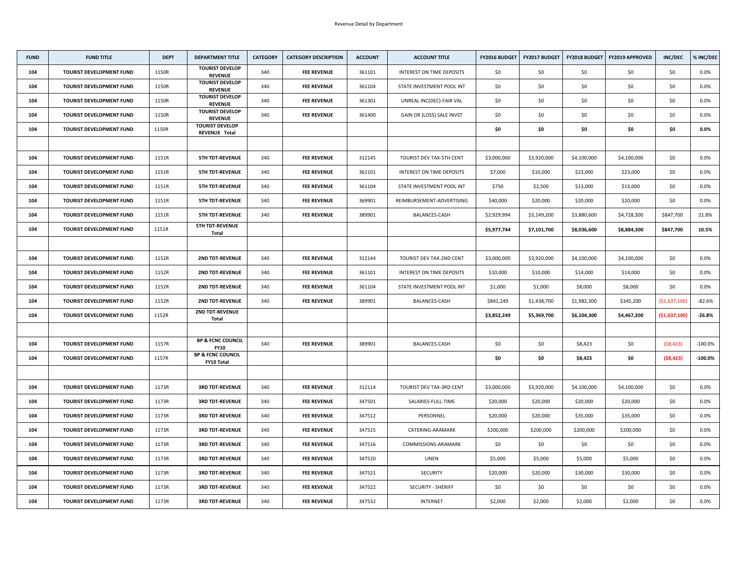Revenue Detail by Department

| FUND | FUND TITLE | DEPT | DEPARTMENT TITLE | CATEGORY | CATEGORY DESCRIPTION | ACCOUNT | ACCOUNT TITLE | FY2016 BUDGET | FY2017 BUDGET | FY2018 BUDGET | FY2019 APPROVED | INC/DEC | % INC/DEC |
|---|---|---|---|---|---|---|---|---|---|---|---|---|---|
| 104 | TOURIST DEVELOPMENT FUND | 1150R | TOURIST DEVELOP REVENUE | 340 | FEE REVENUE | 361101 | INTEREST ON TIME DEPOSITS | $0 | $0 | $0 | $0 | $0 | 0.0% |
| 104 | TOURIST DEVELOPMENT FUND | 1150R | TOURIST DEVELOP REVENUE | 340 | FEE REVENUE | 361104 | STATE INVESTMENT POOL INT | $0 | $0 | $0 | $0 | $0 | 0.0% |
| 104 | TOURIST DEVELOPMENT FUND | 1150R | TOURIST DEVELOP REVENUE | 340 | FEE REVENUE | 361301 | UNREAL INC(DEC)-FAIR VAL | $0 | $0 | $0 | $0 | $0 | 0.0% |
| 104 | TOURIST DEVELOPMENT FUND | 1150R | TOURIST DEVELOP REVENUE | 340 | FEE REVENUE | 361400 | GAIN OR (LOSS) SALE INVST | $0 | $0 | $0 | $0 | $0 | 0.0% |
| 104 | TOURIST DEVELOPMENT FUND | 1150R | **TOURIST DEVELOP REVENUE Total** | | | | | **$0** | **$0** | **$0** | **$0** | **$0** | **0.0%** |
| | | | | | | | | | | | | | |
| 104 | TOURIST DEVELOPMENT FUND | 1151R | 5TH TDT-REVENUE | 340 | FEE REVENUE | 312145 | TOURIST DEV TAX-5TH CENT | $3,000,000 | $3,920,000 | $4,100,000 | $4,100,000 | $0 | 0.0% |
| 104 | TOURIST DEVELOPMENT FUND | 1151R | 5TH TDT-REVENUE | 340 | FEE REVENUE | 361101 | INTEREST ON TIME DEPOSITS | $7,000 | $10,000 | $23,000 | $23,000 | $0 | 0.0% |
| 104 | TOURIST DEVELOPMENT FUND | 1151R | 5TH TDT-REVENUE | 340 | FEE REVENUE | 361104 | STATE INVESTMENT POOL INT | $750 | $2,500 | $13,000 | $13,000 | $0 | 0.0% |
| 104 | TOURIST DEVELOPMENT FUND | 1151R | 5TH TDT-REVENUE | 340 | FEE REVENUE | 369901 | REIMBURSEMENT-ADVERTISING | $40,000 | $20,000 | $20,000 | $20,000 | $0 | 0.0% |
| 104 | TOURIST DEVELOPMENT FUND | 1151R | 5TH TDT-REVENUE | 340 | FEE REVENUE | 389901 | BALANCES-CASH | $2,929,994 | $3,149,200 | $3,880,600 | $4,728,300 | $847,700 | 21.8% |
| 104 | TOURIST DEVELOPMENT FUND | 1151R | **5TH TDT-REVENUE Total** | | | | | **$5,977,744** | **$7,101,700** | **$8,036,600** | **$8,884,300** | **$847,700** | **10.5%** |
| | | | | | | | | | | | | | |
| 104 | TOURIST DEVELOPMENT FUND | 1152R | 2ND TDT-REVENUE | 340 | FEE REVENUE | 312144 | TOURIST DEV TAX-2ND CENT | $3,000,000 | $3,920,000 | $4,100,000 | $4,100,000 | $0 | 0.0% |
| 104 | TOURIST DEVELOPMENT FUND | 1152R | 2ND TDT-REVENUE | 340 | FEE REVENUE | 361101 | INTEREST ON TIME DEPOSITS | $10,000 | $10,000 | $14,000 | $14,000 | $0 | 0.0% |
| 104 | TOURIST DEVELOPMENT FUND | 1152R | 2ND TDT-REVENUE | 340 | FEE REVENUE | 361104 | STATE INVESTMENT POOL INT | $1,000 | $1,000 | $8,000 | $8,000 | $0 | 0.0% |
| 104 | TOURIST DEVELOPMENT FUND | 1152R | 2ND TDT-REVENUE | 340 | FEE REVENUE | 389901 | BALANCES-CASH | $841,249 | $1,438,700 | $1,982,300 | $345,200 | ($1,637,100) | -82.6% |
| 104 | TOURIST DEVELOPMENT FUND | 1152R | **2ND TDT-REVENUE Total** | | | | | **$3,852,249** | **$5,369,700** | **$6,104,300** | **$4,467,200** | **($1,637,100)** | **-26.8%** |
| | | | | | | | | | | | | | |
| 104 | TOURIST DEVELOPMENT FUND | 1157R | BP & FCNC COUNCIL FY10 | 340 | FEE REVENUE | 389901 | BALANCES-CASH | $0 | $0 | $8,423 | $0 | ($8,423) | -100.0% |
| 104 | TOURIST DEVELOPMENT FUND | 1157R | **BP & FCNC COUNCIL FY10 Total** | | | | | **$0** | **$0** | **$8,423** | **$0** | **($8,423)** | **-100.0%** |
| | | | | | | | | | | | | | |
| 104 | TOURIST DEVELOPMENT FUND | 1173R | 3RD TDT-REVENUE | 340 | FEE REVENUE | 312114 | TOURIST DEV TAX-3RD CENT | $3,000,000 | $3,920,000 | $4,100,000 | $4,100,000 | $0 | 0.0% |
| 104 | TOURIST DEVELOPMENT FUND | 1173R | 3RD TDT-REVENUE | 340 | FEE REVENUE | 347501 | SALARIES-FULL-TIME | $20,000 | $20,000 | $20,000 | $20,000 | $0 | 0.0% |
| 104 | TOURIST DEVELOPMENT FUND | 1173R | 3RD TDT-REVENUE | 340 | FEE REVENUE | 347512 | PERSONNEL | $20,000 | $20,000 | $35,000 | $35,000 | $0 | 0.0% |
| 104 | TOURIST DEVELOPMENT FUND | 1173R | 3RD TDT-REVENUE | 340 | FEE REVENUE | 347515 | CATERING-ARAMARK | $200,000 | $200,000 | $200,000 | $200,000 | $0 | 0.0% |
| 104 | TOURIST DEVELOPMENT FUND | 1173R | 3RD TDT-REVENUE | 340 | FEE REVENUE | 347516 | COMMISSIONS-ARAMARK | $0 | $0 | $0 | $0 | $0 | 0.0% |
| 104 | TOURIST DEVELOPMENT FUND | 1173R | 3RD TDT-REVENUE | 340 | FEE REVENUE | 347520 | LINEN | $5,000 | $5,000 | $5,000 | $5,000 | $0 | 0.0% |
| 104 | TOURIST DEVELOPMENT FUND | 1173R | 3RD TDT-REVENUE | 340 | FEE REVENUE | 347521 | SECURITY | $20,000 | $20,000 | $30,000 | $30,000 | $0 | 0.0% |
| 104 | TOURIST DEVELOPMENT FUND | 1173R | 3RD TDT-REVENUE | 340 | FEE REVENUE | 347522 | SECURITY - SHERIFF | $0 | $0 | $0 | $0 | $0 | 0.0% |
| 104 | TOURIST DEVELOPMENT FUND | 1173R | 3RD TDT-REVENUE | 340 | FEE REVENUE | 347532 | INTERNET | $2,000 | $2,000 | $2,000 | $2,000 | $0 | 0.0% |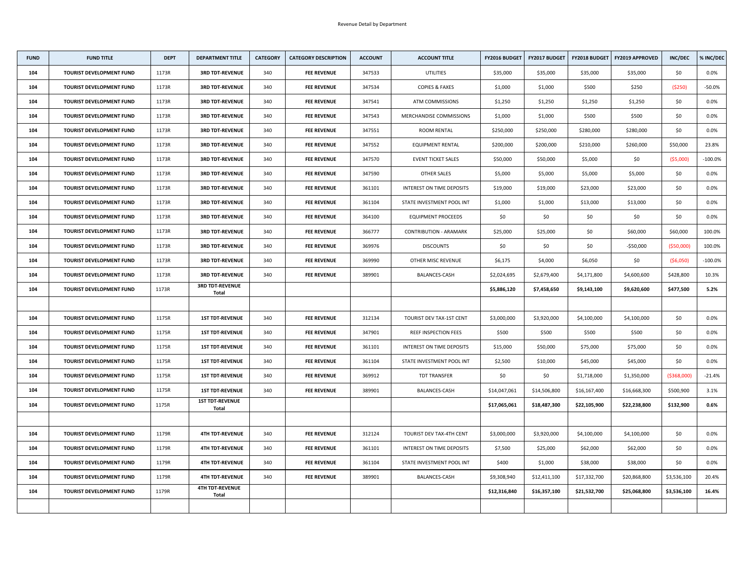Revenue Detail by Department

| FUND | FUND TITLE | DEPT | DEPARTMENT TITLE | CATEGORY | CATEGORY DESCRIPTION | ACCOUNT | ACCOUNT TITLE | FY2016 BUDGET | FY2017 BUDGET | FY2018 BUDGET | FY2019 APPROVED | INC/DEC | % INC/DEC |
|---|---|---|---|---|---|---|---|---|---|---|---|---|---|
| 104 | TOURIST DEVELOPMENT FUND | 1173R | 3RD TDT-REVENUE | 340 | FEE REVENUE | 347533 | UTILITIES | $35,000 | $35,000 | $35,000 | $35,000 | $0 | 0.0% |
| 104 | TOURIST DEVELOPMENT FUND | 1173R | 3RD TDT-REVENUE | 340 | FEE REVENUE | 347534 | COPIES & FAXES | $1,000 | $1,000 | $500 | $250 | ($250) | -50.0% |
| 104 | TOURIST DEVELOPMENT FUND | 1173R | 3RD TDT-REVENUE | 340 | FEE REVENUE | 347541 | ATM COMMISSIONS | $1,250 | $1,250 | $1,250 | $1,250 | $0 | 0.0% |
| 104 | TOURIST DEVELOPMENT FUND | 1173R | 3RD TDT-REVENUE | 340 | FEE REVENUE | 347543 | MERCHANDISE COMMISSIONS | $1,000 | $1,000 | $500 | $500 | $0 | 0.0% |
| 104 | TOURIST DEVELOPMENT FUND | 1173R | 3RD TDT-REVENUE | 340 | FEE REVENUE | 347551 | ROOM RENTAL | $250,000 | $250,000 | $280,000 | $280,000 | $0 | 0.0% |
| 104 | TOURIST DEVELOPMENT FUND | 1173R | 3RD TDT-REVENUE | 340 | FEE REVENUE | 347552 | EQUIPMENT RENTAL | $200,000 | $200,000 | $210,000 | $260,000 | $50,000 | 23.8% |
| 104 | TOURIST DEVELOPMENT FUND | 1173R | 3RD TDT-REVENUE | 340 | FEE REVENUE | 347570 | EVENT TICKET SALES | $50,000 | $50,000 | $5,000 | $0 | ($5,000) | -100.0% |
| 104 | TOURIST DEVELOPMENT FUND | 1173R | 3RD TDT-REVENUE | 340 | FEE REVENUE | 347590 | OTHER SALES | $5,000 | $5,000 | $5,000 | $5,000 | $0 | 0.0% |
| 104 | TOURIST DEVELOPMENT FUND | 1173R | 3RD TDT-REVENUE | 340 | FEE REVENUE | 361101 | INTEREST ON TIME DEPOSITS | $19,000 | $19,000 | $23,000 | $23,000 | $0 | 0.0% |
| 104 | TOURIST DEVELOPMENT FUND | 1173R | 3RD TDT-REVENUE | 340 | FEE REVENUE | 361104 | STATE INVESTMENT POOL INT | $1,000 | $1,000 | $13,000 | $13,000 | $0 | 0.0% |
| 104 | TOURIST DEVELOPMENT FUND | 1173R | 3RD TDT-REVENUE | 340 | FEE REVENUE | 364100 | EQUIPMENT PROCEEDS | $0 | $0 | $0 | $0 | $0 | 0.0% |
| 104 | TOURIST DEVELOPMENT FUND | 1173R | 3RD TDT-REVENUE | 340 | FEE REVENUE | 366777 | CONTRIBUTION - ARAMARK | $25,000 | $25,000 | $0 | $60,000 | $60,000 | 100.0% |
| 104 | TOURIST DEVELOPMENT FUND | 1173R | 3RD TDT-REVENUE | 340 | FEE REVENUE | 369976 | DISCOUNTS | $0 | $0 | $0 | -$50,000 | ($50,000) | 100.0% |
| 104 | TOURIST DEVELOPMENT FUND | 1173R | 3RD TDT-REVENUE | 340 | FEE REVENUE | 369990 | OTHER MISC REVENUE | $6,175 | $4,000 | $6,050 | $0 | ($6,050) | -100.0% |
| 104 | TOURIST DEVELOPMENT FUND | 1173R | 3RD TDT-REVENUE | 340 | FEE REVENUE | 389901 | BALANCES-CASH | $2,024,695 | $2,679,400 | $4,171,800 | $4,600,600 | $428,800 | 10.3% |
| 104 | TOURIST DEVELOPMENT FUND | 1173R | 3RD TDT-REVENUE Total | | | | | **$5,886,120** | **$7,458,650** | **$9,143,100** | **$9,620,600** | **$477,500** | **5.2%** |
| | | | | | | | | | | | | | |
| 104 | TOURIST DEVELOPMENT FUND | 1175R | 1ST TDT-REVENUE | 340 | FEE REVENUE | 312134 | TOURIST DEV TAX-1ST CENT | $3,000,000 | $3,920,000 | $4,100,000 | $4,100,000 | $0 | 0.0% |
| 104 | TOURIST DEVELOPMENT FUND | 1175R | 1ST TDT-REVENUE | 340 | FEE REVENUE | 347901 | REEF INSPECTION FEES | $500 | $500 | $500 | $500 | $0 | 0.0% |
| 104 | TOURIST DEVELOPMENT FUND | 1175R | 1ST TDT-REVENUE | 340 | FEE REVENUE | 361101 | INTEREST ON TIME DEPOSITS | $15,000 | $50,000 | $75,000 | $75,000 | $0 | 0.0% |
| 104 | TOURIST DEVELOPMENT FUND | 1175R | 1ST TDT-REVENUE | 340 | FEE REVENUE | 361104 | STATE INVESTMENT POOL INT | $2,500 | $10,000 | $45,000 | $45,000 | $0 | 0.0% |
| 104 | TOURIST DEVELOPMENT FUND | 1175R | 1ST TDT-REVENUE | 340 | FEE REVENUE | 369912 | TDT TRANSFER | $0 | $0 | $1,718,000 | $1,350,000 | ($368,000) | -21.4% |
| 104 | TOURIST DEVELOPMENT FUND | 1175R | 1ST TDT-REVENUE | 340 | FEE REVENUE | 389901 | BALANCES-CASH | $14,047,061 | $14,506,800 | $16,167,400 | $16,668,300 | $500,900 | 3.1% |
| 104 | TOURIST DEVELOPMENT FUND | 1175R | 1ST TDT-REVENUE Total | | | | | **$17,065,061** | **$18,487,300** | **$22,105,900** | **$22,238,800** | **$132,900** | **0.6%** |
| | | | | | | | | | | | | | |
| 104 | TOURIST DEVELOPMENT FUND | 1179R | 4TH TDT-REVENUE | 340 | FEE REVENUE | 312124 | TOURIST DEV TAX-4TH CENT | $3,000,000 | $3,920,000 | $4,100,000 | $4,100,000 | $0 | 0.0% |
| 104 | TOURIST DEVELOPMENT FUND | 1179R | 4TH TDT-REVENUE | 340 | FEE REVENUE | 361101 | INTEREST ON TIME DEPOSITS | $7,500 | $25,000 | $62,000 | $62,000 | $0 | 0.0% |
| 104 | TOURIST DEVELOPMENT FUND | 1179R | 4TH TDT-REVENUE | 340 | FEE REVENUE | 361104 | STATE INVESTMENT POOL INT | $400 | $1,000 | $38,000 | $38,000 | $0 | 0.0% |
| 104 | TOURIST DEVELOPMENT FUND | 1179R | 4TH TDT-REVENUE | 340 | FEE REVENUE | 389901 | BALANCES-CASH | $9,308,940 | $12,411,100 | $17,332,700 | $20,868,800 | $3,536,100 | 20.4% |
| 104 | TOURIST DEVELOPMENT FUND | 1179R | 4TH TDT-REVENUE Total | | | | | **$12,316,840** | **$16,357,100** | **$21,532,700** | **$25,068,800** | **$3,536,100** | **16.4%** |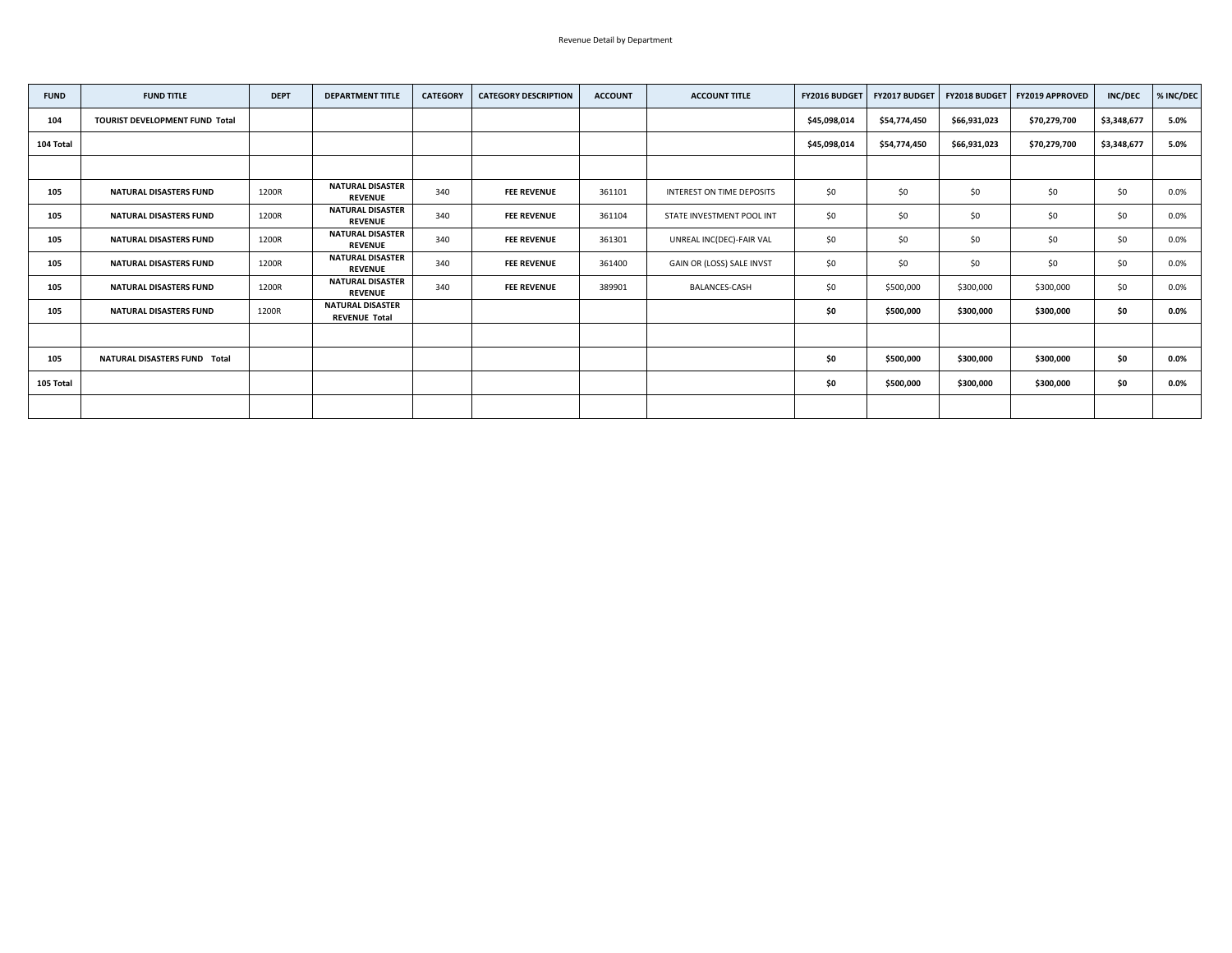| FUND | FUND TITLE | DEPT | DEPARTMENT TITLE | CATEGORY | CATEGORY DESCRIPTION | ACCOUNT | ACCOUNT TITLE | FY2016 BUDGET | FY2017 BUDGET | FY2018 BUDGET | FY2019 APPROVED | INC/DEC | % INC/DEC |
|---|---|---|---|---|---|---|---|---|---|---|---|---|---|
| **104** | **TOURIST DEVELOPMENT FUND Total** | | | | | | | **$45,098,014** | **$54,774,450** | **$66,931,023** | **$70,279,700** | **$3,348,677** | **5.0%** |
| **104 Total** | | | | | | | | **$45,098,014** | **$54,774,450** | **$66,931,023** | **$70,279,700** | **$3,348,677** | **5.0%** |
| | | | | | | | | | | | | | |
| **105** | **NATURAL DISASTERS FUND** | 1200R | **NATURAL DISASTER REVENUE** | 340 | **FEE REVENUE** | 361101 | INTEREST ON TIME DEPOSITS | $0 | $0 | $0 | $0 | $0 | 0.0% |
| **105** | **NATURAL DISASTERS FUND** | 1200R | **NATURAL DISASTER REVENUE** | 340 | **FEE REVENUE** | 361104 | STATE INVESTMENT POOL INT | $0 | $0 | $0 | $0 | $0 | 0.0% |
| **105** | **NATURAL DISASTERS FUND** | 1200R | **NATURAL DISASTER REVENUE** | 340 | **FEE REVENUE** | 361301 | UNREAL INC(DEC)-FAIR VAL | $0 | $0 | $0 | $0 | $0 | 0.0% |
| **105** | **NATURAL DISASTERS FUND** | 1200R | **NATURAL DISASTER REVENUE** | 340 | **FEE REVENUE** | 361400 | GAIN OR (LOSS) SALE INVST | $0 | $0 | $0 | $0 | $0 | 0.0% |
| **105** | **NATURAL DISASTERS FUND** | 1200R | **NATURAL DISASTER REVENUE** | 340 | **FEE REVENUE** | 389901 | BALANCES-CASH | $0 | $500,000 | $300,000 | $300,000 | $0 | 0.0% |
| **105** | **NATURAL DISASTERS FUND** | 1200R | **NATURAL DISASTER REVENUE Total** | | | | | **$0** | **$500,000** | **$300,000** | **$300,000** | **$0** | **0.0%** |
| | | | | | | | | | | | | | |
| **105** | **NATURAL DISASTERS FUND Total** | | | | | | | **$0** | **$500,000** | **$300,000** | **$300,000** | **$0** | **0.0%** |
| **105 Total** | | | | | | | | **$0** | **$500,000** | **$300,000** | **$300,000** | **$0** | **0.0%** |
| | | | | | | | | | | | | | |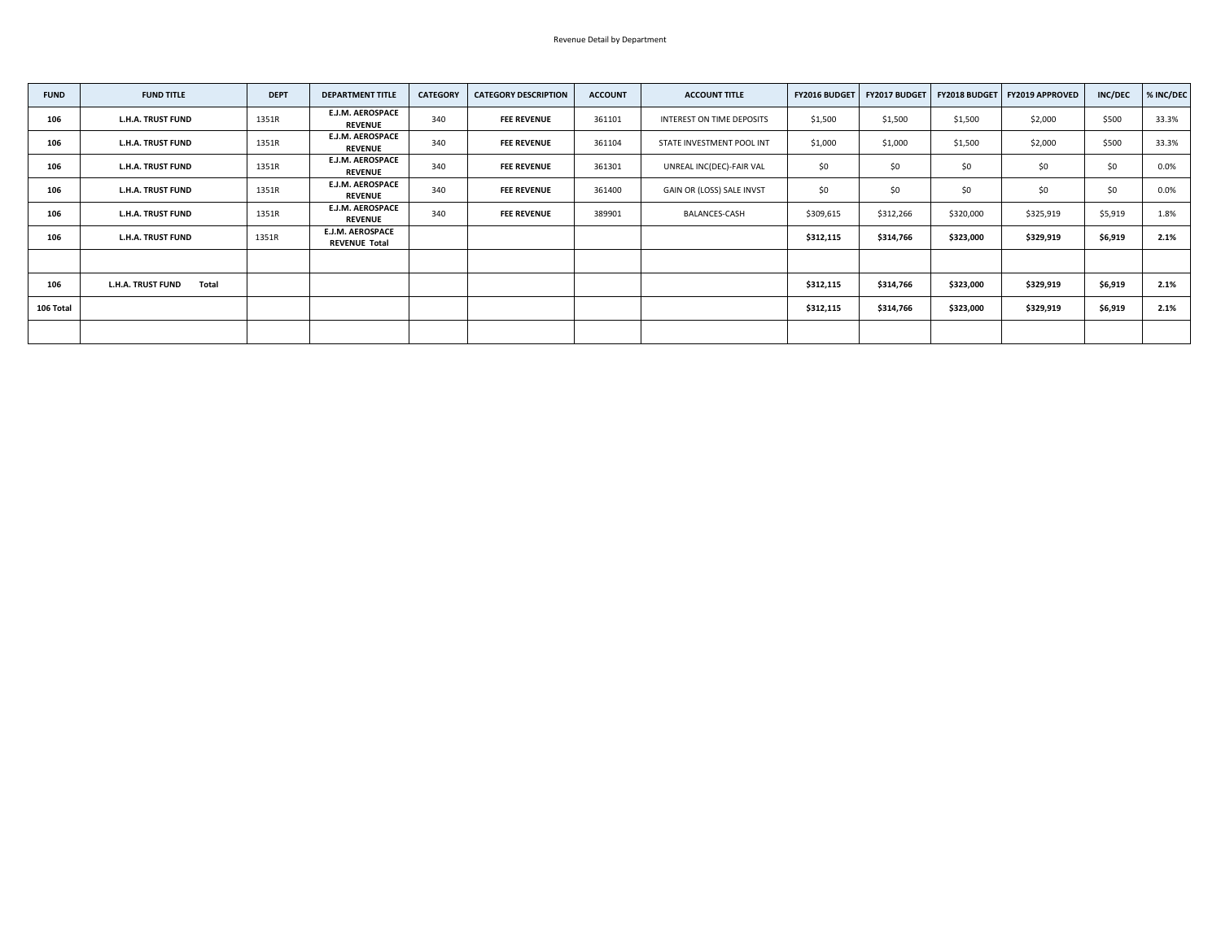Revenue Detail by Department

| FUND | FUND TITLE | DEPT | DEPARTMENT TITLE | CATEGORY | CATEGORY DESCRIPTION | ACCOUNT | ACCOUNT TITLE | FY2016 BUDGET | FY2017 BUDGET | FY2018 BUDGET | FY2019 APPROVED | INC/DEC | % INC/DEC |
|---|---|---|---|---|---|---|---|---|---|---|---|---|---|
| **106** | **L.H.A. TRUST FUND** | 1351R | **E.J.M. AEROSPACE REVENUE** | 340 | **FEE REVENUE** | 361101 | INTEREST ON TIME DEPOSITS | $1,500 | $1,500 | $1,500 | $2,000 | $500 | 33.3% |
| **106** | **L.H.A. TRUST FUND** | 1351R | **E.J.M. AEROSPACE REVENUE** | 340 | **FEE REVENUE** | 361104 | STATE INVESTMENT POOL INT | $1,000 | $1,000 | $1,500 | $2,000 | $500 | 33.3% |
| **106** | **L.H.A. TRUST FUND** | 1351R | **E.J.M. AEROSPACE REVENUE** | 340 | **FEE REVENUE** | 361301 | UNREAL INC(DEC)-FAIR VAL | $0 | $0 | $0 | $0 | $0 | 0.0% |
| **106** | **L.H.A. TRUST FUND** | 1351R | **E.J.M. AEROSPACE REVENUE** | 340 | **FEE REVENUE** | 361400 | GAIN OR (LOSS) SALE INVST | $0 | $0 | $0 | $0 | $0 | 0.0% |
| **106** | **L.H.A. TRUST FUND** | 1351R | **E.J.M. AEROSPACE REVENUE** | 340 | **FEE REVENUE** | 389901 | BALANCES-CASH | $309,615 | $312,266 | $320,000 | $325,919 | $5,919 | 1.8% |
| **106** | **L.H.A. TRUST FUND** | 1351R | **E.J.M. AEROSPACE REVENUE Total** | | | | | **$312,115** | **$314,766** | **$323,000** | **$329,919** | **$6,919** | **2.1%** |
| | | | | | | | | | | | | | |
| **106** | **L.H.A. TRUST FUND Total** | | | | | | | **$312,115** | **$314,766** | **$323,000** | **$329,919** | **$6,919** | **2.1%** |
| **106 Total** | | | | | | | | **$312,115** | **$314,766** | **$323,000** | **$329,919** | **$6,919** | **2.1%** |
| | | | | | | | | | | | | | |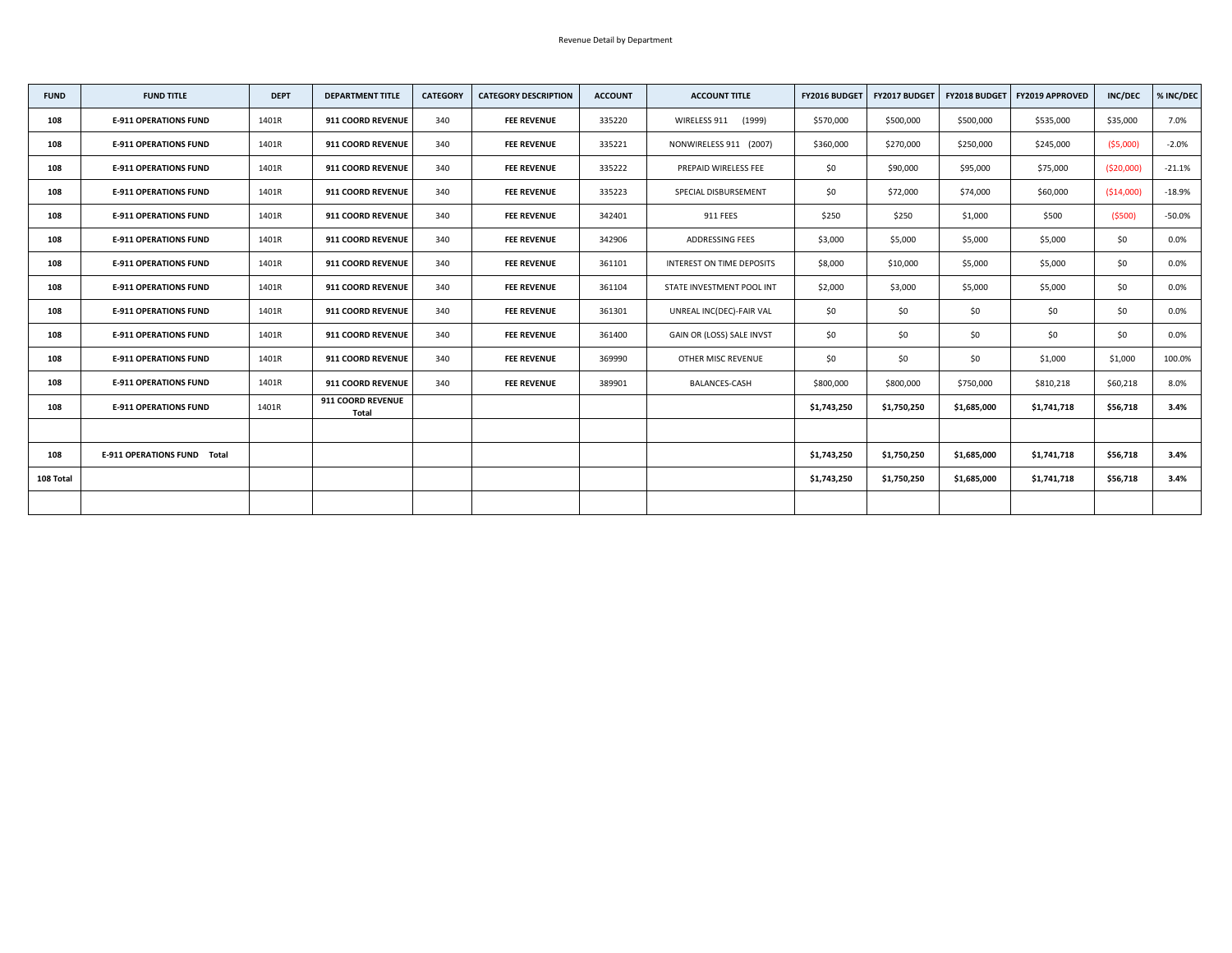Revenue Detail by Department

| FUND | FUND TITLE | DEPT | DEPARTMENT TITLE | CATEGORY | CATEGORY DESCRIPTION | ACCOUNT | ACCOUNT TITLE | FY2016 BUDGET | FY2017 BUDGET | FY2018 BUDGET | FY2019 APPROVED | INC/DEC | % INC/DEC |
|---|---|---|---|---|---|---|---|---|---|---|---|---|---|
| 108 | E-911 OPERATIONS FUND | 1401R | 911 COORD REVENUE | 340 | FEE REVENUE | 335220 | WIRELESS 911 (1999) | $570,000 | $500,000 | $500,000 | $535,000 | $35,000 | 7.0% |
| 108 | E-911 OPERATIONS FUND | 1401R | 911 COORD REVENUE | 340 | FEE REVENUE | 335221 | NONWIRELESS 911 (2007) | $360,000 | $270,000 | $250,000 | $245,000 | ($5,000) | -2.0% |
| 108 | E-911 OPERATIONS FUND | 1401R | 911 COORD REVENUE | 340 | FEE REVENUE | 335222 | PREPAID WIRELESS FEE | $0 | $90,000 | $95,000 | $75,000 | ($20,000) | -21.1% |
| 108 | E-911 OPERATIONS FUND | 1401R | 911 COORD REVENUE | 340 | FEE REVENUE | 335223 | SPECIAL DISBURSEMENT | $0 | $72,000 | $74,000 | $60,000 | ($14,000) | -18.9% |
| 108 | E-911 OPERATIONS FUND | 1401R | 911 COORD REVENUE | 340 | FEE REVENUE | 342401 | 911 FEES | $250 | $250 | $1,000 | $500 | ($500) | -50.0% |
| 108 | E-911 OPERATIONS FUND | 1401R | 911 COORD REVENUE | 340 | FEE REVENUE | 342906 | ADDRESSING FEES | $3,000 | $5,000 | $5,000 | $5,000 | $0 | 0.0% |
| 108 | E-911 OPERATIONS FUND | 1401R | 911 COORD REVENUE | 340 | FEE REVENUE | 361101 | INTEREST ON TIME DEPOSITS | $8,000 | $10,000 | $5,000 | $5,000 | $0 | 0.0% |
| 108 | E-911 OPERATIONS FUND | 1401R | 911 COORD REVENUE | 340 | FEE REVENUE | 361104 | STATE INVESTMENT POOL INT | $2,000 | $3,000 | $5,000 | $5,000 | $0 | 0.0% |
| 108 | E-911 OPERATIONS FUND | 1401R | 911 COORD REVENUE | 340 | FEE REVENUE | 361301 | UNREAL INC(DEC)-FAIR VAL | $0 | $0 | $0 | $0 | $0 | 0.0% |
| 108 | E-911 OPERATIONS FUND | 1401R | 911 COORD REVENUE | 340 | FEE REVENUE | 361400 | GAIN OR (LOSS) SALE INVST | $0 | $0 | $0 | $0 | $0 | 0.0% |
| 108 | E-911 OPERATIONS FUND | 1401R | 911 COORD REVENUE | 340 | FEE REVENUE | 369990 | OTHER MISC REVENUE | $0 | $0 | $0 | $1,000 | $1,000 | 100.0% |
| 108 | E-911 OPERATIONS FUND | 1401R | 911 COORD REVENUE | 340 | FEE REVENUE | 389901 | BALANCES-CASH | $800,000 | $800,000 | $750,000 | $810,218 | $60,218 | 8.0% |
| 108 | E-911 OPERATIONS FUND | 1401R | 911 COORD REVENUE Total | | | | | $1,743,250 | $1,750,250 | $1,685,000 | $1,741,718 | $56,718 | 3.4% |
| | | | | | | | | | | | | | |
| 108 | E-911 OPERATIONS FUND Total | | | | | | | $1,743,250 | $1,750,250 | $1,685,000 | $1,741,718 | $56,718 | 3.4% |
| 108 Total | | | | | | | | $1,743,250 | $1,750,250 | $1,685,000 | $1,741,718 | $56,718 | 3.4% |
| | | | | | | | | | | | | | |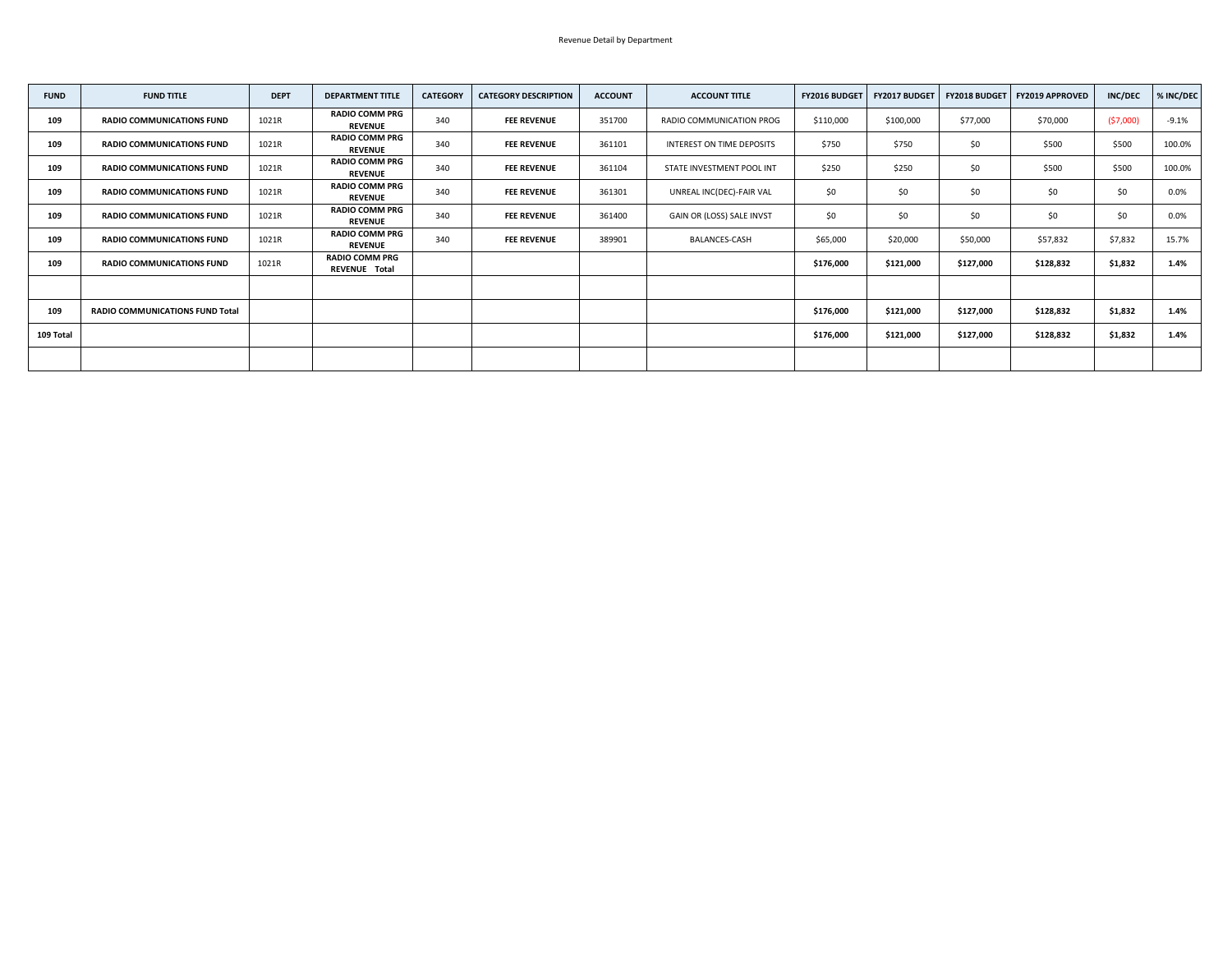Revenue Detail by Department

| FUND | FUND TITLE | DEPT | DEPARTMENT TITLE | CATEGORY | CATEGORY DESCRIPTION | ACCOUNT | ACCOUNT TITLE | FY2016 BUDGET | FY2017 BUDGET | FY2018 BUDGET | FY2019 APPROVED | INC/DEC | % INC/DEC |
|---|---|---|---|---|---|---|---|---|---|---|---|---|---|
| **109** | **RADIO COMMUNICATIONS FUND** | 1021R | **RADIO COMM PRG REVENUE** | 340 | **FEE REVENUE** | 351700 | RADIO COMMUNICATION PROG | $110,000 | $100,000 | $77,000 | $70,000 | ($7,000) | -9.1% |
| **109** | **RADIO COMMUNICATIONS FUND** | 1021R | **RADIO COMM PRG REVENUE** | 340 | **FEE REVENUE** | 361101 | INTEREST ON TIME DEPOSITS | $750 | $750 | $0 | $500 | $500 | 100.0% |
| **109** | **RADIO COMMUNICATIONS FUND** | 1021R | **RADIO COMM PRG REVENUE** | 340 | **FEE REVENUE** | 361104 | STATE INVESTMENT POOL INT | $250 | $250 | $0 | $500 | $500 | 100.0% |
| **109** | **RADIO COMMUNICATIONS FUND** | 1021R | **RADIO COMM PRG REVENUE** | 340 | **FEE REVENUE** | 361301 | UNREAL INC(DEC)-FAIR VAL | $0 | $0 | $0 | $0 | $0 | 0.0% |
| **109** | **RADIO COMMUNICATIONS FUND** | 1021R | **RADIO COMM PRG REVENUE** | 340 | **FEE REVENUE** | 361400 | GAIN OR (LOSS) SALE INVST | $0 | $0 | $0 | $0 | $0 | 0.0% |
| **109** | **RADIO COMMUNICATIONS FUND** | 1021R | **RADIO COMM PRG REVENUE** | 340 | **FEE REVENUE** | 389901 | BALANCES-CASH | $65,000 | $20,000 | $50,000 | $57,832 | $7,832 | 15.7% |
| **109** | **RADIO COMMUNICATIONS FUND** | 1021R | **RADIO COMM PRG REVENUE Total** | | | | | **$176,000** | **$121,000** | **$127,000** | **$128,832** | **$1,832** | **1.4%** |
| | | | | | | | | | | | | | |
| **109** | **RADIO COMMUNICATIONS FUND Total** | | | | | | | **$176,000** | **$121,000** | **$127,000** | **$128,832** | **$1,832** | **1.4%** |
| **109 Total** | | | | | | | | **$176,000** | **$121,000** | **$127,000** | **$128,832** | **$1,832** | **1.4%** |
| | | | | | | | | | | | | | |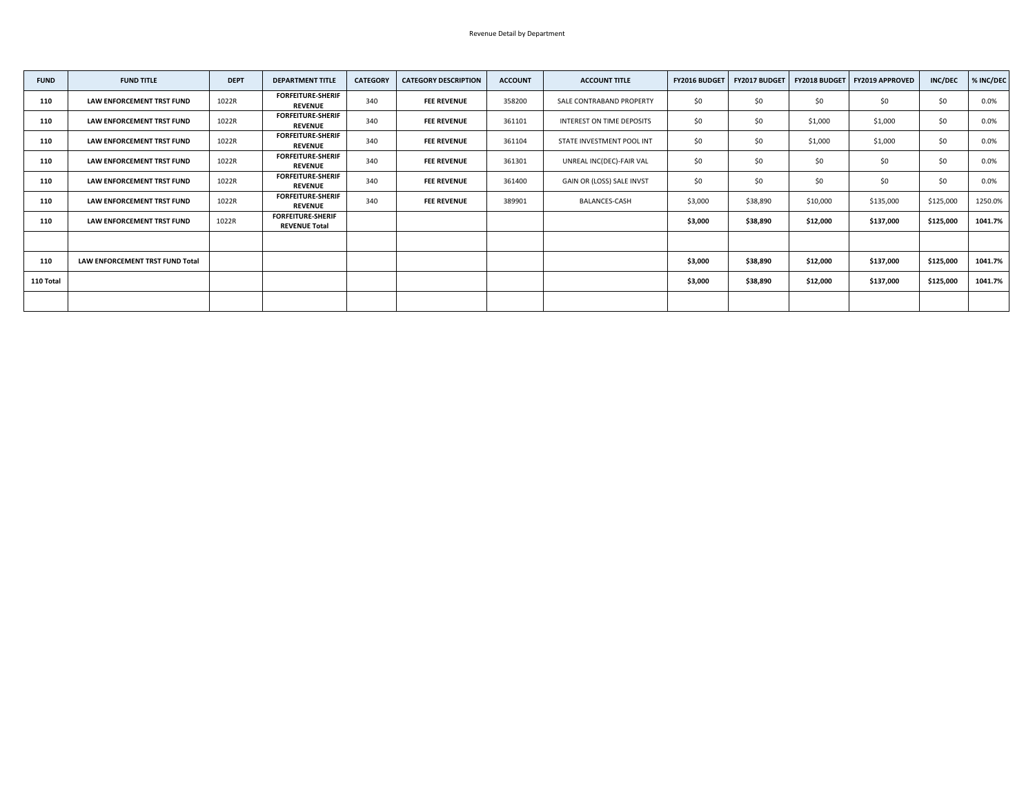Revenue Detail by Department

| FUND | FUND TITLE | DEPT | DEPARTMENT TITLE | CATEGORY | CATEGORY DESCRIPTION | ACCOUNT | ACCOUNT TITLE | FY2016 BUDGET | FY2017 BUDGET | FY2018 BUDGET | FY2019 APPROVED | INC/DEC | % INC/DEC |
|---|---|---|---|---|---|---|---|---|---|---|---|---|---|
| **110** | **LAW ENFORCEMENT TRST FUND** | 1022R | **FORFEITURE-SHERIF REVENUE** | 340 | **FEE REVENUE** | 358200 | SALE CONTRABAND PROPERTY | $0 | $0 | $0 | $0 | $0 | 0.0% |
| **110** | **LAW ENFORCEMENT TRST FUND** | 1022R | **FORFEITURE-SHERIF REVENUE** | 340 | **FEE REVENUE** | 361101 | INTEREST ON TIME DEPOSITS | $0 | $0 | $1,000 | $1,000 | $0 | 0.0% |
| **110** | **LAW ENFORCEMENT TRST FUND** | 1022R | **FORFEITURE-SHERIF REVENUE** | 340 | **FEE REVENUE** | 361104 | STATE INVESTMENT POOL INT | $0 | $0 | $1,000 | $1,000 | $0 | 0.0% |
| **110** | **LAW ENFORCEMENT TRST FUND** | 1022R | **FORFEITURE-SHERIF REVENUE** | 340 | **FEE REVENUE** | 361301 | UNREAL INC(DEC)-FAIR VAL | $0 | $0 | $0 | $0 | $0 | 0.0% |
| **110** | **LAW ENFORCEMENT TRST FUND** | 1022R | **FORFEITURE-SHERIF REVENUE** | 340 | **FEE REVENUE** | 361400 | GAIN OR (LOSS) SALE INVST | $0 | $0 | $0 | $0 | $0 | 0.0% |
| **110** | **LAW ENFORCEMENT TRST FUND** | 1022R | **FORFEITURE-SHERIF REVENUE** | 340 | **FEE REVENUE** | 389901 | BALANCES-CASH | $3,000 | $38,890 | $10,000 | $135,000 | $125,000 | 1250.0% |
| **110** | **LAW ENFORCEMENT TRST FUND** | 1022R | **FORFEITURE-SHERIF REVENUE Total** | | | | | **$3,000** | **$38,890** | **$12,000** | **$137,000** | **$125,000** | **1041.7%** |
| | | | | | | | | | | | | | |
| **110** | **LAW ENFORCEMENT TRST FUND Total** | | | | | | | **$3,000** | **$38,890** | **$12,000** | **$137,000** | **$125,000** | **1041.7%** |
| **110 Total** | | | | | | | | **$3,000** | **$38,890** | **$12,000** | **$137,000** | **$125,000** | **1041.7%** |
| | | | | | | | | | | | | | |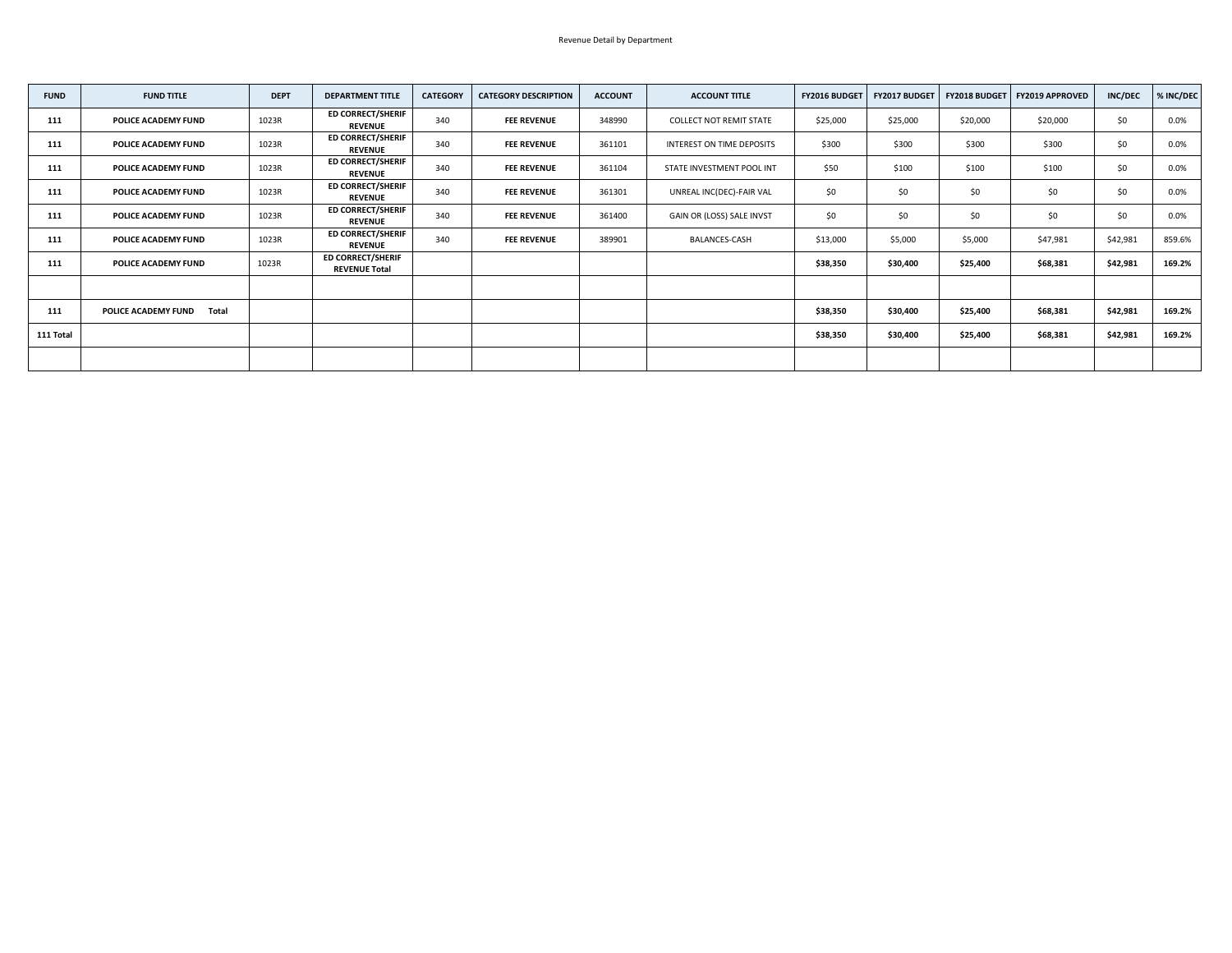Revenue Detail by Department

| FUND | FUND TITLE | DEPT | DEPARTMENT TITLE | CATEGORY | CATEGORY DESCRIPTION | ACCOUNT | ACCOUNT TITLE | FY2016 BUDGET | FY2017 BUDGET | FY2018 BUDGET | FY2019 APPROVED | INC/DEC | % INC/DEC |
|---|---|---|---|---|---|---|---|---|---|---|---|---|---|
| **111** | **POLICE ACADEMY FUND** | 1023R | **ED CORRECT/SHERIF REVENUE** | 340 | **FEE REVENUE** | 348990 | COLLECT NOT REMIT STATE | $25,000 | $25,000 | $20,000 | $20,000 | $0 | 0.0% |
| **111** | **POLICE ACADEMY FUND** | 1023R | **ED CORRECT/SHERIF REVENUE** | 340 | **FEE REVENUE** | 361101 | INTEREST ON TIME DEPOSITS | $300 | $300 | $300 | $300 | $0 | 0.0% |
| **111** | **POLICE ACADEMY FUND** | 1023R | **ED CORRECT/SHERIF REVENUE** | 340 | **FEE REVENUE** | 361104 | STATE INVESTMENT POOL INT | $50 | $100 | $100 | $100 | $0 | 0.0% |
| **111** | **POLICE ACADEMY FUND** | 1023R | **ED CORRECT/SHERIF REVENUE** | 340 | **FEE REVENUE** | 361301 | UNREAL INC(DEC)-FAIR VAL | $0 | $0 | $0 | $0 | $0 | 0.0% |
| **111** | **POLICE ACADEMY FUND** | 1023R | **ED CORRECT/SHERIF REVENUE** | 340 | **FEE REVENUE** | 361400 | GAIN OR (LOSS) SALE INVST | $0 | $0 | $0 | $0 | $0 | 0.0% |
| **111** | **POLICE ACADEMY FUND** | 1023R | **ED CORRECT/SHERIF REVENUE** | 340 | **FEE REVENUE** | 389901 | BALANCES-CASH | $13,000 | $5,000 | $5,000 | $47,981 | $42,981 | 859.6% |
| **111** | **POLICE ACADEMY FUND** | 1023R | **ED CORRECT/SHERIF REVENUE Total** | | | | | **$38,350** | **$30,400** | **$25,400** | **$68,381** | **$42,981** | **169.2%** |
| | | | | | | | | | | | | | |
| **111** | **POLICE ACADEMY FUND Total** | | | | | | | **$38,350** | **$30,400** | **$25,400** | **$68,381** | **$42,981** | **169.2%** |
| **111 Total** | | | | | | | | **$38,350** | **$30,400** | **$25,400** | **$68,381** | **$42,981** | **169.2%** |
| | | | | | | | | | | | | | |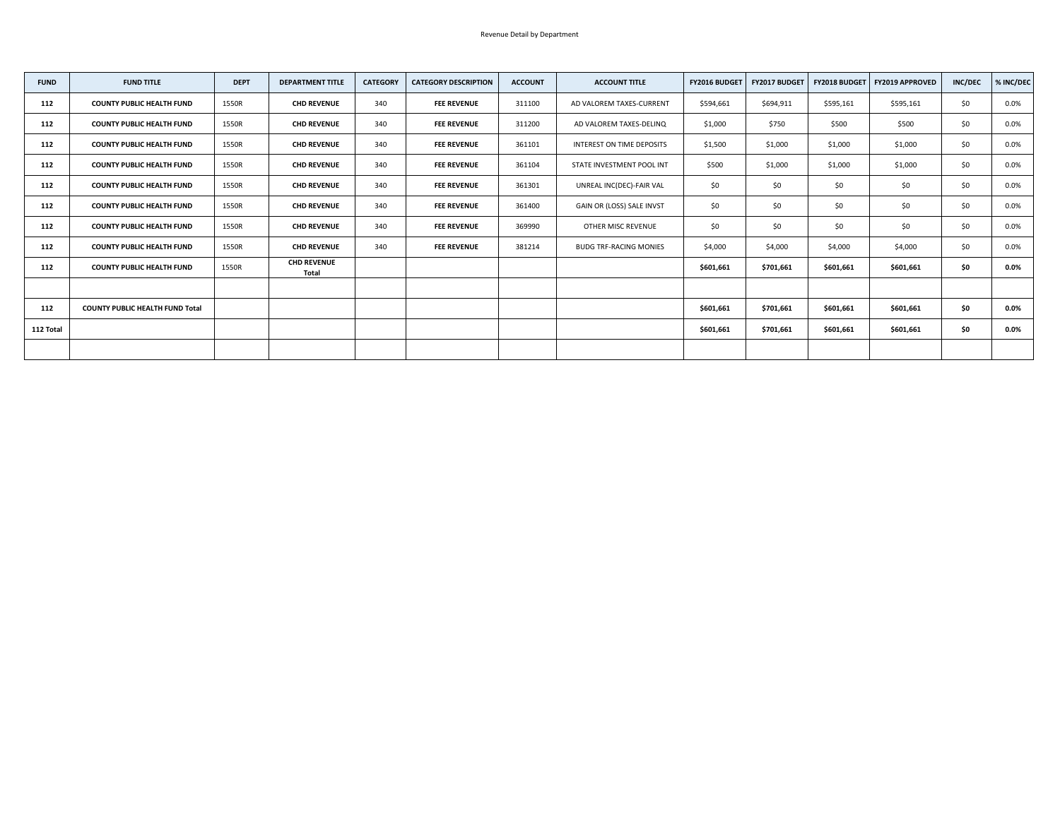Revenue Detail by Department

| FUND | FUND TITLE | DEPT | DEPARTMENT TITLE | CATEGORY | CATEGORY DESCRIPTION | ACCOUNT | ACCOUNT TITLE | FY2016 BUDGET | FY2017 BUDGET | FY2018 BUDGET | FY2019 APPROVED | INC/DEC | % INC/DEC |
|---|---|---|---|---|---|---|---|---|---|---|---|---|---|
| **112** | **COUNTY PUBLIC HEALTH FUND** | 1550R | **CHD REVENUE** | 340 | **FEE REVENUE** | 311100 | AD VALOREM TAXES-CURRENT | $594,661 | $694,911 | $595,161 | $595,161 | $0 | 0.0% |
| **112** | **COUNTY PUBLIC HEALTH FUND** | 1550R | **CHD REVENUE** | 340 | **FEE REVENUE** | 311200 | AD VALOREM TAXES-DELINQ | $1,000 | $750 | $500 | $500 | $0 | 0.0% |
| **112** | **COUNTY PUBLIC HEALTH FUND** | 1550R | **CHD REVENUE** | 340 | **FEE REVENUE** | 361101 | INTEREST ON TIME DEPOSITS | $1,500 | $1,000 | $1,000 | $1,000 | $0 | 0.0% |
| **112** | **COUNTY PUBLIC HEALTH FUND** | 1550R | **CHD REVENUE** | 340 | **FEE REVENUE** | 361104 | STATE INVESTMENT POOL INT | $500 | $1,000 | $1,000 | $1,000 | $0 | 0.0% |
| **112** | **COUNTY PUBLIC HEALTH FUND** | 1550R | **CHD REVENUE** | 340 | **FEE REVENUE** | 361301 | UNREAL INC(DEC)-FAIR VAL | $0 | $0 | $0 | $0 | $0 | 0.0% |
| **112** | **COUNTY PUBLIC HEALTH FUND** | 1550R | **CHD REVENUE** | 340 | **FEE REVENUE** | 361400 | GAIN OR (LOSS) SALE INVST | $0 | $0 | $0 | $0 | $0 | 0.0% |
| **112** | **COUNTY PUBLIC HEALTH FUND** | 1550R | **CHD REVENUE** | 340 | **FEE REVENUE** | 369990 | OTHER MISC REVENUE | $0 | $0 | $0 | $0 | $0 | 0.0% |
| **112** | **COUNTY PUBLIC HEALTH FUND** | 1550R | **CHD REVENUE** | 340 | **FEE REVENUE** | 381214 | BUDG TRF-RACING MONIES | $4,000 | $4,000 | $4,000 | $4,000 | $0 | 0.0% |
| **112** | **COUNTY PUBLIC HEALTH FUND** | 1550R | **CHD REVENUE Total** | | | | | **$601,661** | **$701,661** | **$601,661** | **$601,661** | **$0** | **0.0%** |
| | | | | | | | | | | | | | |
| **112** | **COUNTY PUBLIC HEALTH FUND Total** | | | | | | | **$601,661** | **$701,661** | **$601,661** | **$601,661** | **$0** | **0.0%** |
| **112 Total** | | | | | | | | **$601,661** | **$701,661** | **$601,661** | **$601,661** | **$0** | **0.0%** |
| | | | | | | | | | | | | | |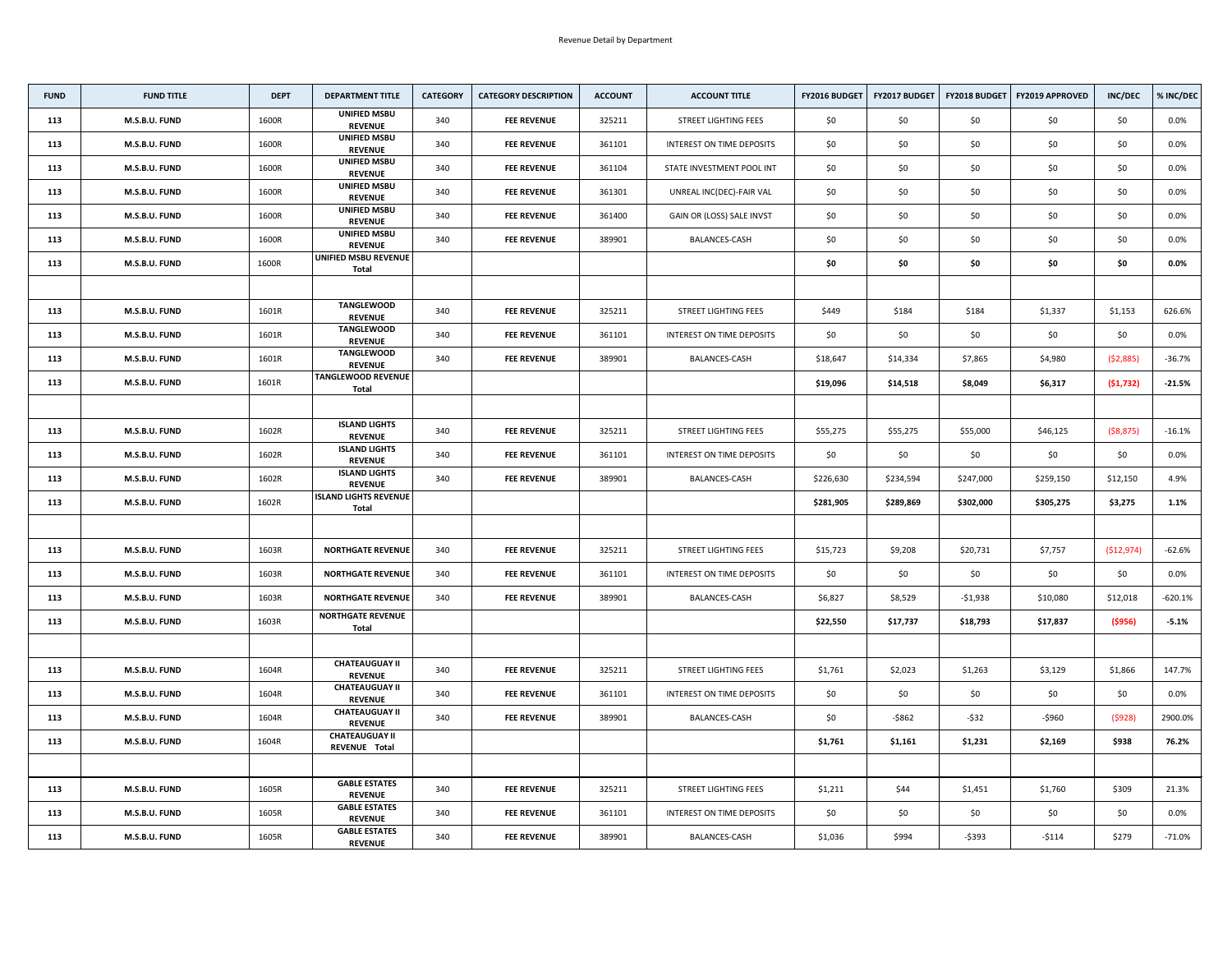Revenue Detail by Department

| FUND | FUND TITLE | DEPT | DEPARTMENT TITLE | CATEGORY | CATEGORY DESCRIPTION | ACCOUNT | ACCOUNT TITLE | FY2016 BUDGET | FY2017 BUDGET | FY2018 BUDGET | FY2019 APPROVED | INC/DEC | % INC/DEC |
|---|---|---|---|---|---|---|---|---|---|---|---|---|---|
| 113 | M.S.B.U. FUND | 1600R | UNIFIED MSBU REVENUE | 340 | FEE REVENUE | 325211 | STREET LIGHTING FEES | $0 | $0 | $0 | $0 | $0 | 0.0% |
| 113 | M.S.B.U. FUND | 1600R | UNIFIED MSBU REVENUE | 340 | FEE REVENUE | 361101 | INTEREST ON TIME DEPOSITS | $0 | $0 | $0 | $0 | $0 | 0.0% |
| 113 | M.S.B.U. FUND | 1600R | UNIFIED MSBU REVENUE | 340 | FEE REVENUE | 361104 | STATE INVESTMENT POOL INT | $0 | $0 | $0 | $0 | $0 | 0.0% |
| 113 | M.S.B.U. FUND | 1600R | UNIFIED MSBU REVENUE | 340 | FEE REVENUE | 361301 | UNREAL INC(DEC)-FAIR VAL | $0 | $0 | $0 | $0 | $0 | 0.0% |
| 113 | M.S.B.U. FUND | 1600R | UNIFIED MSBU REVENUE | 340 | FEE REVENUE | 361400 | GAIN OR (LOSS) SALE INVST | $0 | $0 | $0 | $0 | $0 | 0.0% |
| 113 | M.S.B.U. FUND | 1600R | UNIFIED MSBU REVENUE | 340 | FEE REVENUE | 389901 | BALANCES-CASH | $0 | $0 | $0 | $0 | $0 | 0.0% |
| 113 | M.S.B.U. FUND | 1600R | UNIFIED MSBU REVENUE Total | | | | | **$0** | **$0** | **$0** | **$0** | **$0** | **0.0%** |
| | | | | | | | | | | | | | |
| 113 | M.S.B.U. FUND | 1601R | TANGLEWOOD REVENUE | 340 | FEE REVENUE | 325211 | STREET LIGHTING FEES | $449 | $184 | $184 | $1,337 | $1,153 | 626.6% |
| 113 | M.S.B.U. FUND | 1601R | TANGLEWOOD REVENUE | 340 | FEE REVENUE | 361101 | INTEREST ON TIME DEPOSITS | $0 | $0 | $0 | $0 | $0 | 0.0% |
| 113 | M.S.B.U. FUND | 1601R | TANGLEWOOD REVENUE | 340 | FEE REVENUE | 389901 | BALANCES-CASH | $18,647 | $14,334 | $7,865 | $4,980 | ($2,885) | -36.7% |
| 113 | M.S.B.U. FUND | 1601R | TANGLEWOOD REVENUE Total | | | | | **$19,096** | **$14,518** | **$8,049** | **$6,317** | **($1,732)** | **-21.5%** |
| | | | | | | | | | | | | | |
| 113 | M.S.B.U. FUND | 1602R | ISLAND LIGHTS REVENUE | 340 | FEE REVENUE | 325211 | STREET LIGHTING FEES | $55,275 | $55,275 | $55,000 | $46,125 | ($8,875) | -16.1% |
| 113 | M.S.B.U. FUND | 1602R | ISLAND LIGHTS REVENUE | 340 | FEE REVENUE | 361101 | INTEREST ON TIME DEPOSITS | $0 | $0 | $0 | $0 | $0 | 0.0% |
| 113 | M.S.B.U. FUND | 1602R | ISLAND LIGHTS REVENUE | 340 | FEE REVENUE | 389901 | BALANCES-CASH | $226,630 | $234,594 | $247,000 | $259,150 | $12,150 | 4.9% |
| 113 | M.S.B.U. FUND | 1602R | ISLAND LIGHTS REVENUE Total | | | | | **$281,905** | **$289,869** | **$302,000** | **$305,275** | **$3,275** | **1.1%** |
| | | | | | | | | | | | | | |
| 113 | M.S.B.U. FUND | 1603R | NORTHGATE REVENUE | 340 | FEE REVENUE | 325211 | STREET LIGHTING FEES | $15,723 | $9,208 | $20,731 | $7,757 | ($12,974) | -62.6% |
| 113 | M.S.B.U. FUND | 1603R | NORTHGATE REVENUE | 340 | FEE REVENUE | 361101 | INTEREST ON TIME DEPOSITS | $0 | $0 | $0 | $0 | $0 | 0.0% |
| 113 | M.S.B.U. FUND | 1603R | NORTHGATE REVENUE | 340 | FEE REVENUE | 389901 | BALANCES-CASH | $6,827 | $8,529 | -$1,938 | $10,080 | $12,018 | -620.1% |
| 113 | M.S.B.U. FUND | 1603R | NORTHGATE REVENUE Total | | | | | **$22,550** | **$17,737** | **$18,793** | **$17,837** | **($956)** | **-5.1%** |
| | | | | | | | | | | | | | |
| 113 | M.S.B.U. FUND | 1604R | CHATEAUGUAY II REVENUE | 340 | FEE REVENUE | 325211 | STREET LIGHTING FEES | $1,761 | $2,023 | $1,263 | $3,129 | $1,866 | 147.7% |
| 113 | M.S.B.U. FUND | 1604R | CHATEAUGUAY II REVENUE | 340 | FEE REVENUE | 361101 | INTEREST ON TIME DEPOSITS | $0 | $0 | $0 | $0 | $0 | 0.0% |
| 113 | M.S.B.U. FUND | 1604R | CHATEAUGUAY II REVENUE | 340 | FEE REVENUE | 389901 | BALANCES-CASH | $0 | -$862 | -$32 | -$960 | ($928) | 2900.0% |
| 113 | M.S.B.U. FUND | 1604R | CHATEAUGUAY II REVENUE Total | | | | | **$1,761** | **$1,161** | **$1,231** | **$2,169** | **$938** | **76.2%** |
| | | | | | | | | | | | | | |
| 113 | M.S.B.U. FUND | 1605R | GABLE ESTATES REVENUE | 340 | FEE REVENUE | 325211 | STREET LIGHTING FEES | $1,211 | $44 | $1,451 | $1,760 | $309 | 21.3% |
| 113 | M.S.B.U. FUND | 1605R | GABLE ESTATES REVENUE | 340 | FEE REVENUE | 361101 | INTEREST ON TIME DEPOSITS | $0 | $0 | $0 | $0 | $0 | 0.0% |
| 113 | M.S.B.U. FUND | 1605R | GABLE ESTATES REVENUE | 340 | FEE REVENUE | 389901 | BALANCES-CASH | $1,036 | $994 | -$393 | -$114 | $279 | -71.0% |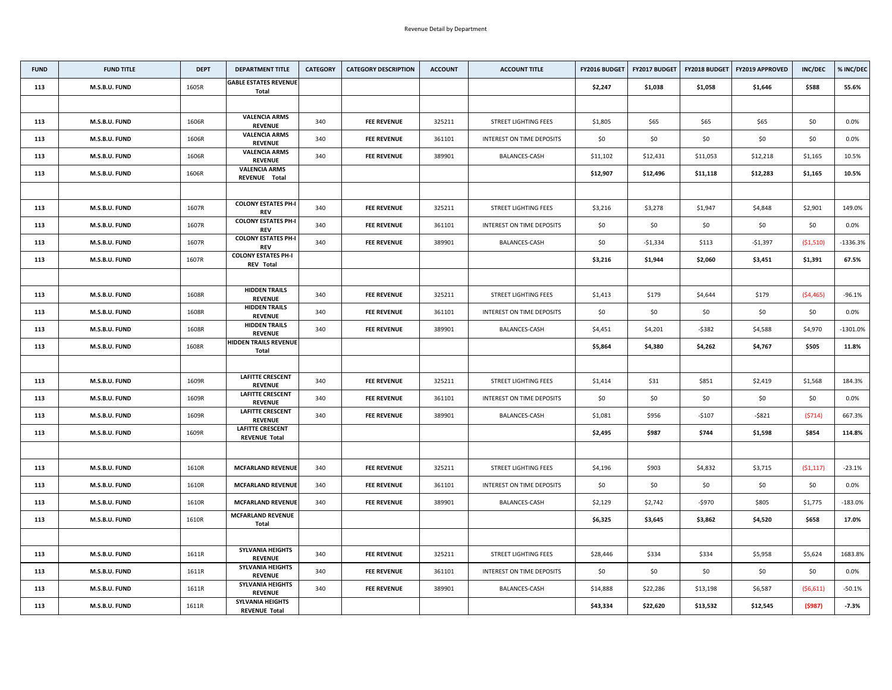Revenue Detail by Department

| FUND | FUND TITLE | DEPT | DEPARTMENT TITLE | CATEGORY | CATEGORY DESCRIPTION | ACCOUNT | ACCOUNT TITLE | FY2016 BUDGET | FY2017 BUDGET | FY2018 BUDGET | FY2019 APPROVED | INC/DEC | % INC/DEC |
|---|---|---|---|---|---|---|---|---|---|---|---|---|---|
| **113** | **M.S.B.U. FUND** | 1605R | **GABLE ESTATES REVENUE Total** | | | | | **$2,247** | **$1,038** | **$1,058** | **$1,646** | **$588** | **55.6%** |
| | | | | | | | | | | | | | |
| **113** | **M.S.B.U. FUND** | 1606R | **VALENCIA ARMS REVENUE** | 340 | **FEE REVENUE** | 325211 | STREET LIGHTING FEES | $1,805 | $65 | $65 | $65 | $0 | 0.0% |
| **113** | **M.S.B.U. FUND** | 1606R | **VALENCIA ARMS REVENUE** | 340 | **FEE REVENUE** | 361101 | INTEREST ON TIME DEPOSITS | $0 | $0 | $0 | $0 | $0 | 0.0% |
| **113** | **M.S.B.U. FUND** | 1606R | **VALENCIA ARMS REVENUE** | 340 | **FEE REVENUE** | 389901 | BALANCES-CASH | $11,102 | $12,431 | $11,053 | $12,218 | $1,165 | 10.5% |
| **113** | **M.S.B.U. FUND** | 1606R | **VALENCIA ARMS REVENUE Total** | | | | | **$12,907** | **$12,496** | **$11,118** | **$12,283** | **$1,165** | **10.5%** |
| | | | | | | | | | | | | | |
| **113** | **M.S.B.U. FUND** | 1607R | **COLONY ESTATES PH-I REV** | 340 | **FEE REVENUE** | 325211 | STREET LIGHTING FEES | $3,216 | $3,278 | $1,947 | $4,848 | $2,901 | 149.0% |
| **113** | **M.S.B.U. FUND** | 1607R | **COLONY ESTATES PH-I REV** | 340 | **FEE REVENUE** | 361101 | INTEREST ON TIME DEPOSITS | $0 | $0 | $0 | $0 | $0 | 0.0% |
| **113** | **M.S.B.U. FUND** | 1607R | **COLONY ESTATES PH-I REV** | 340 | **FEE REVENUE** | 389901 | BALANCES-CASH | $0 | -$1,334 | $113 | -$1,397 | ($1,510) | -1336.3% |
| **113** | **M.S.B.U. FUND** | 1607R | **COLONY ESTATES PH-I REV Total** | | | | | **$3,216** | **$1,944** | **$2,060** | **$3,451** | **$1,391** | **67.5%** |
| | | | | | | | | | | | | | |
| **113** | **M.S.B.U. FUND** | 1608R | **HIDDEN TRAILS REVENUE** | 340 | **FEE REVENUE** | 325211 | STREET LIGHTING FEES | $1,413 | $179 | $4,644 | $179 | ($4,465) | -96.1% |
| **113** | **M.S.B.U. FUND** | 1608R | **HIDDEN TRAILS REVENUE** | 340 | **FEE REVENUE** | 361101 | INTEREST ON TIME DEPOSITS | $0 | $0 | $0 | $0 | $0 | 0.0% |
| **113** | **M.S.B.U. FUND** | 1608R | **HIDDEN TRAILS REVENUE** | 340 | **FEE REVENUE** | 389901 | BALANCES-CASH | $4,451 | $4,201 | -$382 | $4,588 | $4,970 | -1301.0% |
| **113** | **M.S.B.U. FUND** | 1608R | **HIDDEN TRAILS REVENUE Total** | | | | | **$5,864** | **$4,380** | **$4,262** | **$4,767** | **$505** | **11.8%** |
| | | | | | | | | | | | | | |
| **113** | **M.S.B.U. FUND** | 1609R | **LAFITTE CRESCENT REVENUE** | 340 | **FEE REVENUE** | 325211 | STREET LIGHTING FEES | $1,414 | $31 | $851 | $2,419 | $1,568 | 184.3% |
| **113** | **M.S.B.U. FUND** | 1609R | **LAFITTE CRESCENT REVENUE** | 340 | **FEE REVENUE** | 361101 | INTEREST ON TIME DEPOSITS | $0 | $0 | $0 | $0 | $0 | 0.0% |
| **113** | **M.S.B.U. FUND** | 1609R | **LAFITTE CRESCENT REVENUE** | 340 | **FEE REVENUE** | 389901 | BALANCES-CASH | $1,081 | $956 | -$107 | -$821 | ($714) | 667.3% |
| **113** | **M.S.B.U. FUND** | 1609R | **LAFITTE CRESCENT REVENUE Total** | | | | | **$2,495** | **$987** | **$744** | **$1,598** | **$854** | **114.8%** |
| | | | | | | | | | | | | | |
| **113** | **M.S.B.U. FUND** | 1610R | **MCFARLAND REVENUE** | 340 | **FEE REVENUE** | 325211 | STREET LIGHTING FEES | $4,196 | $903 | $4,832 | $3,715 | ($1,117) | -23.1% |
| **113** | **M.S.B.U. FUND** | 1610R | **MCFARLAND REVENUE** | 340 | **FEE REVENUE** | 361101 | INTEREST ON TIME DEPOSITS | $0 | $0 | $0 | $0 | $0 | 0.0% |
| **113** | **M.S.B.U. FUND** | 1610R | **MCFARLAND REVENUE** | 340 | **FEE REVENUE** | 389901 | BALANCES-CASH | $2,129 | $2,742 | -$970 | $805 | $1,775 | -183.0% |
| **113** | **M.S.B.U. FUND** | 1610R | **MCFARLAND REVENUE Total** | | | | | **$6,325** | **$3,645** | **$3,862** | **$4,520** | **$658** | **17.0%** |
| | | | | | | | | | | | | | |
| **113** | **M.S.B.U. FUND** | 1611R | **SYLVANIA HEIGHTS REVENUE** | 340 | **FEE REVENUE** | 325211 | STREET LIGHTING FEES | $28,446 | $334 | $334 | $5,958 | $5,624 | 1683.8% |
| **113** | **M.S.B.U. FUND** | 1611R | **SYLVANIA HEIGHTS REVENUE** | 340 | **FEE REVENUE** | 361101 | INTEREST ON TIME DEPOSITS | $0 | $0 | $0 | $0 | $0 | 0.0% |
| **113** | **M.S.B.U. FUND** | 1611R | **SYLVANIA HEIGHTS REVENUE** | 340 | **FEE REVENUE** | 389901 | BALANCES-CASH | $14,888 | $22,286 | $13,198 | $6,587 | ($6,611) | -50.1% |
| **113** | **M.S.B.U. FUND** | 1611R | **SYLVANIA HEIGHTS REVENUE Total** | | | | | **$43,334** | **$22,620** | **$13,532** | **$12,545** | **($987)** | **-7.3%** |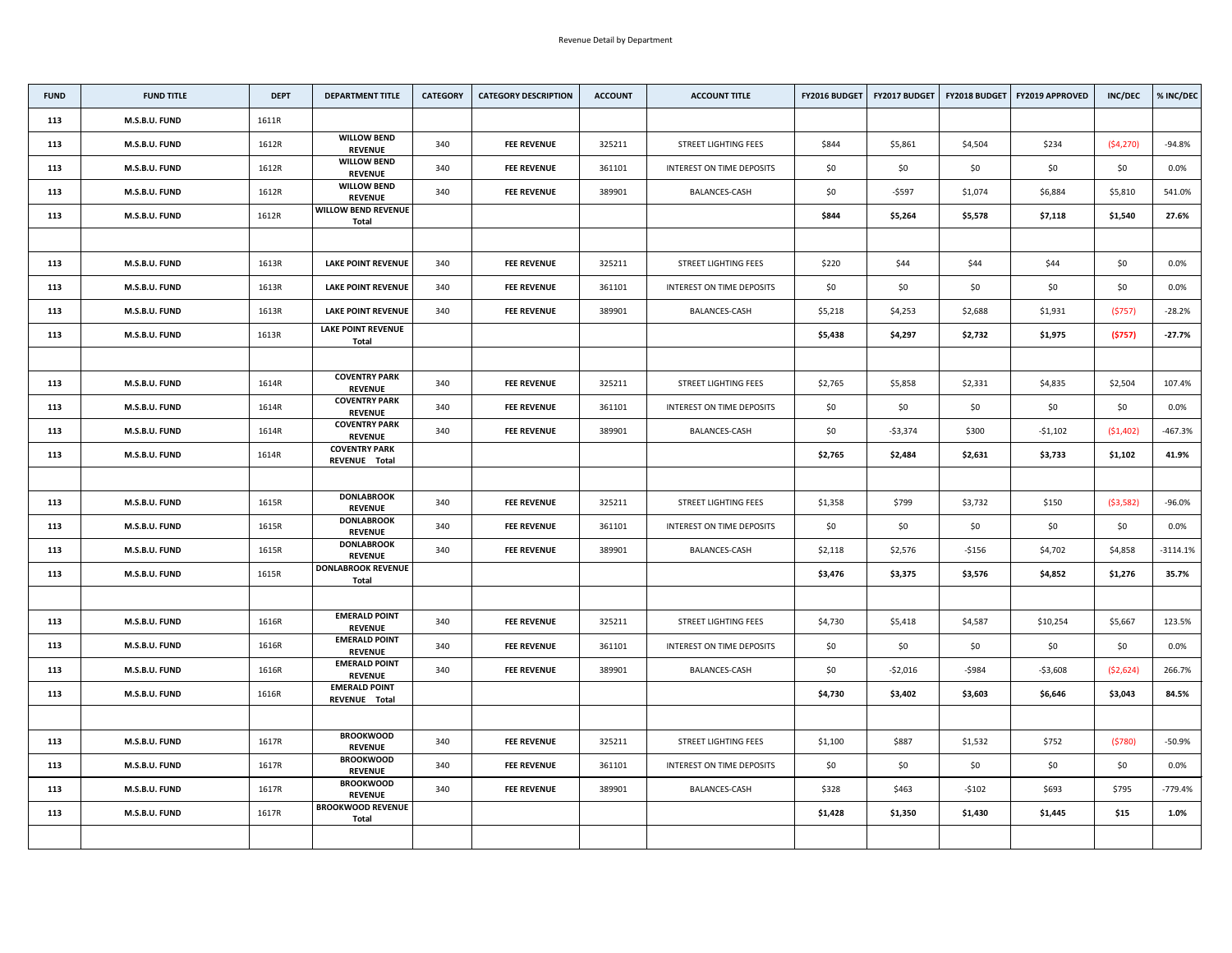Revenue Detail by Department

| FUND | FUND TITLE | DEPT | DEPARTMENT TITLE | CATEGORY | CATEGORY DESCRIPTION | ACCOUNT | ACCOUNT TITLE | FY2016 BUDGET | FY2017 BUDGET | FY2018 BUDGET | FY2019 APPROVED | INC/DEC | % INC/DEC |
|---|---|---|---|---|---|---|---|---|---|---|---|---|---|
| 113 | **M.S.B.U. FUND** | 1611R | | | | | | | | | | | |
| 113 | **M.S.B.U. FUND** | 1612R | **WILLOW BEND REVENUE** | 340 | **FEE REVENUE** | 325211 | STREET LIGHTING FEES | $844 | $5,861 | $4,504 | $234 | ($4,270) | -94.8% |
| 113 | **M.S.B.U. FUND** | 1612R | **WILLOW BEND REVENUE** | 340 | **FEE REVENUE** | 361101 | INTEREST ON TIME DEPOSITS | $0 | $0 | $0 | $0 | $0 | 0.0% |
| 113 | **M.S.B.U. FUND** | 1612R | **WILLOW BEND REVENUE** | 340 | **FEE REVENUE** | 389901 | BALANCES-CASH | $0 | -$597 | $1,074 | $6,884 | $5,810 | 541.0% |
| 113 | **M.S.B.U. FUND** | 1612R | **WILLOW BEND REVENUE Total** | | | | | **$844** | **$5,264** | **$5,578** | **$7,118** | **$1,540** | **27.6%** |
| | | | | | | | | | | | | | |
| 113 | **M.S.B.U. FUND** | 1613R | **LAKE POINT REVENUE** | 340 | **FEE REVENUE** | 325211 | STREET LIGHTING FEES | $220 | $44 | $44 | $44 | $0 | 0.0% |
| 113 | **M.S.B.U. FUND** | 1613R | **LAKE POINT REVENUE** | 340 | **FEE REVENUE** | 361101 | INTEREST ON TIME DEPOSITS | $0 | $0 | $0 | $0 | $0 | 0.0% |
| 113 | **M.S.B.U. FUND** | 1613R | **LAKE POINT REVENUE** | 340 | **FEE REVENUE** | 389901 | BALANCES-CASH | $5,218 | $4,253 | $2,688 | $1,931 | ($757) | -28.2% |
| 113 | **M.S.B.U. FUND** | 1613R | **LAKE POINT REVENUE Total** | | | | | **$5,438** | **$4,297** | **$2,732** | **$1,975** | **($757)** | **-27.7%** |
| | | | | | | | | | | | | | |
| 113 | **M.S.B.U. FUND** | 1614R | **COVENTRY PARK REVENUE** | 340 | **FEE REVENUE** | 325211 | STREET LIGHTING FEES | $2,765 | $5,858 | $2,331 | $4,835 | $2,504 | 107.4% |
| 113 | **M.S.B.U. FUND** | 1614R | **COVENTRY PARK REVENUE** | 340 | **FEE REVENUE** | 361101 | INTEREST ON TIME DEPOSITS | $0 | $0 | $0 | $0 | $0 | 0.0% |
| 113 | **M.S.B.U. FUND** | 1614R | **COVENTRY PARK REVENUE** | 340 | **FEE REVENUE** | 389901 | BALANCES-CASH | $0 | -$3,374 | $300 | -$1,102 | ($1,402) | -467.3% |
| 113 | **M.S.B.U. FUND** | 1614R | **COVENTRY PARK REVENUE Total** | | | | | **$2,765** | **$2,484** | **$2,631** | **$3,733** | **$1,102** | **41.9%** |
| | | | | | | | | | | | | | |
| 113 | **M.S.B.U. FUND** | 1615R | **DONLABROOK REVENUE** | 340 | **FEE REVENUE** | 325211 | STREET LIGHTING FEES | $1,358 | $799 | $3,732 | $150 | ($3,582) | -96.0% |
| 113 | **M.S.B.U. FUND** | 1615R | **DONLABROOK REVENUE** | 340 | **FEE REVENUE** | 361101 | INTEREST ON TIME DEPOSITS | $0 | $0 | $0 | $0 | $0 | 0.0% |
| 113 | **M.S.B.U. FUND** | 1615R | **DONLABROOK REVENUE** | 340 | **FEE REVENUE** | 389901 | BALANCES-CASH | $2,118 | $2,576 | -$156 | $4,702 | $4,858 | -3114.1% |
| 113 | **M.S.B.U. FUND** | 1615R | **DONLABROOK REVENUE Total** | | | | | **$3,476** | **$3,375** | **$3,576** | **$4,852** | **$1,276** | **35.7%** |
| | | | | | | | | | | | | | |
| 113 | **M.S.B.U. FUND** | 1616R | **EMERALD POINT REVENUE** | 340 | **FEE REVENUE** | 325211 | STREET LIGHTING FEES | $4,730 | $5,418 | $4,587 | $10,254 | $5,667 | 123.5% |
| 113 | **M.S.B.U. FUND** | 1616R | **EMERALD POINT REVENUE** | 340 | **FEE REVENUE** | 361101 | INTEREST ON TIME DEPOSITS | $0 | $0 | $0 | $0 | $0 | 0.0% |
| 113 | **M.S.B.U. FUND** | 1616R | **EMERALD POINT REVENUE** | 340 | **FEE REVENUE** | 389901 | BALANCES-CASH | $0 | -$2,016 | -$984 | -$3,608 | ($2,624) | 266.7% |
| 113 | **M.S.B.U. FUND** | 1616R | **EMERALD POINT REVENUE Total** | | | | | **$4,730** | **$3,402** | **$3,603** | **$6,646** | **$3,043** | **84.5%** |
| | | | | | | | | | | | | | |
| 113 | **M.S.B.U. FUND** | 1617R | **BROOKWOOD REVENUE** | 340 | **FEE REVENUE** | 325211 | STREET LIGHTING FEES | $1,100 | $887 | $1,532 | $752 | ($780) | -50.9% |
| 113 | **M.S.B.U. FUND** | 1617R | **BROOKWOOD REVENUE** | 340 | **FEE REVENUE** | 361101 | INTEREST ON TIME DEPOSITS | $0 | $0 | $0 | $0 | $0 | 0.0% |
| 113 | **M.S.B.U. FUND** | 1617R | **BROOKWOOD REVENUE** | 340 | **FEE REVENUE** | 389901 | BALANCES-CASH | $328 | $463 | -$102 | $693 | $795 | -779.4% |
| 113 | **M.S.B.U. FUND** | 1617R | **BROOKWOOD REVENUE Total** | | | | | **$1,428** | **$1,350** | **$1,430** | **$1,445** | **$15** | **1.0%** |
| | | | | | | | | | | | | | |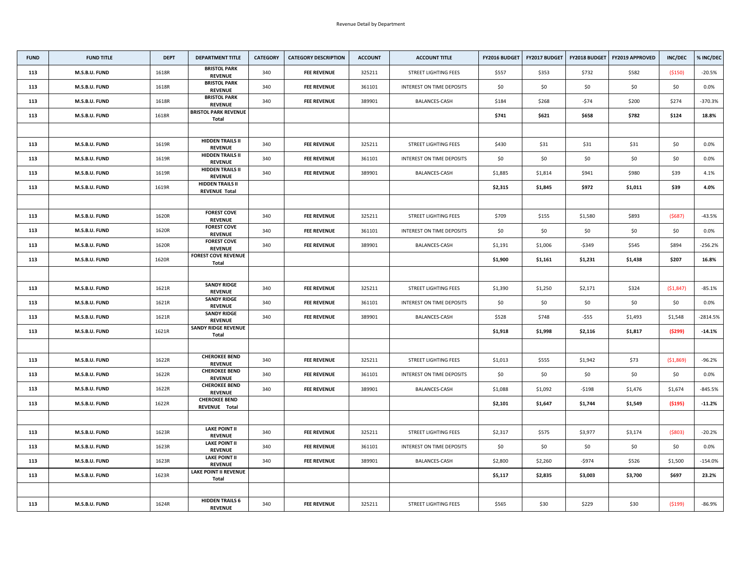Revenue Detail by Department

| FUND | FUND TITLE | DEPT | DEPARTMENT TITLE | CATEGORY | CATEGORY DESCRIPTION | ACCOUNT | ACCOUNT TITLE | FY2016 BUDGET | FY2017 BUDGET | FY2018 BUDGET | FY2019 APPROVED | INC/DEC | % INC/DEC |
|---|---|---|---|---|---|---|---|---|---|---|---|---|---|
| 113 | M.S.B.U. FUND | 1618R | BRISTOL PARK REVENUE | 340 | FEE REVENUE | 325211 | STREET LIGHTING FEES | $557 | $353 | $732 | $582 | ($150) | -20.5% |
| 113 | M.S.B.U. FUND | 1618R | BRISTOL PARK REVENUE | 340 | FEE REVENUE | 361101 | INTEREST ON TIME DEPOSITS | $0 | $0 | $0 | $0 | $0 | 0.0% |
| 113 | M.S.B.U. FUND | 1618R | BRISTOL PARK REVENUE | 340 | FEE REVENUE | 389901 | BALANCES-CASH | $184 | $268 | -$74 | $200 | $274 | -370.3% |
| 113 | M.S.B.U. FUND | 1618R | **BRISTOL PARK REVENUE Total** | | | | | **$741** | **$621** | **$658** | **$782** | **$124** | **18.8%** |
| | | | | | | | | | | | | | |
| 113 | M.S.B.U. FUND | 1619R | HIDDEN TRAILS II REVENUE | 340 | FEE REVENUE | 325211 | STREET LIGHTING FEES | $430 | $31 | $31 | $31 | $0 | 0.0% |
| 113 | M.S.B.U. FUND | 1619R | HIDDEN TRAILS II REVENUE | 340 | FEE REVENUE | 361101 | INTEREST ON TIME DEPOSITS | $0 | $0 | $0 | $0 | $0 | 0.0% |
| 113 | M.S.B.U. FUND | 1619R | HIDDEN TRAILS II REVENUE | 340 | FEE REVENUE | 389901 | BALANCES-CASH | $1,885 | $1,814 | $941 | $980 | $39 | 4.1% |
| 113 | M.S.B.U. FUND | 1619R | **HIDDEN TRAILS II REVENUE Total** | | | | | **$2,315** | **$1,845** | **$972** | **$1,011** | **$39** | **4.0%** |
| | | | | | | | | | | | | | |
| 113 | M.S.B.U. FUND | 1620R | FOREST COVE REVENUE | 340 | FEE REVENUE | 325211 | STREET LIGHTING FEES | $709 | $155 | $1,580 | $893 | ($687) | -43.5% |
| 113 | M.S.B.U. FUND | 1620R | FOREST COVE REVENUE | 340 | FEE REVENUE | 361101 | INTEREST ON TIME DEPOSITS | $0 | $0 | $0 | $0 | $0 | 0.0% |
| 113 | M.S.B.U. FUND | 1620R | FOREST COVE REVENUE | 340 | FEE REVENUE | 389901 | BALANCES-CASH | $1,191 | $1,006 | -$349 | $545 | $894 | -256.2% |
| 113 | M.S.B.U. FUND | 1620R | **FOREST COVE REVENUE Total** | | | | | **$1,900** | **$1,161** | **$1,231** | **$1,438** | **$207** | **16.8%** |
| | | | | | | | | | | | | | |
| 113 | M.S.B.U. FUND | 1621R | SANDY RIDGE REVENUE | 340 | FEE REVENUE | 325211 | STREET LIGHTING FEES | $1,390 | $1,250 | $2,171 | $324 | ($1,847) | -85.1% |
| 113 | M.S.B.U. FUND | 1621R | SANDY RIDGE REVENUE | 340 | FEE REVENUE | 361101 | INTEREST ON TIME DEPOSITS | $0 | $0 | $0 | $0 | $0 | 0.0% |
| 113 | M.S.B.U. FUND | 1621R | SANDY RIDGE REVENUE | 340 | FEE REVENUE | 389901 | BALANCES-CASH | $528 | $748 | -$55 | $1,493 | $1,548 | -2814.5% |
| 113 | M.S.B.U. FUND | 1621R | **SANDY RIDGE REVENUE Total** | | | | | **$1,918** | **$1,998** | **$2,116** | **$1,817** | **($299)** | **-14.1%** |
| | | | | | | | | | | | | | |
| 113 | M.S.B.U. FUND | 1622R | CHEROKEE BEND REVENUE | 340 | FEE REVENUE | 325211 | STREET LIGHTING FEES | $1,013 | $555 | $1,942 | $73 | ($1,869) | -96.2% |
| 113 | M.S.B.U. FUND | 1622R | CHEROKEE BEND REVENUE | 340 | FEE REVENUE | 361101 | INTEREST ON TIME DEPOSITS | $0 | $0 | $0 | $0 | $0 | 0.0% |
| 113 | M.S.B.U. FUND | 1622R | CHEROKEE BEND REVENUE | 340 | FEE REVENUE | 389901 | BALANCES-CASH | $1,088 | $1,092 | -$198 | $1,476 | $1,674 | -845.5% |
| 113 | M.S.B.U. FUND | 1622R | **CHEROKEE BEND REVENUE Total** | | | | | **$2,101** | **$1,647** | **$1,744** | **$1,549** | **($195)** | **-11.2%** |
| | | | | | | | | | | | | | |
| 113 | M.S.B.U. FUND | 1623R | LAKE POINT II REVENUE | 340 | FEE REVENUE | 325211 | STREET LIGHTING FEES | $2,317 | $575 | $3,977 | $3,174 | ($803) | -20.2% |
| 113 | M.S.B.U. FUND | 1623R | LAKE POINT II REVENUE | 340 | FEE REVENUE | 361101 | INTEREST ON TIME DEPOSITS | $0 | $0 | $0 | $0 | $0 | 0.0% |
| 113 | M.S.B.U. FUND | 1623R | LAKE POINT II REVENUE | 340 | FEE REVENUE | 389901 | BALANCES-CASH | $2,800 | $2,260 | -$974 | $526 | $1,500 | -154.0% |
| 113 | M.S.B.U. FUND | 1623R | **LAKE POINT II REVENUE Total** | | | | | **$5,117** | **$2,835** | **$3,003** | **$3,700** | **$697** | **23.2%** |
| | | | | | | | | | | | | | |
| 113 | M.S.B.U. FUND | 1624R | HIDDEN TRAILS 6 REVENUE | 340 | FEE REVENUE | 325211 | STREET LIGHTING FEES | $565 | $30 | $229 | $30 | ($199) | -86.9% |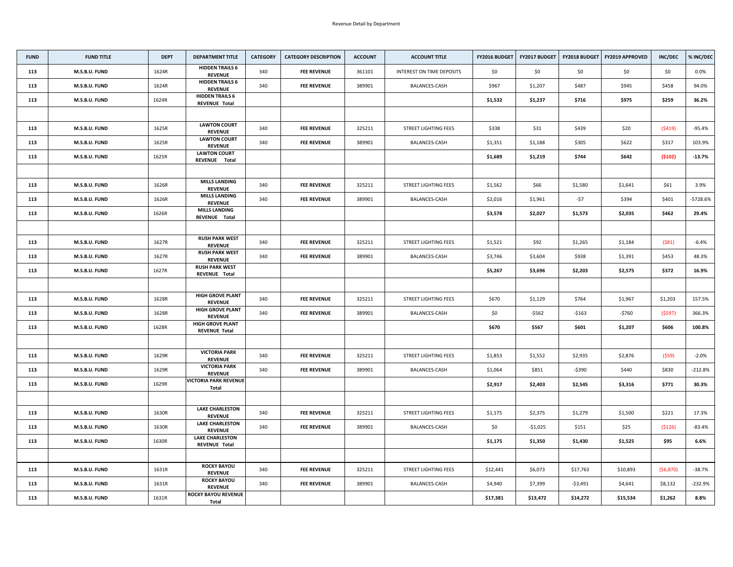Revenue Detail by Department

| FUND | FUND TITLE | DEPT | DEPARTMENT TITLE | CATEGORY | CATEGORY DESCRIPTION | ACCOUNT | ACCOUNT TITLE | FY2016 BUDGET | FY2017 BUDGET | FY2018 BUDGET | FY2019 APPROVED | INC/DEC | % INC/DEC |
|---|---|---|---|---|---|---|---|---|---|---|---|---|---|
| 113 | M.S.B.U. FUND | 1624R | HIDDEN TRAILS 6 REVENUE | 340 | FEE REVENUE | 361101 | INTEREST ON TIME DEPOSITS | $0 | $0 | $0 | $0 | $0 | 0.0% |
| 113 | M.S.B.U. FUND | 1624R | HIDDEN TRAILS 6 REVENUE | 340 | FEE REVENUE | 389901 | BALANCES-CASH | $967 | $1,207 | $487 | $945 | $458 | 94.0% |
| 113 | M.S.B.U. FUND | 1624R | HIDDEN TRAILS 6 REVENUE Total | | | | | **$1,532** | **$1,237** | **$716** | **$975** | **$259** | **36.2%** |
| | | | | | | | | | | | | | |
| 113 | M.S.B.U. FUND | 1625R | LAWTON COURT REVENUE | 340 | FEE REVENUE | 325211 | STREET LIGHTING FEES | $338 | $31 | $439 | $20 | ($419) | -95.4% |
| 113 | M.S.B.U. FUND | 1625R | LAWTON COURT REVENUE | 340 | FEE REVENUE | 389901 | BALANCES-CASH | $1,351 | $1,188 | $305 | $622 | $317 | 103.9% |
| 113 | M.S.B.U. FUND | 1625R | LAWTON COURT REVENUE Total | | | | | **$1,689** | **$1,219** | **$744** | **$642** | **($102)** | **-13.7%** |
| | | | | | | | | | | | | | |
| 113 | M.S.B.U. FUND | 1626R | MILLS LANDING REVENUE | 340 | FEE REVENUE | 325211 | STREET LIGHTING FEES | $1,562 | $66 | $1,580 | $1,641 | $61 | 3.9% |
| 113 | M.S.B.U. FUND | 1626R | MILLS LANDING REVENUE | 340 | FEE REVENUE | 389901 | BALANCES-CASH | $2,016 | $1,961 | -$7 | $394 | $401 | -5728.6% |
| 113 | M.S.B.U. FUND | 1626R | MILLS LANDING REVENUE Total | | | | | **$3,578** | **$2,027** | **$1,573** | **$2,035** | **$462** | **29.4%** |
| | | | | | | | | | | | | | |
| 113 | M.S.B.U. FUND | 1627R | RUSH PARK WEST REVENUE | 340 | FEE REVENUE | 325211 | STREET LIGHTING FEES | $1,521 | $92 | $1,265 | $1,184 | ($81) | -6.4% |
| 113 | M.S.B.U. FUND | 1627R | RUSH PARK WEST REVENUE | 340 | FEE REVENUE | 389901 | BALANCES-CASH | $3,746 | $3,604 | $938 | $1,391 | $453 | 48.3% |
| 113 | M.S.B.U. FUND | 1627R | RUSH PARK WEST REVENUE Total | | | | | **$5,267** | **$3,696** | **$2,203** | **$2,575** | **$372** | **16.9%** |
| | | | | | | | | | | | | | |
| 113 | M.S.B.U. FUND | 1628R | HIGH GROVE PLANT REVENUE | 340 | FEE REVENUE | 325211 | STREET LIGHTING FEES | $670 | $1,129 | $764 | $1,967 | $1,203 | 157.5% |
| 113 | M.S.B.U. FUND | 1628R | HIGH GROVE PLANT REVENUE | 340 | FEE REVENUE | 389901 | BALANCES-CASH | $0 | -$562 | -$163 | -$760 | ($597) | 366.3% |
| 113 | M.S.B.U. FUND | 1628R | HIGH GROVE PLANT REVENUE Total | | | | | **$670** | **$567** | **$601** | **$1,207** | **$606** | **100.8%** |
| | | | | | | | | | | | | | |
| 113 | M.S.B.U. FUND | 1629R | VICTORIA PARK REVENUE | 340 | FEE REVENUE | 325211 | STREET LIGHTING FEES | $1,853 | $1,552 | $2,935 | $2,876 | ($59) | -2.0% |
| 113 | M.S.B.U. FUND | 1629R | VICTORIA PARK REVENUE | 340 | FEE REVENUE | 389901 | BALANCES-CASH | $1,064 | $851 | -$390 | $440 | $830 | -212.8% |
| 113 | M.S.B.U. FUND | 1629R | VICTORIA PARK REVENUE Total | | | | | **$2,917** | **$2,403** | **$2,545** | **$3,316** | **$771** | **30.3%** |
| | | | | | | | | | | | | | |
| 113 | M.S.B.U. FUND | 1630R | LAKE CHARLESTON REVENUE | 340 | FEE REVENUE | 325211 | STREET LIGHTING FEES | $1,175 | $2,375 | $1,279 | $1,500 | $221 | 17.3% |
| 113 | M.S.B.U. FUND | 1630R | LAKE CHARLESTON REVENUE | 340 | FEE REVENUE | 389901 | BALANCES-CASH | $0 | -$1,025 | $151 | $25 | ($126) | -83.4% |
| 113 | M.S.B.U. FUND | 1630R | LAKE CHARLESTON REVENUE Total | | | | | **$1,175** | **$1,350** | **$1,430** | **$1,525** | **$95** | **6.6%** |
| | | | | | | | | | | | | | |
| 113 | M.S.B.U. FUND | 1631R | ROCKY BAYOU REVENUE | 340 | FEE REVENUE | 325211 | STREET LIGHTING FEES | $12,441 | $6,073 | $17,763 | $10,893 | ($6,870) | -38.7% |
| 113 | M.S.B.U. FUND | 1631R | ROCKY BAYOU REVENUE | 340 | FEE REVENUE | 389901 | BALANCES-CASH | $4,940 | $7,399 | -$3,491 | $4,641 | $8,132 | -232.9% |
| 113 | M.S.B.U. FUND | 1631R | ROCKY BAYOU REVENUE Total | | | | | **$17,381** | **$13,472** | **$14,272** | **$15,534** | **$1,262** | **8.8%** |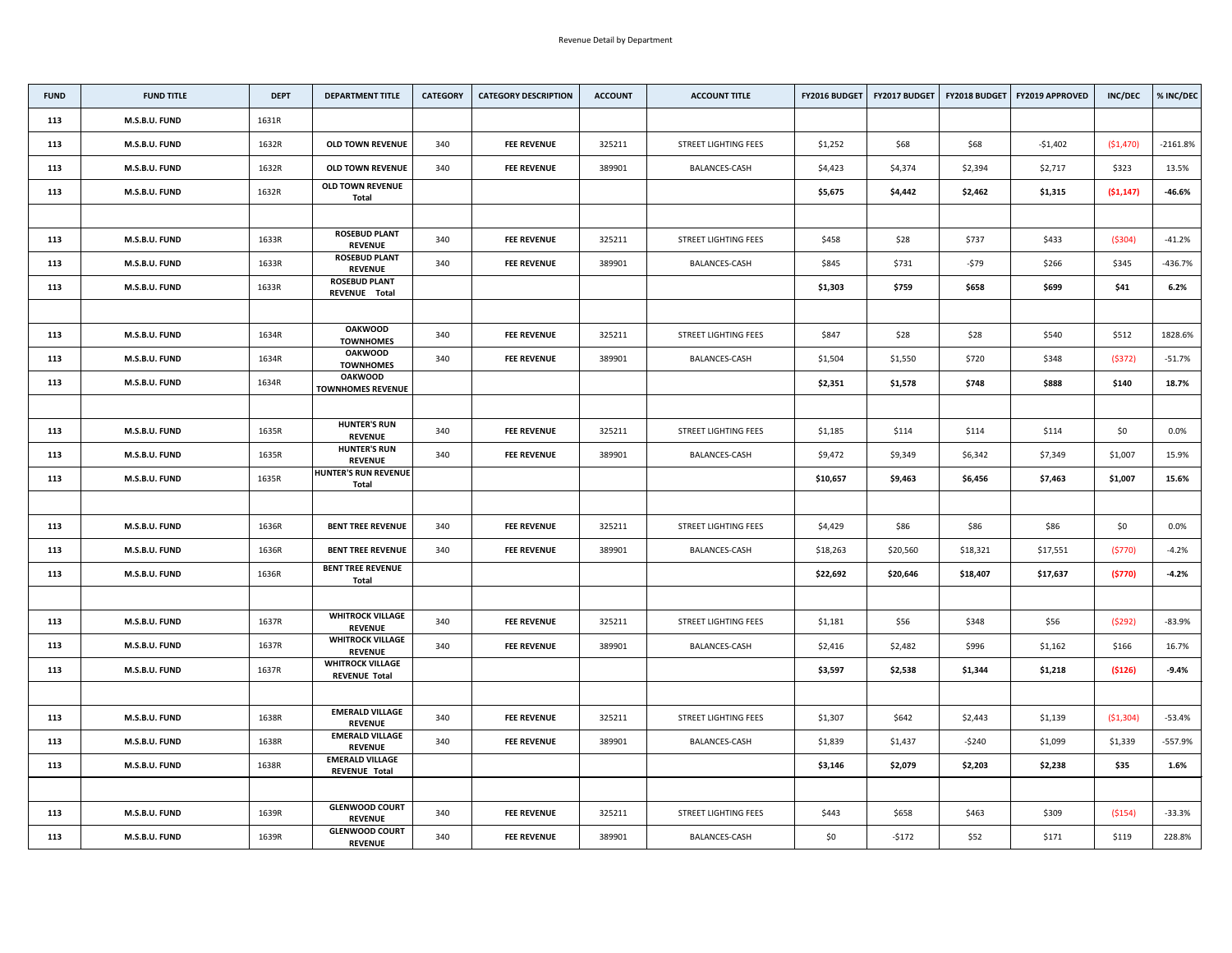Revenue Detail by Department

| FUND | FUND TITLE | DEPT | DEPARTMENT TITLE | CATEGORY | CATEGORY DESCRIPTION | ACCOUNT | ACCOUNT TITLE | FY2016 BUDGET | FY2017 BUDGET | FY2018 BUDGET | FY2019 APPROVED | INC/DEC | % INC/DEC |
|---|---|---|---|---|---|---|---|---|---|---|---|---|---|
| 113 | M.S.B.U. FUND | 1631R | | | | | | | | | | | |
| 113 | M.S.B.U. FUND | 1632R | OLD TOWN REVENUE | 340 | FEE REVENUE | 325211 | STREET LIGHTING FEES | $1,252 | $68 | $68 | -$1,402 | ($1,470) | -2161.8% |
| 113 | M.S.B.U. FUND | 1632R | OLD TOWN REVENUE | 340 | FEE REVENUE | 389901 | BALANCES-CASH | $4,423 | $4,374 | $2,394 | $2,717 | $323 | 13.5% |
| 113 | M.S.B.U. FUND | 1632R | **OLD TOWN REVENUE Total** | | | | | **$5,675** | **$4,442** | **$2,462** | **$1,315** | **($1,147)** | **-46.6%** |
| | | | | | | | | | | | | | |
| 113 | M.S.B.U. FUND | 1633R | ROSEBUD PLANT REVENUE | 340 | FEE REVENUE | 325211 | STREET LIGHTING FEES | $458 | $28 | $737 | $433 | ($304) | -41.2% |
| 113 | M.S.B.U. FUND | 1633R | ROSEBUD PLANT REVENUE | 340 | FEE REVENUE | 389901 | BALANCES-CASH | $845 | $731 | -$79 | $266 | $345 | -436.7% |
| 113 | M.S.B.U. FUND | 1633R | **ROSEBUD PLANT REVENUE Total** | | | | | **$1,303** | **$759** | **$658** | **$699** | **$41** | **6.2%** |
| | | | | | | | | | | | | | |
| 113 | M.S.B.U. FUND | 1634R | OAKWOOD TOWNHOMES | 340 | FEE REVENUE | 325211 | STREET LIGHTING FEES | $847 | $28 | $28 | $540 | $512 | 1828.6% |
| 113 | M.S.B.U. FUND | 1634R | OAKWOOD TOWNHOMES | 340 | FEE REVENUE | 389901 | BALANCES-CASH | $1,504 | $1,550 | $720 | $348 | ($372) | -51.7% |
| 113 | M.S.B.U. FUND | 1634R | **OAKWOOD TOWNHOMES REVENUE** | | | | | **$2,351** | **$1,578** | **$748** | **$888** | **$140** | **18.7%** |
| | | | | | | | | | | | | | |
| 113 | M.S.B.U. FUND | 1635R | HUNTER'S RUN REVENUE | 340 | FEE REVENUE | 325211 | STREET LIGHTING FEES | $1,185 | $114 | $114 | $114 | $0 | 0.0% |
| 113 | M.S.B.U. FUND | 1635R | HUNTER'S RUN REVENUE | 340 | FEE REVENUE | 389901 | BALANCES-CASH | $9,472 | $9,349 | $6,342 | $7,349 | $1,007 | 15.9% |
| 113 | M.S.B.U. FUND | 1635R | **HUNTER'S RUN REVENUE Total** | | | | | **$10,657** | **$9,463** | **$6,456** | **$7,463** | **$1,007** | **15.6%** |
| | | | | | | | | | | | | | |
| 113 | M.S.B.U. FUND | 1636R | BENT TREE REVENUE | 340 | FEE REVENUE | 325211 | STREET LIGHTING FEES | $4,429 | $86 | $86 | $86 | $0 | 0.0% |
| 113 | M.S.B.U. FUND | 1636R | BENT TREE REVENUE | 340 | FEE REVENUE | 389901 | BALANCES-CASH | $18,263 | $20,560 | $18,321 | $17,551 | ($770) | -4.2% |
| 113 | M.S.B.U. FUND | 1636R | **BENT TREE REVENUE Total** | | | | | **$22,692** | **$20,646** | **$18,407** | **$17,637** | **($770)** | **-4.2%** |
| | | | | | | | | | | | | | |
| 113 | M.S.B.U. FUND | 1637R | WHITROCK VILLAGE REVENUE | 340 | FEE REVENUE | 325211 | STREET LIGHTING FEES | $1,181 | $56 | $348 | $56 | ($292) | -83.9% |
| 113 | M.S.B.U. FUND | 1637R | WHITROCK VILLAGE REVENUE | 340 | FEE REVENUE | 389901 | BALANCES-CASH | $2,416 | $2,482 | $996 | $1,162 | $166 | 16.7% |
| 113 | M.S.B.U. FUND | 1637R | **WHITROCK VILLAGE REVENUE Total** | | | | | **$3,597** | **$2,538** | **$1,344** | **$1,218** | **($126)** | **-9.4%** |
| | | | | | | | | | | | | | |
| 113 | M.S.B.U. FUND | 1638R | EMERALD VILLAGE REVENUE | 340 | FEE REVENUE | 325211 | STREET LIGHTING FEES | $1,307 | $642 | $2,443 | $1,139 | ($1,304) | -53.4% |
| 113 | M.S.B.U. FUND | 1638R | EMERALD VILLAGE REVENUE | 340 | FEE REVENUE | 389901 | BALANCES-CASH | $1,839 | $1,437 | -$240 | $1,099 | $1,339 | -557.9% |
| 113 | M.S.B.U. FUND | 1638R | **EMERALD VILLAGE REVENUE Total** | | | | | **$3,146** | **$2,079** | **$2,203** | **$2,238** | **$35** | **1.6%** |
| | | | | | | | | | | | | | |
| 113 | M.S.B.U. FUND | 1639R | GLENWOOD COURT REVENUE | 340 | FEE REVENUE | 325211 | STREET LIGHTING FEES | $443 | $658 | $463 | $309 | ($154) | -33.3% |
| 113 | M.S.B.U. FUND | 1639R | GLENWOOD COURT REVENUE | 340 | FEE REVENUE | 389901 | BALANCES-CASH | $0 | -$172 | $52 | $171 | $119 | 228.8% |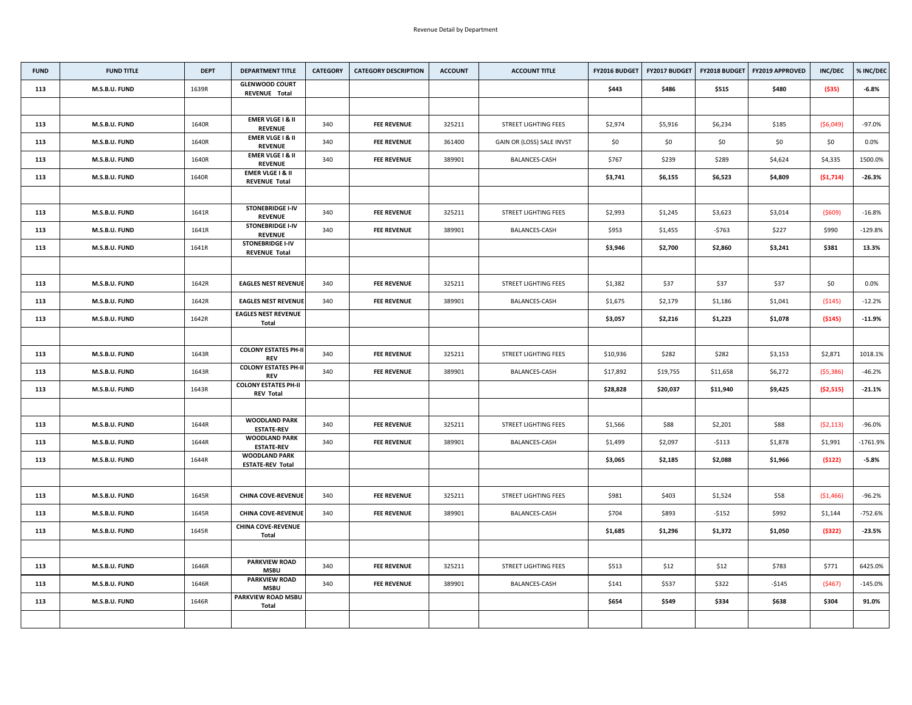Revenue Detail by Department

| FUND | FUND TITLE | DEPT | DEPARTMENT TITLE | CATEGORY | CATEGORY DESCRIPTION | ACCOUNT | ACCOUNT TITLE | FY2016 BUDGET | FY2017 BUDGET | FY2018 BUDGET | FY2019 APPROVED | INC/DEC | % INC/DEC |
|---|---|---|---|---|---|---|---|---|---|---|---|---|---|
| **113** | **M.S.B.U. FUND** | 1639R | **GLENWOOD COURT REVENUE Total** | | | | | **$443** | **$486** | **$515** | **$480** | **($35)** | **-6.8%** |
| | | | | | | | | | | | | | |
| **113** | **M.S.B.U. FUND** | 1640R | **EMER VLGE I & II REVENUE** | 340 | **FEE REVENUE** | 325211 | STREET LIGHTING FEES | $2,974 | $5,916 | $6,234 | $185 | ($6,049) | -97.0% |
| **113** | **M.S.B.U. FUND** | 1640R | **EMER VLGE I & II REVENUE** | 340 | **FEE REVENUE** | 361400 | GAIN OR (LOSS) SALE INVST | $0 | $0 | $0 | $0 | $0 | 0.0% |
| **113** | **M.S.B.U. FUND** | 1640R | **EMER VLGE I & II REVENUE** | 340 | **FEE REVENUE** | 389901 | BALANCES-CASH | $767 | $239 | $289 | $4,624 | $4,335 | 1500.0% |
| **113** | **M.S.B.U. FUND** | 1640R | **EMER VLGE I & II REVENUE Total** | | | | | **$3,741** | **$6,155** | **$6,523** | **$4,809** | **($1,714)** | **-26.3%** |
| | | | | | | | | | | | | | |
| **113** | **M.S.B.U. FUND** | 1641R | **STONEBRIDGE I-IV REVENUE** | 340 | **FEE REVENUE** | 325211 | STREET LIGHTING FEES | $2,993 | $1,245 | $3,623 | $3,014 | ($609) | -16.8% |
| **113** | **M.S.B.U. FUND** | 1641R | **STONEBRIDGE I-IV REVENUE** | 340 | **FEE REVENUE** | 389901 | BALANCES-CASH | $953 | $1,455 | -$763 | $227 | $990 | -129.8% |
| **113** | **M.S.B.U. FUND** | 1641R | **STONEBRIDGE I-IV REVENUE Total** | | | | | **$3,946** | **$2,700** | **$2,860** | **$3,241** | **$381** | **13.3%** |
| | | | | | | | | | | | | | |
| **113** | **M.S.B.U. FUND** | 1642R | **EAGLES NEST REVENUE** | 340 | **FEE REVENUE** | 325211 | STREET LIGHTING FEES | $1,382 | $37 | $37 | $37 | $0 | 0.0% |
| **113** | **M.S.B.U. FUND** | 1642R | **EAGLES NEST REVENUE** | 340 | **FEE REVENUE** | 389901 | BALANCES-CASH | $1,675 | $2,179 | $1,186 | $1,041 | ($145) | -12.2% |
| **113** | **M.S.B.U. FUND** | 1642R | **EAGLES NEST REVENUE Total** | | | | | **$3,057** | **$2,216** | **$1,223** | **$1,078** | **($145)** | **-11.9%** |
| | | | | | | | | | | | | | |
| **113** | **M.S.B.U. FUND** | 1643R | **COLONY ESTATES PH-II REV** | 340 | **FEE REVENUE** | 325211 | STREET LIGHTING FEES | $10,936 | $282 | $282 | $3,153 | $2,871 | 1018.1% |
| **113** | **M.S.B.U. FUND** | 1643R | **COLONY ESTATES PH-II REV** | 340 | **FEE REVENUE** | 389901 | BALANCES-CASH | $17,892 | $19,755 | $11,658 | $6,272 | ($5,386) | -46.2% |
| **113** | **M.S.B.U. FUND** | 1643R | **COLONY ESTATES PH-II REV Total** | | | | | **$28,828** | **$20,037** | **$11,940** | **$9,425** | **($2,515)** | **-21.1%** |
| | | | | | | | | | | | | | |
| **113** | **M.S.B.U. FUND** | 1644R | **WOODLAND PARK ESTATE-REV** | 340 | **FEE REVENUE** | 325211 | STREET LIGHTING FEES | $1,566 | $88 | $2,201 | $88 | ($2,113) | -96.0% |
| **113** | **M.S.B.U. FUND** | 1644R | **WOODLAND PARK ESTATE-REV** | 340 | **FEE REVENUE** | 389901 | BALANCES-CASH | $1,499 | $2,097 | -$113 | $1,878 | $1,991 | -1761.9% |
| **113** | **M.S.B.U. FUND** | 1644R | **WOODLAND PARK ESTATE-REV Total** | | | | | **$3,065** | **$2,185** | **$2,088** | **$1,966** | **($122)** | **-5.8%** |
| | | | | | | | | | | | | | |
| **113** | **M.S.B.U. FUND** | 1645R | **CHINA COVE-REVENUE** | 340 | **FEE REVENUE** | 325211 | STREET LIGHTING FEES | $981 | $403 | $1,524 | $58 | ($1,466) | -96.2% |
| **113** | **M.S.B.U. FUND** | 1645R | **CHINA COVE-REVENUE** | 340 | **FEE REVENUE** | 389901 | BALANCES-CASH | $704 | $893 | -$152 | $992 | $1,144 | -752.6% |
| **113** | **M.S.B.U. FUND** | 1645R | **CHINA COVE-REVENUE Total** | | | | | **$1,685** | **$1,296** | **$1,372** | **$1,050** | **($322)** | **-23.5%** |
| | | | | | | | | | | | | | |
| **113** | **M.S.B.U. FUND** | 1646R | **PARKVIEW ROAD MSBU** | 340 | **FEE REVENUE** | 325211 | STREET LIGHTING FEES | $513 | $12 | $12 | $783 | $771 | 6425.0% |
| **113** | **M.S.B.U. FUND** | 1646R | **PARKVIEW ROAD MSBU** | 340 | **FEE REVENUE** | 389901 | BALANCES-CASH | $141 | $537 | $322 | -$145 | ($467) | -145.0% |
| **113** | **M.S.B.U. FUND** | 1646R | **PARKVIEW ROAD MSBU Total** | | | | | **$654** | **$549** | **$334** | **$638** | **$304** | **91.0%** |
| | | | | | | | | | | | | | |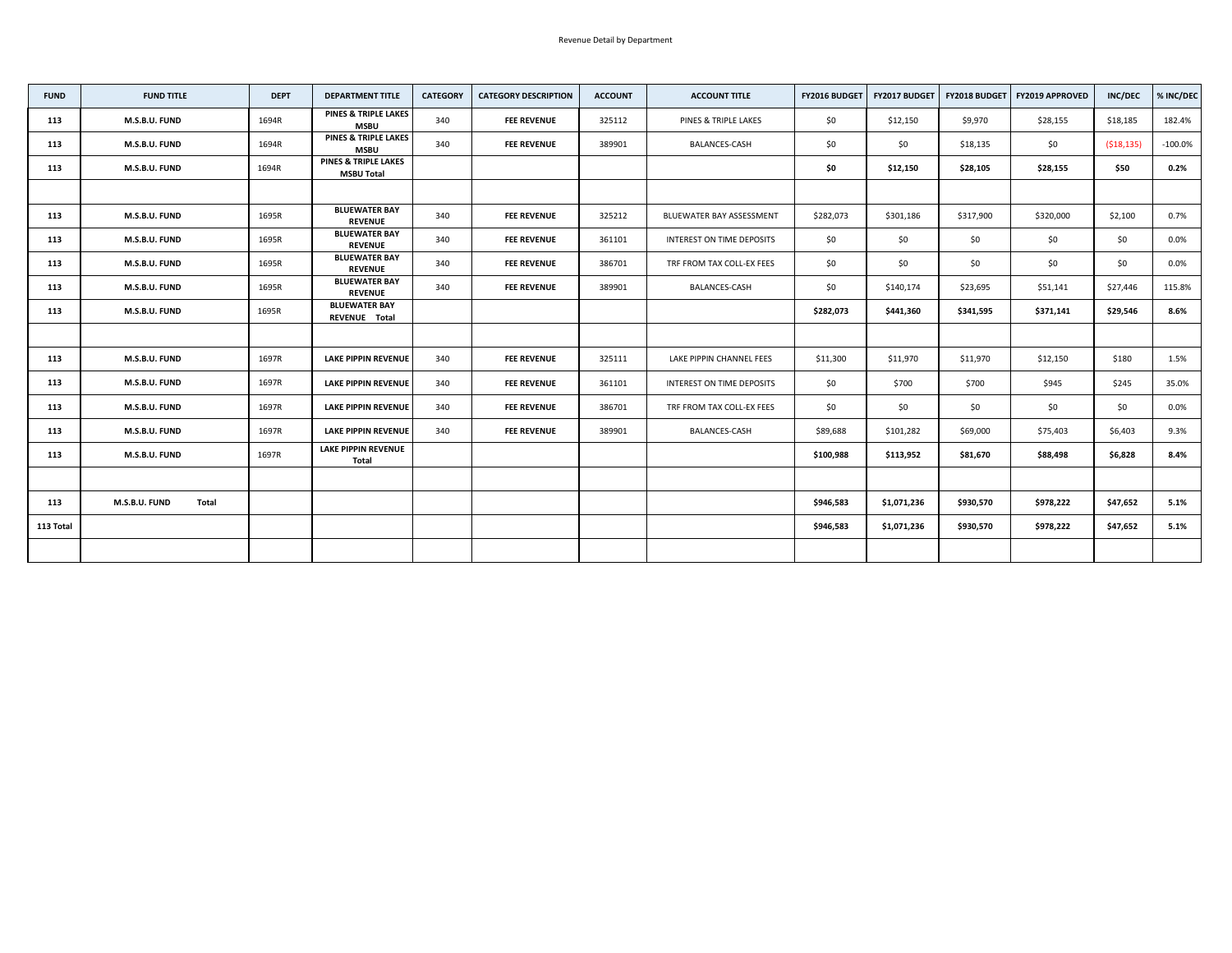Revenue Detail by Department

| FUND | FUND TITLE | DEPT | DEPARTMENT TITLE | CATEGORY | CATEGORY DESCRIPTION | ACCOUNT | ACCOUNT TITLE | FY2016 BUDGET | FY2017 BUDGET | FY2018 BUDGET | FY2019 APPROVED | INC/DEC | % INC/DEC |
|---|---|---|---|---|---|---|---|---|---|---|---|---|---|
| 113 | M.S.B.U. FUND | 1694R | PINES & TRIPLE LAKES MSBU | 340 | FEE REVENUE | 325112 | PINES & TRIPLE LAKES | $0 | $12,150 | $9,970 | $28,155 | $18,185 | 182.4% |
| 113 | M.S.B.U. FUND | 1694R | PINES & TRIPLE LAKES MSBU | 340 | FEE REVENUE | 389901 | BALANCES-CASH | $0 | $0 | $18,135 | $0 | ($18,135) | -100.0% |
| 113 | M.S.B.U. FUND | 1694R | PINES & TRIPLE LAKES MSBU Total | | | | | **$0** | **$12,150** | **$28,105** | **$28,155** | **$50** | **0.2%** |
| | | | | | | | | | | | | | |
| 113 | M.S.B.U. FUND | 1695R | BLUEWATER BAY REVENUE | 340 | FEE REVENUE | 325212 | BLUEWATER BAY ASSESSMENT | $282,073 | $301,186 | $317,900 | $320,000 | $2,100 | 0.7% |
| 113 | M.S.B.U. FUND | 1695R | BLUEWATER BAY REVENUE | 340 | FEE REVENUE | 361101 | INTEREST ON TIME DEPOSITS | $0 | $0 | $0 | $0 | $0 | 0.0% |
| 113 | M.S.B.U. FUND | 1695R | BLUEWATER BAY REVENUE | 340 | FEE REVENUE | 386701 | TRF FROM TAX COLL-EX FEES | $0 | $0 | $0 | $0 | $0 | 0.0% |
| 113 | M.S.B.U. FUND | 1695R | BLUEWATER BAY REVENUE | 340 | FEE REVENUE | 389901 | BALANCES-CASH | $0 | $140,174 | $23,695 | $51,141 | $27,446 | 115.8% |
| 113 | M.S.B.U. FUND | 1695R | BLUEWATER BAY REVENUE Total | | | | | **$282,073** | **$441,360** | **$341,595** | **$371,141** | **$29,546** | **8.6%** |
| | | | | | | | | | | | | | |
| 113 | M.S.B.U. FUND | 1697R | LAKE PIPPIN REVENUE | 340 | FEE REVENUE | 325111 | LAKE PIPPIN CHANNEL FEES | $11,300 | $11,970 | $11,970 | $12,150 | $180 | 1.5% |
| 113 | M.S.B.U. FUND | 1697R | LAKE PIPPIN REVENUE | 340 | FEE REVENUE | 361101 | INTEREST ON TIME DEPOSITS | $0 | $700 | $700 | $945 | $245 | 35.0% |
| 113 | M.S.B.U. FUND | 1697R | LAKE PIPPIN REVENUE | 340 | FEE REVENUE | 386701 | TRF FROM TAX COLL-EX FEES | $0 | $0 | $0 | $0 | $0 | 0.0% |
| 113 | M.S.B.U. FUND | 1697R | LAKE PIPPIN REVENUE | 340 | FEE REVENUE | 389901 | BALANCES-CASH | $89,688 | $101,282 | $69,000 | $75,403 | $6,403 | 9.3% |
| 113 | M.S.B.U. FUND | 1697R | LAKE PIPPIN REVENUE Total | | | | | **$100,988** | **$113,952** | **$81,670** | **$88,498** | **$6,828** | **8.4%** |
| | | | | | | | | | | | | | |
| 113 | M.S.B.U. FUND Total | | | | | | | **$946,583** | **$1,071,236** | **$930,570** | **$978,222** | **$47,652** | **5.1%** |
| 113 Total | | | | | | | | **$946,583** | **$1,071,236** | **$930,570** | **$978,222** | **$47,652** | **5.1%** |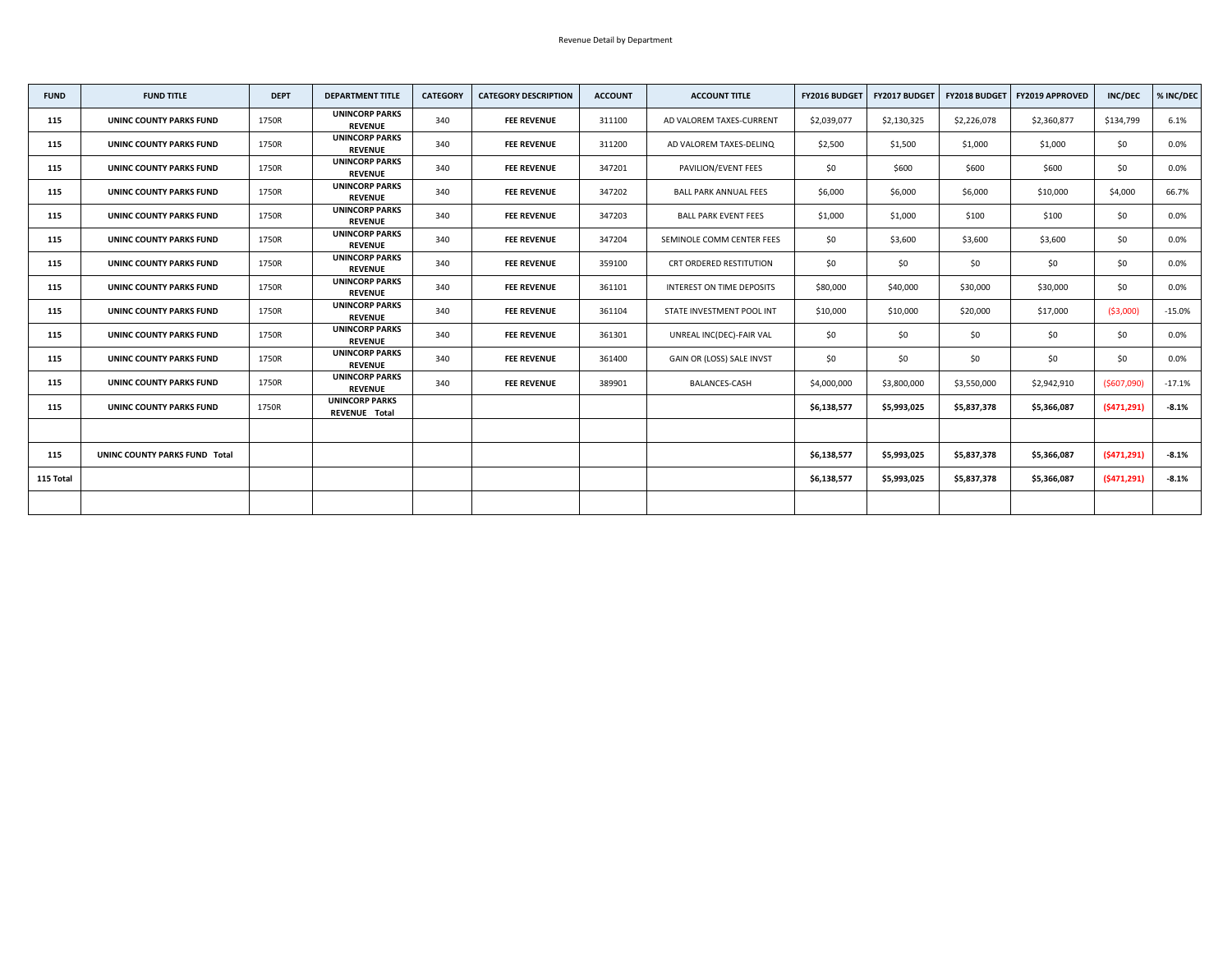Revenue Detail by Department

| FUND | FUND TITLE | DEPT | DEPARTMENT TITLE | CATEGORY | CATEGORY DESCRIPTION | ACCOUNT | ACCOUNT TITLE | FY2016 BUDGET | FY2017 BUDGET | FY2018 BUDGET | FY2019 APPROVED | INC/DEC | % INC/DEC |
|---|---|---|---|---|---|---|---|---|---|---|---|---|---|
| 115 | UNINC COUNTY PARKS FUND | 1750R | UNINCORP PARKS REVENUE | 340 | FEE REVENUE | 311100 | AD VALOREM TAXES-CURRENT | $2,039,077 | $2,130,325 | $2,226,078 | $2,360,877 | $134,799 | 6.1% |
| 115 | UNINC COUNTY PARKS FUND | 1750R | UNINCORP PARKS REVENUE | 340 | FEE REVENUE | 311200 | AD VALOREM TAXES-DELINQ | $2,500 | $1,500 | $1,000 | $1,000 | $0 | 0.0% |
| 115 | UNINC COUNTY PARKS FUND | 1750R | UNINCORP PARKS REVENUE | 340 | FEE REVENUE | 347201 | PAVILION/EVENT FEES | $0 | $600 | $600 | $600 | $0 | 0.0% |
| 115 | UNINC COUNTY PARKS FUND | 1750R | UNINCORP PARKS REVENUE | 340 | FEE REVENUE | 347202 | BALL PARK ANNUAL FEES | $6,000 | $6,000 | $6,000 | $10,000 | $4,000 | 66.7% |
| 115 | UNINC COUNTY PARKS FUND | 1750R | UNINCORP PARKS REVENUE | 340 | FEE REVENUE | 347203 | BALL PARK EVENT FEES | $1,000 | $1,000 | $100 | $100 | $0 | 0.0% |
| 115 | UNINC COUNTY PARKS FUND | 1750R | UNINCORP PARKS REVENUE | 340 | FEE REVENUE | 347204 | SEMINOLE COMM CENTER FEES | $0 | $3,600 | $3,600 | $3,600 | $0 | 0.0% |
| 115 | UNINC COUNTY PARKS FUND | 1750R | UNINCORP PARKS REVENUE | 340 | FEE REVENUE | 359100 | CRT ORDERED RESTITUTION | $0 | $0 | $0 | $0 | $0 | 0.0% |
| 115 | UNINC COUNTY PARKS FUND | 1750R | UNINCORP PARKS REVENUE | 340 | FEE REVENUE | 361101 | INTEREST ON TIME DEPOSITS | $80,000 | $40,000 | $30,000 | $30,000 | $0 | 0.0% |
| 115 | UNINC COUNTY PARKS FUND | 1750R | UNINCORP PARKS REVENUE | 340 | FEE REVENUE | 361104 | STATE INVESTMENT POOL INT | $10,000 | $10,000 | $20,000 | $17,000 | ($3,000) | -15.0% |
| 115 | UNINC COUNTY PARKS FUND | 1750R | UNINCORP PARKS REVENUE | 340 | FEE REVENUE | 361301 | UNREAL INC(DEC)-FAIR VAL | $0 | $0 | $0 | $0 | $0 | 0.0% |
| 115 | UNINC COUNTY PARKS FUND | 1750R | UNINCORP PARKS REVENUE | 340 | FEE REVENUE | 361400 | GAIN OR (LOSS) SALE INVST | $0 | $0 | $0 | $0 | $0 | 0.0% |
| 115 | UNINC COUNTY PARKS FUND | 1750R | UNINCORP PARKS REVENUE | 340 | FEE REVENUE | 389901 | BALANCES-CASH | $4,000,000 | $3,800,000 | $3,550,000 | $2,942,910 | ($607,090) | -17.1% |
| 115 | UNINC COUNTY PARKS FUND | 1750R | UNINCORP PARKS REVENUE Total | | | | | $6,138,577 | $5,993,025 | $5,837,378 | $5,366,087 | ($471,291) | -8.1% |
| | | | | | | | | | | | | | |
| 115 | UNINC COUNTY PARKS FUND Total | | | | | | | $6,138,577 | $5,993,025 | $5,837,378 | $5,366,087 | ($471,291) | -8.1% |
| 115 Total | | | | | | | | $6,138,577 | $5,993,025 | $5,837,378 | $5,366,087 | ($471,291) | -8.1% |
| | | | | | | | | | | | | | |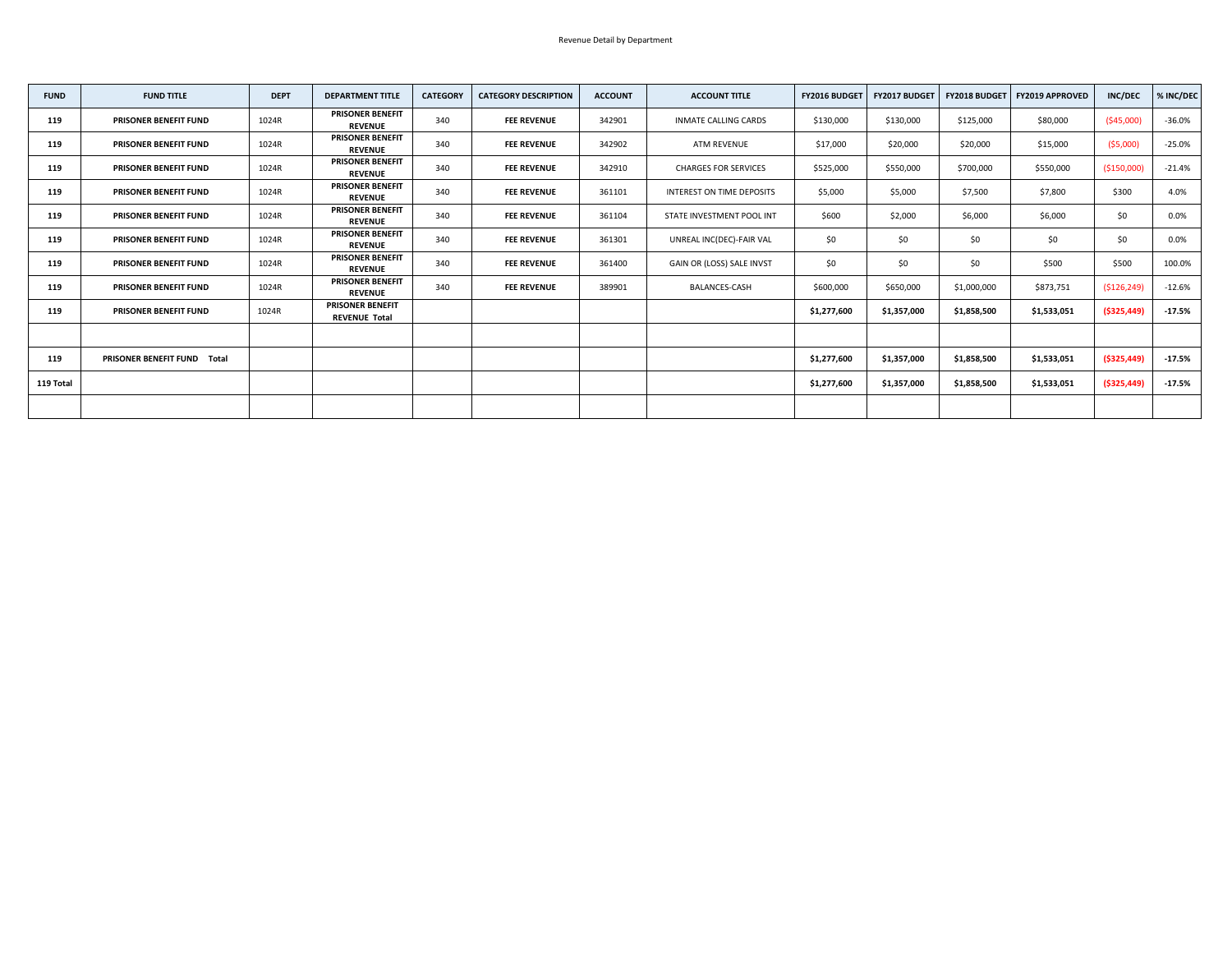Revenue Detail by Department

| FUND | FUND TITLE | DEPT | DEPARTMENT TITLE | CATEGORY | CATEGORY DESCRIPTION | ACCOUNT | ACCOUNT TITLE | FY2016 BUDGET | FY2017 BUDGET | FY2018 BUDGET | FY2019 APPROVED | INC/DEC | % INC/DEC |
|---|---|---|---|---|---|---|---|---|---|---|---|---|---|
| 119 | PRISONER BENEFIT FUND | 1024R | PRISONER BENEFIT REVENUE | 340 | FEE REVENUE | 342901 | INMATE CALLING CARDS | $130,000 | $130,000 | $125,000 | $80,000 | ($45,000) | -36.0% |
| 119 | PRISONER BENEFIT FUND | 1024R | PRISONER BENEFIT REVENUE | 340 | FEE REVENUE | 342902 | ATM REVENUE | $17,000 | $20,000 | $20,000 | $15,000 | ($5,000) | -25.0% |
| 119 | PRISONER BENEFIT FUND | 1024R | PRISONER BENEFIT REVENUE | 340 | FEE REVENUE | 342910 | CHARGES FOR SERVICES | $525,000 | $550,000 | $700,000 | $550,000 | ($150,000) | -21.4% |
| 119 | PRISONER BENEFIT FUND | 1024R | PRISONER BENEFIT REVENUE | 340 | FEE REVENUE | 361101 | INTEREST ON TIME DEPOSITS | $5,000 | $5,000 | $7,500 | $7,800 | $300 | 4.0% |
| 119 | PRISONER BENEFIT FUND | 1024R | PRISONER BENEFIT REVENUE | 340 | FEE REVENUE | 361104 | STATE INVESTMENT POOL INT | $600 | $2,000 | $6,000 | $6,000 | $0 | 0.0% |
| 119 | PRISONER BENEFIT FUND | 1024R | PRISONER BENEFIT REVENUE | 340 | FEE REVENUE | 361301 | UNREAL INC(DEC)-FAIR VAL | $0 | $0 | $0 | $0 | $0 | 0.0% |
| 119 | PRISONER BENEFIT FUND | 1024R | PRISONER BENEFIT REVENUE | 340 | FEE REVENUE | 361400 | GAIN OR (LOSS) SALE INVST | $0 | $0 | $0 | $500 | $500 | 100.0% |
| 119 | PRISONER BENEFIT FUND | 1024R | PRISONER BENEFIT REVENUE | 340 | FEE REVENUE | 389901 | BALANCES-CASH | $600,000 | $650,000 | $1,000,000 | $873,751 | ($126,249) | -12.6% |
| 119 | PRISONER BENEFIT FUND | 1024R | PRISONER BENEFIT REVENUE Total | | | | | $1,277,600 | $1,357,000 | $1,858,500 | $1,533,051 | ($325,449) | -17.5% |
| | | | | | | | | | | | | | |
| 119 | PRISONER BENEFIT FUND Total | | | | | | | $1,277,600 | $1,357,000 | $1,858,500 | $1,533,051 | ($325,449) | -17.5% |
| 119 Total | | | | | | | | $1,277,600 | $1,357,000 | $1,858,500 | $1,533,051 | ($325,449) | -17.5% |
| | | | | | | | | | | | | | |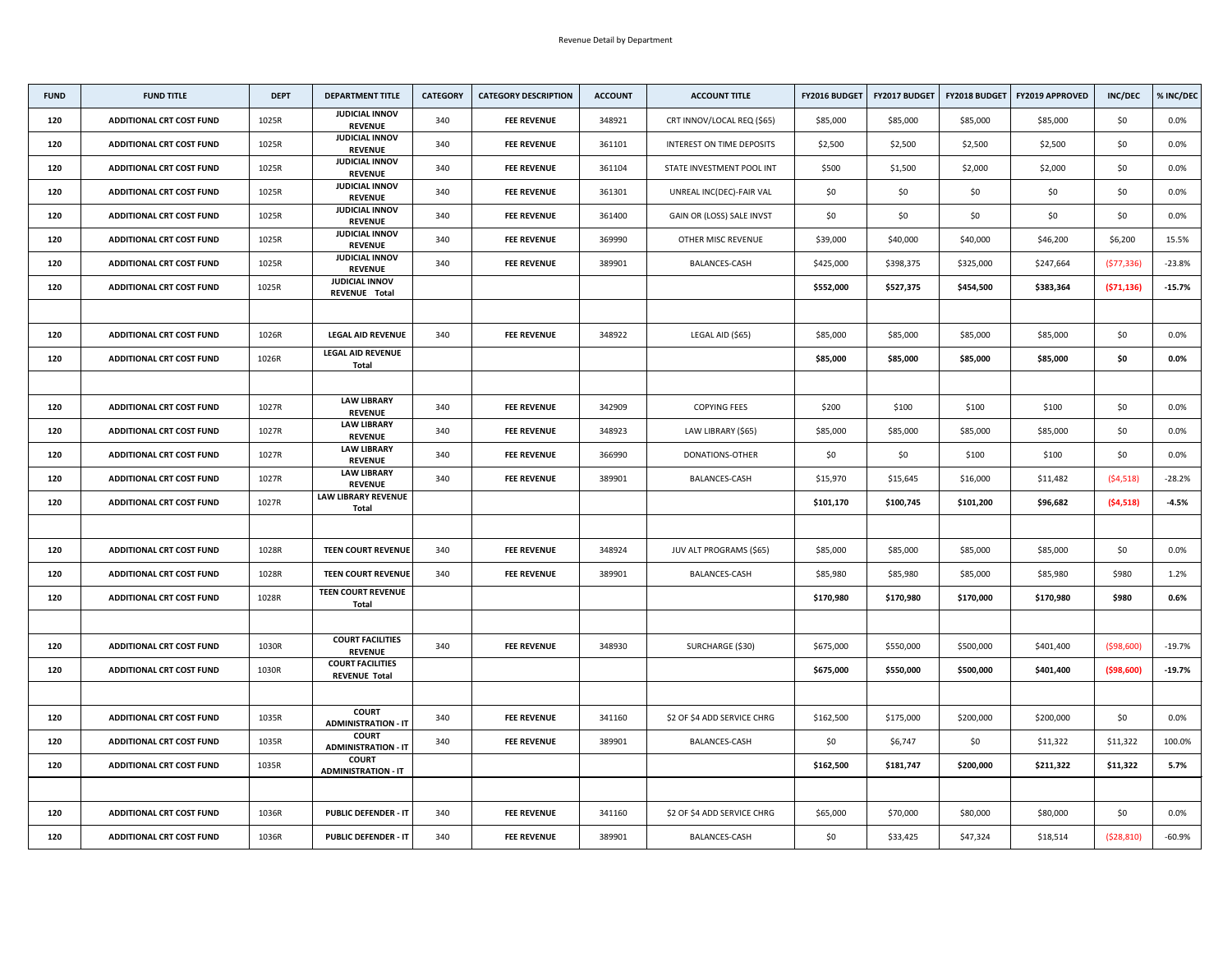Revenue Detail by Department

| FUND | FUND TITLE | DEPT | DEPARTMENT TITLE | CATEGORY | CATEGORY DESCRIPTION | ACCOUNT | ACCOUNT TITLE | FY2016 BUDGET | FY2017 BUDGET | FY2018 BUDGET | FY2019 APPROVED | INC/DEC | % INC/DEC |
|---|---|---|---|---|---|---|---|---|---|---|---|---|---|
| 120 | ADDITIONAL CRT COST FUND | 1025R | JUDICIAL INNOV REVENUE | 340 | FEE REVENUE | 348921 | CRT INNOV/LOCAL REQ ($65) | $85,000 | $85,000 | $85,000 | $85,000 | $0 | 0.0% |
| 120 | ADDITIONAL CRT COST FUND | 1025R | JUDICIAL INNOV REVENUE | 340 | FEE REVENUE | 361101 | INTEREST ON TIME DEPOSITS | $2,500 | $2,500 | $2,500 | $2,500 | $0 | 0.0% |
| 120 | ADDITIONAL CRT COST FUND | 1025R | JUDICIAL INNOV REVENUE | 340 | FEE REVENUE | 361104 | STATE INVESTMENT POOL INT | $500 | $1,500 | $2,000 | $2,000 | $0 | 0.0% |
| 120 | ADDITIONAL CRT COST FUND | 1025R | JUDICIAL INNOV REVENUE | 340 | FEE REVENUE | 361301 | UNREAL INC(DEC)-FAIR VAL | $0 | $0 | $0 | $0 | $0 | 0.0% |
| 120 | ADDITIONAL CRT COST FUND | 1025R | JUDICIAL INNOV REVENUE | 340 | FEE REVENUE | 361400 | GAIN OR (LOSS) SALE INVST | $0 | $0 | $0 | $0 | $0 | 0.0% |
| 120 | ADDITIONAL CRT COST FUND | 1025R | JUDICIAL INNOV REVENUE | 340 | FEE REVENUE | 369990 | OTHER MISC REVENUE | $39,000 | $40,000 | $40,000 | $46,200 | $6,200 | 15.5% |
| 120 | ADDITIONAL CRT COST FUND | 1025R | JUDICIAL INNOV REVENUE | 340 | FEE REVENUE | 389901 | BALANCES-CASH | $425,000 | $398,375 | $325,000 | $247,664 | ($77,336) | -23.8% |
| **120** | **ADDITIONAL CRT COST FUND** | 1025R | **JUDICIAL INNOV REVENUE Total** | | | | | **$552,000** | **$527,375** | **$454,500** | **$383,364** | **($71,136)** | **-15.7%** |
| | | | | | | | | | | | | | |
| 120 | ADDITIONAL CRT COST FUND | 1026R | LEGAL AID REVENUE | 340 | FEE REVENUE | 348922 | LEGAL AID ($65) | $85,000 | $85,000 | $85,000 | $85,000 | $0 | 0.0% |
| **120** | **ADDITIONAL CRT COST FUND** | 1026R | **LEGAL AID REVENUE Total** | | | | | **$85,000** | **$85,000** | **$85,000** | **$85,000** | **$0** | **0.0%** |
| | | | | | | | | | | | | | |
| 120 | ADDITIONAL CRT COST FUND | 1027R | LAW LIBRARY REVENUE | 340 | FEE REVENUE | 342909 | COPYING FEES | $200 | $100 | $100 | $100 | $0 | 0.0% |
| 120 | ADDITIONAL CRT COST FUND | 1027R | LAW LIBRARY REVENUE | 340 | FEE REVENUE | 348923 | LAW LIBRARY ($65) | $85,000 | $85,000 | $85,000 | $85,000 | $0 | 0.0% |
| 120 | ADDITIONAL CRT COST FUND | 1027R | LAW LIBRARY REVENUE | 340 | FEE REVENUE | 366990 | DONATIONS-OTHER | $0 | $0 | $100 | $100 | $0 | 0.0% |
| 120 | ADDITIONAL CRT COST FUND | 1027R | LAW LIBRARY REVENUE | 340 | FEE REVENUE | 389901 | BALANCES-CASH | $15,970 | $15,645 | $16,000 | $11,482 | ($4,518) | -28.2% |
| **120** | **ADDITIONAL CRT COST FUND** | 1027R | **LAW LIBRARY REVENUE Total** | | | | | **$101,170** | **$100,745** | **$101,200** | **$96,682** | **($4,518)** | **-4.5%** |
| | | | | | | | | | | | | | |
| 120 | ADDITIONAL CRT COST FUND | 1028R | TEEN COURT REVENUE | 340 | FEE REVENUE | 348924 | JUV ALT PROGRAMS ($65) | $85,000 | $85,000 | $85,000 | $85,000 | $0 | 0.0% |
| 120 | ADDITIONAL CRT COST FUND | 1028R | TEEN COURT REVENUE | 340 | FEE REVENUE | 389901 | BALANCES-CASH | $85,980 | $85,980 | $85,000 | $85,980 | $980 | 1.2% |
| **120** | **ADDITIONAL CRT COST FUND** | 1028R | **TEEN COURT REVENUE Total** | | | | | **$170,980** | **$170,980** | **$170,000** | **$170,980** | **$980** | **0.6%** |
| | | | | | | | | | | | | | |
| 120 | ADDITIONAL CRT COST FUND | 1030R | COURT FACILITIES REVENUE | 340 | FEE REVENUE | 348930 | SURCHARGE ($30) | $675,000 | $550,000 | $500,000 | $401,400 | ($98,600) | -19.7% |
| **120** | **ADDITIONAL CRT COST FUND** | 1030R | **COURT FACILITIES REVENUE Total** | | | | | **$675,000** | **$550,000** | **$500,000** | **$401,400** | **($98,600)** | **-19.7%** |
| | | | | | | | | | | | | | |
| 120 | ADDITIONAL CRT COST FUND | 1035R | COURT ADMINISTRATION - IT | 340 | FEE REVENUE | 341160 | $2 OF $4 ADD SERVICE CHRG | $162,500 | $175,000 | $200,000 | $200,000 | $0 | 0.0% |
| 120 | ADDITIONAL CRT COST FUND | 1035R | COURT ADMINISTRATION - IT | 340 | FEE REVENUE | 389901 | BALANCES-CASH | $0 | $6,747 | $0 | $11,322 | $11,322 | 100.0% |
| **120** | **ADDITIONAL CRT COST FUND** | 1035R | **COURT ADMINISTRATION - IT** | | | | | **$162,500** | **$181,747** | **$200,000** | **$211,322** | **$11,322** | **5.7%** |
| | | | | | | | | | | | | | |
| 120 | ADDITIONAL CRT COST FUND | 1036R | PUBLIC DEFENDER - IT | 340 | FEE REVENUE | 341160 | $2 OF $4 ADD SERVICE CHRG | $65,000 | $70,000 | $80,000 | $80,000 | $0 | 0.0% |
| 120 | ADDITIONAL CRT COST FUND | 1036R | PUBLIC DEFENDER - IT | 340 | FEE REVENUE | 389901 | BALANCES-CASH | $0 | $33,425 | $47,324 | $18,514 | ($28,810) | -60.9% |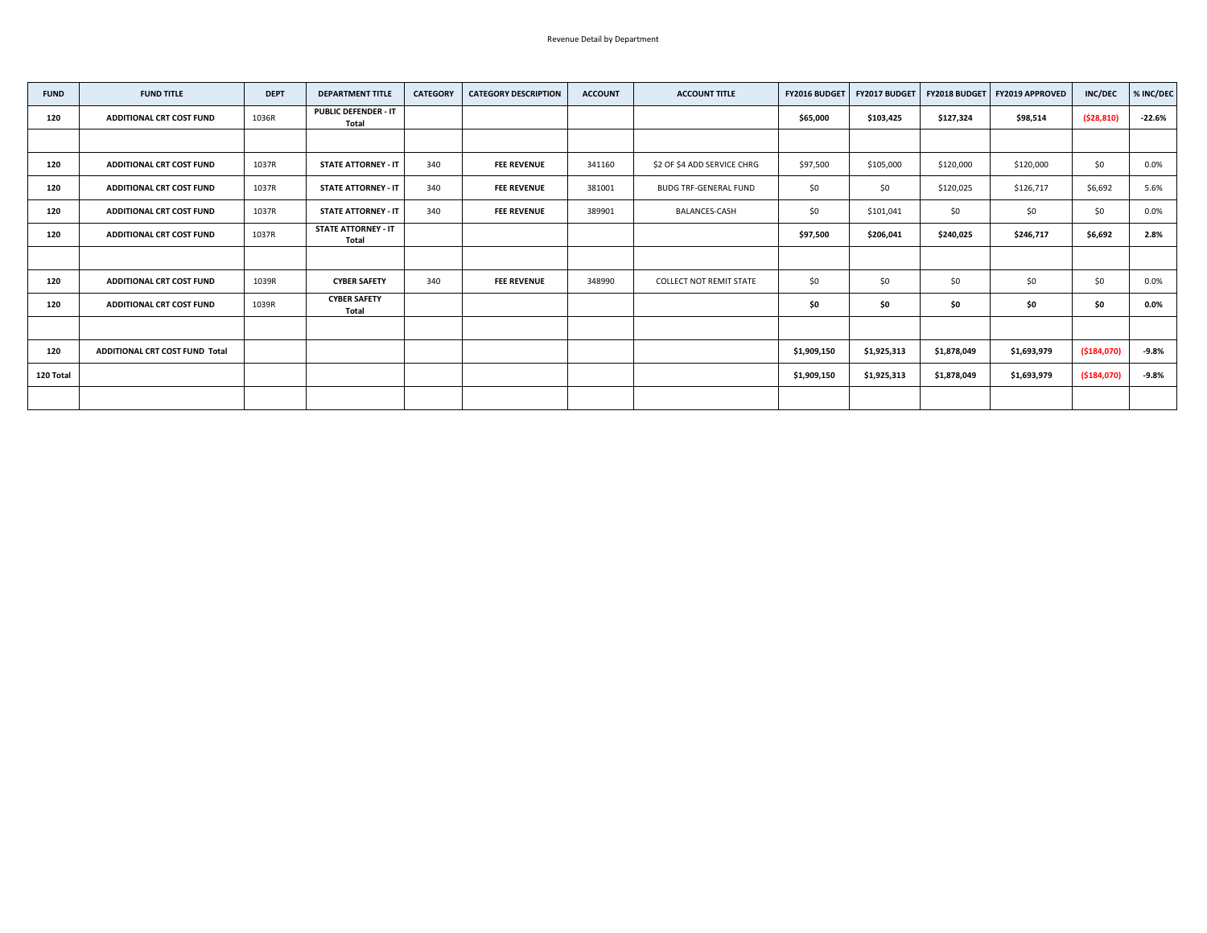Revenue Detail by Department

| FUND | FUND TITLE | DEPT | DEPARTMENT TITLE | CATEGORY | CATEGORY DESCRIPTION | ACCOUNT | ACCOUNT TITLE | FY2016 BUDGET | FY2017 BUDGET | FY2018 BUDGET | FY2019 APPROVED | INC/DEC | % INC/DEC |
|---|---|---|---|---|---|---|---|---|---|---|---|---|---|
| **120** | **ADDITIONAL CRT COST FUND** | 1036R | **PUBLIC DEFENDER - IT Total** | | | | | **$65,000** | **$103,425** | **$127,324** | **$98,514** | **($28,810)** | **-22.6%** |
| | | | | | | | | | | | | | |
| **120** | **ADDITIONAL CRT COST FUND** | 1037R | **STATE ATTORNEY - IT** | 340 | **FEE REVENUE** | 341160 | $2 OF $4 ADD SERVICE CHRG | $97,500 | $105,000 | $120,000 | $120,000 | $0 | 0.0% |
| **120** | **ADDITIONAL CRT COST FUND** | 1037R | **STATE ATTORNEY - IT** | 340 | **FEE REVENUE** | 381001 | BUDG TRF-GENERAL FUND | $0 | $0 | $120,025 | $126,717 | $6,692 | 5.6% |
| **120** | **ADDITIONAL CRT COST FUND** | 1037R | **STATE ATTORNEY - IT** | 340 | **FEE REVENUE** | 389901 | BALANCES-CASH | $0 | $101,041 | $0 | $0 | $0 | 0.0% |
| **120** | **ADDITIONAL CRT COST FUND** | 1037R | **STATE ATTORNEY - IT Total** | | | | | **$97,500** | **$206,041** | **$240,025** | **$246,717** | **$6,692** | **2.8%** |
| | | | | | | | | | | | | | |
| **120** | **ADDITIONAL CRT COST FUND** | 1039R | **CYBER SAFETY** | 340 | **FEE REVENUE** | 348990 | COLLECT NOT REMIT STATE | $0 | $0 | $0 | $0 | $0 | 0.0% |
| **120** | **ADDITIONAL CRT COST FUND** | 1039R | **CYBER SAFETY Total** | | | | | **$0** | **$0** | **$0** | **$0** | **$0** | **0.0%** |
| | | | | | | | | | | | | | |
| **120** | **ADDITIONAL CRT COST FUND Total** | | | | | | | **$1,909,150** | **$1,925,313** | **$1,878,049** | **$1,693,979** | **($184,070)** | **-9.8%** |
| **120 Total** | | | | | | | | **$1,909,150** | **$1,925,313** | **$1,878,049** | **$1,693,979** | **($184,070)** | **-9.8%** |
| | | | | | | | | | | | | | |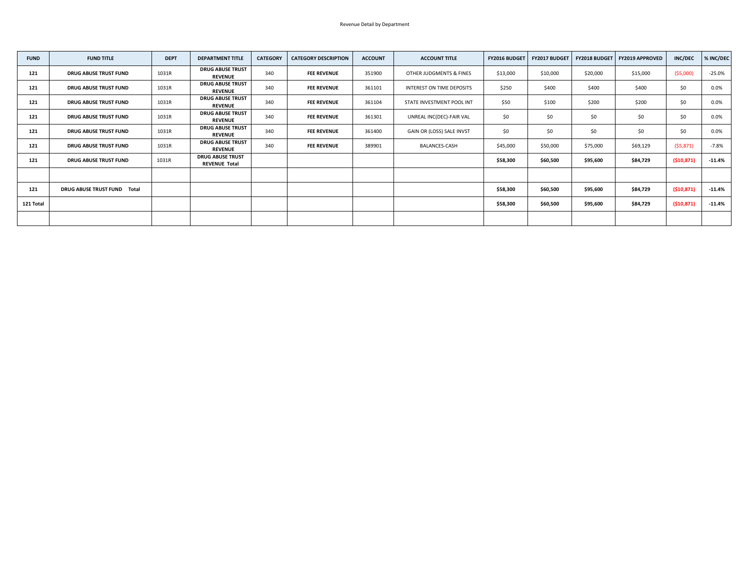Revenue Detail by Department

| FUND | FUND TITLE | DEPT | DEPARTMENT TITLE | CATEGORY | CATEGORY DESCRIPTION | ACCOUNT | ACCOUNT TITLE | FY2016 BUDGET | FY2017 BUDGET | FY2018 BUDGET | FY2019 APPROVED | INC/DEC | % INC/DEC |
|---|---|---|---|---|---|---|---|---|---|---|---|---|---|
| **121** | **DRUG ABUSE TRUST FUND** | 1031R | **DRUG ABUSE TRUST REVENUE** | 340 | **FEE REVENUE** | 351900 | OTHER JUDGMENTS & FINES | $13,000 | $10,000 | $20,000 | $15,000 | ($5,000) | -25.0% |
| **121** | **DRUG ABUSE TRUST FUND** | 1031R | **DRUG ABUSE TRUST REVENUE** | 340 | **FEE REVENUE** | 361101 | INTEREST ON TIME DEPOSITS | $250 | $400 | $400 | $400 | $0 | 0.0% |
| **121** | **DRUG ABUSE TRUST FUND** | 1031R | **DRUG ABUSE TRUST REVENUE** | 340 | **FEE REVENUE** | 361104 | STATE INVESTMENT POOL INT | $50 | $100 | $200 | $200 | $0 | 0.0% |
| **121** | **DRUG ABUSE TRUST FUND** | 1031R | **DRUG ABUSE TRUST REVENUE** | 340 | **FEE REVENUE** | 361301 | UNREAL INC(DEC)-FAIR VAL | $0 | $0 | $0 | $0 | $0 | 0.0% |
| **121** | **DRUG ABUSE TRUST FUND** | 1031R | **DRUG ABUSE TRUST REVENUE** | 340 | **FEE REVENUE** | 361400 | GAIN OR (LOSS) SALE INVST | $0 | $0 | $0 | $0 | $0 | 0.0% |
| **121** | **DRUG ABUSE TRUST FUND** | 1031R | **DRUG ABUSE TRUST REVENUE** | 340 | **FEE REVENUE** | 389901 | BALANCES-CASH | $45,000 | $50,000 | $75,000 | $69,129 | ($5,871) | -7.8% |
| **121** | **DRUG ABUSE TRUST FUND** | 1031R | **DRUG ABUSE TRUST REVENUE Total** | | | | | **$58,300** | **$60,500** | **$95,600** | **$84,729** | **($10,871)** | **-11.4%** |
| | | | | | | | | | | | | | |
| **121** | **DRUG ABUSE TRUST FUND Total** | | | | | | | **$58,300** | **$60,500** | **$95,600** | **$84,729** | **($10,871)** | **-11.4%** |
| **121 Total** | | | | | | | | **$58,300** | **$60,500** | **$95,600** | **$84,729** | **($10,871)** | **-11.4%** |
| | | | | | | | | | | | | | |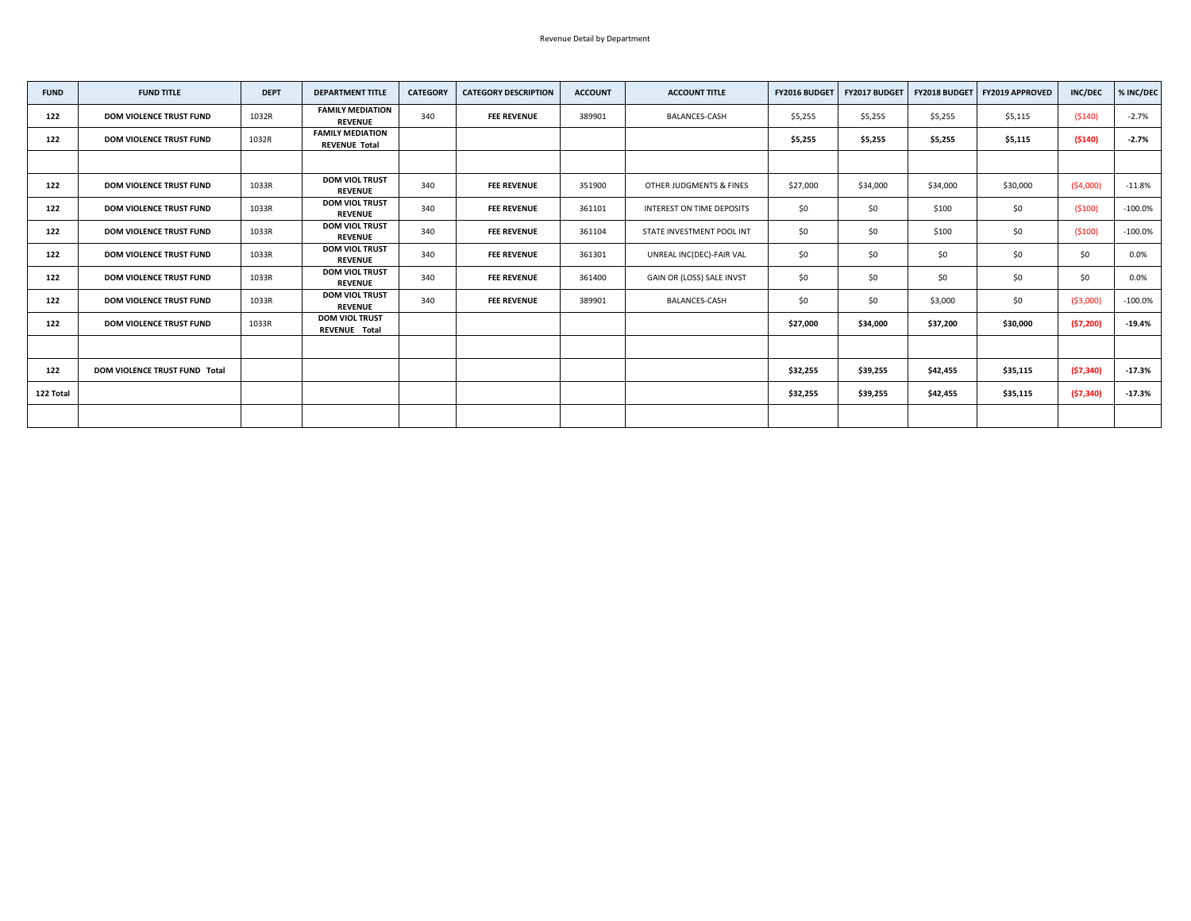Revenue Detail by Department

| FUND | FUND TITLE | DEPT | DEPARTMENT TITLE | CATEGORY | CATEGORY DESCRIPTION | ACCOUNT | ACCOUNT TITLE | FY2016 BUDGET | FY2017 BUDGET | FY2018 BUDGET | FY2019 APPROVED | INC/DEC | % INC/DEC |
|---|---|---|---|---|---|---|---|---|---|---|---|---|---|
| 122 | DOM VIOLENCE TRUST FUND | 1032R | FAMILY MEDIATION REVENUE | 340 | FEE REVENUE | 389901 | BALANCES-CASH | $5,255 | $5,255 | $5,255 | $5,115 | ($140) | -2.7% |
| 122 | DOM VIOLENCE TRUST FUND | 1032R | FAMILY MEDIATION REVENUE Total | | | | | **$5,255** | **$5,255** | **$5,255** | **$5,115** | **($140)** | **-2.7%** |
| | | | | | | | | | | | | | |
| 122 | DOM VIOLENCE TRUST FUND | 1033R | DOM VIOL TRUST REVENUE | 340 | FEE REVENUE | 351900 | OTHER JUDGMENTS & FINES | $27,000 | $34,000 | $34,000 | $30,000 | ($4,000) | -11.8% |
| 122 | DOM VIOLENCE TRUST FUND | 1033R | DOM VIOL TRUST REVENUE | 340 | FEE REVENUE | 361101 | INTEREST ON TIME DEPOSITS | $0 | $0 | $100 | $0 | ($100) | -100.0% |
| 122 | DOM VIOLENCE TRUST FUND | 1033R | DOM VIOL TRUST REVENUE | 340 | FEE REVENUE | 361104 | STATE INVESTMENT POOL INT | $0 | $0 | $100 | $0 | ($100) | -100.0% |
| 122 | DOM VIOLENCE TRUST FUND | 1033R | DOM VIOL TRUST REVENUE | 340 | FEE REVENUE | 361301 | UNREAL INC(DEC)-FAIR VAL | $0 | $0 | $0 | $0 | $0 | 0.0% |
| 122 | DOM VIOLENCE TRUST FUND | 1033R | DOM VIOL TRUST REVENUE | 340 | FEE REVENUE | 361400 | GAIN OR (LOSS) SALE INVST | $0 | $0 | $0 | $0 | $0 | 0.0% |
| 122 | DOM VIOLENCE TRUST FUND | 1033R | DOM VIOL TRUST REVENUE | 340 | FEE REVENUE | 389901 | BALANCES-CASH | $0 | $0 | $3,000 | $0 | ($3,000) | -100.0% |
| 122 | DOM VIOLENCE TRUST FUND | 1033R | DOM VIOL TRUST REVENUE Total | | | | | **$27,000** | **$34,000** | **$37,200** | **$30,000** | **($7,200)** | **-19.4%** |
| | | | | | | | | | | | | | |
| 122 | DOM VIOLENCE TRUST FUND Total | | | | | | | **$32,255** | **$39,255** | **$42,455** | **$35,115** | **($7,340)** | **-17.3%** |
| 122 Total | | | | | | | | **$32,255** | **$39,255** | **$42,455** | **$35,115** | **($7,340)** | **-17.3%** |
| | | | | | | | | | | | | | |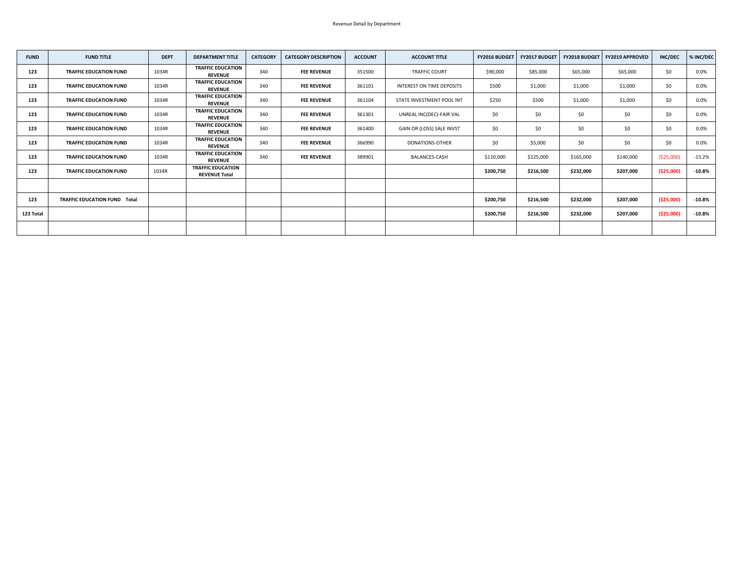Revenue Detail by Department

| FUND | FUND TITLE | DEPT | DEPARTMENT TITLE | CATEGORY | CATEGORY DESCRIPTION | ACCOUNT | ACCOUNT TITLE | FY2016 BUDGET | FY2017 BUDGET | FY2018 BUDGET | FY2019 APPROVED | INC/DEC | % INC/DEC |
|---|---|---|---|---|---|---|---|---|---|---|---|---|---|
| **123** | **TRAFFIC EDUCATION FUND** | 1034R | **TRAFFIC EDUCATION REVENUE** | 340 | **FEE REVENUE** | 351500 | TRAFFIC COURT | $90,000 | $85,000 | $65,000 | $65,000 | $0 | 0.0% |
| **123** | **TRAFFIC EDUCATION FUND** | 1034R | **TRAFFIC EDUCATION REVENUE** | 340 | **FEE REVENUE** | 361101 | INTEREST ON TIME DEPOSITS | $500 | $1,000 | $1,000 | $1,000 | $0 | 0.0% |
| **123** | **TRAFFIC EDUCATION FUND** | 1034R | **TRAFFIC EDUCATION REVENUE** | 340 | **FEE REVENUE** | 361104 | STATE INVESTMENT POOL INT | $250 | $500 | $1,000 | $1,000 | $0 | 0.0% |
| **123** | **TRAFFIC EDUCATION FUND** | 1034R | **TRAFFIC EDUCATION REVENUE** | 340 | **FEE REVENUE** | 361301 | UNREAL INC(DEC)-FAIR VAL | $0 | $0 | $0 | $0 | $0 | 0.0% |
| **123** | **TRAFFIC EDUCATION FUND** | 1034R | **TRAFFIC EDUCATION REVENUE** | 340 | **FEE REVENUE** | 361400 | GAIN OR (LOSS) SALE INVST | $0 | $0 | $0 | $0 | $0 | 0.0% |
| **123** | **TRAFFIC EDUCATION FUND** | 1034R | **TRAFFIC EDUCATION REVENUE** | 340 | **FEE REVENUE** | 366990 | DONATIONS-OTHER | $0 | $5,000 | $0 | $0 | $0 | 0.0% |
| **123** | **TRAFFIC EDUCATION FUND** | 1034R | **TRAFFIC EDUCATION REVENUE** | 340 | **FEE REVENUE** | 389901 | BALANCES-CASH | $110,000 | $125,000 | $165,000 | $140,000 | ($25,000) | -15.2% |
| **123** | **TRAFFIC EDUCATION FUND** | 1034R | **TRAFFIC EDUCATION REVENUE Total** | | | | | **$200,750** | **$216,500** | **$232,000** | **$207,000** | **($25,000)** | **-10.8%** |
| | | | | | | | | | | | | | |
| **123** | **TRAFFIC EDUCATION FUND Total** | | | | | | | **$200,750** | **$216,500** | **$232,000** | **$207,000** | **($25,000)** | **-10.8%** |
| **123 Total** | | | | | | | | **$200,750** | **$216,500** | **$232,000** | **$207,000** | **($25,000)** | **-10.8%** |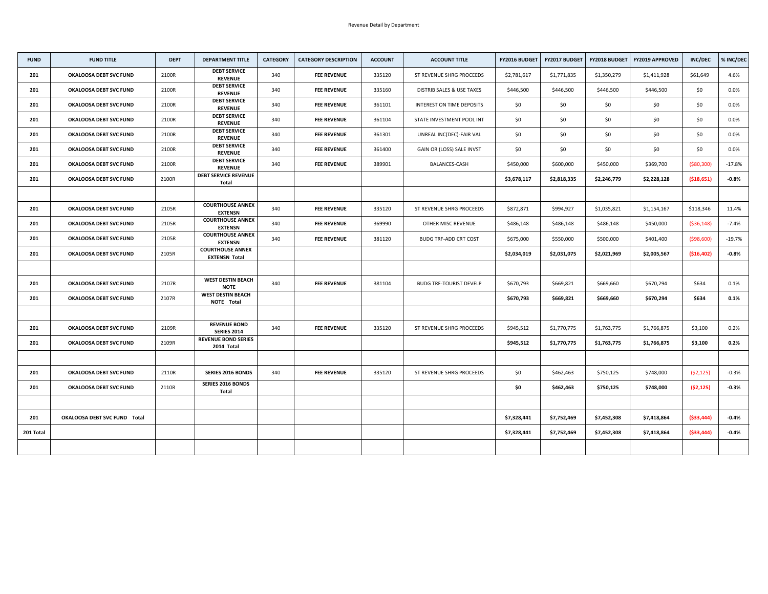Revenue Detail by Department

| FUND | FUND TITLE | DEPT | DEPARTMENT TITLE | CATEGORY | CATEGORY DESCRIPTION | ACCOUNT | ACCOUNT TITLE | FY2016 BUDGET | FY2017 BUDGET | FY2018 BUDGET | FY2019 APPROVED | INC/DEC | % INC/DEC |
|---|---|---|---|---|---|---|---|---|---|---|---|---|---|
| 201 | OKALOOSA DEBT SVC FUND | 2100R | DEBT SERVICE REVENUE | 340 | FEE REVENUE | 335120 | ST REVENUE SHRG PROCEEDS | $2,781,617 | $1,771,835 | $1,350,279 | $1,411,928 | $61,649 | 4.6% |
| 201 | OKALOOSA DEBT SVC FUND | 2100R | DEBT SERVICE REVENUE | 340 | FEE REVENUE | 335160 | DISTRIB SALES & USE TAXES | $446,500 | $446,500 | $446,500 | $446,500 | $0 | 0.0% |
| 201 | OKALOOSA DEBT SVC FUND | 2100R | DEBT SERVICE REVENUE | 340 | FEE REVENUE | 361101 | INTEREST ON TIME DEPOSITS | $0 | $0 | $0 | $0 | $0 | 0.0% |
| 201 | OKALOOSA DEBT SVC FUND | 2100R | DEBT SERVICE REVENUE | 340 | FEE REVENUE | 361104 | STATE INVESTMENT POOL INT | $0 | $0 | $0 | $0 | $0 | 0.0% |
| 201 | OKALOOSA DEBT SVC FUND | 2100R | DEBT SERVICE REVENUE | 340 | FEE REVENUE | 361301 | UNREAL INC(DEC)-FAIR VAL | $0 | $0 | $0 | $0 | $0 | 0.0% |
| 201 | OKALOOSA DEBT SVC FUND | 2100R | DEBT SERVICE REVENUE | 340 | FEE REVENUE | 361400 | GAIN OR (LOSS) SALE INVST | $0 | $0 | $0 | $0 | $0 | 0.0% |
| 201 | OKALOOSA DEBT SVC FUND | 2100R | DEBT SERVICE REVENUE | 340 | FEE REVENUE | 389901 | BALANCES-CASH | $450,000 | $600,000 | $450,000 | $369,700 | ($80,300) | -17.8% |
| 201 | OKALOOSA DEBT SVC FUND | 2100R | **DEBT SERVICE REVENUE Total** | | | | | **$3,678,117** | **$2,818,335** | **$2,246,779** | **$2,228,128** | **($18,651)** | **-0.8%** |
| | | | | | | | | | | | | | |
| 201 | OKALOOSA DEBT SVC FUND | 2105R | COURTHOUSE ANNEX EXTENSN | 340 | FEE REVENUE | 335120 | ST REVENUE SHRG PROCEEDS | $872,871 | $994,927 | $1,035,821 | $1,154,167 | $118,346 | 11.4% |
| 201 | OKALOOSA DEBT SVC FUND | 2105R | COURTHOUSE ANNEX EXTENSN | 340 | FEE REVENUE | 369990 | OTHER MISC REVENUE | $486,148 | $486,148 | $486,148 | $450,000 | ($36,148) | -7.4% |
| 201 | OKALOOSA DEBT SVC FUND | 2105R | COURTHOUSE ANNEX EXTENSN | 340 | FEE REVENUE | 381120 | BUDG TRF-ADD CRT COST | $675,000 | $550,000 | $500,000 | $401,400 | ($98,600) | -19.7% |
| 201 | OKALOOSA DEBT SVC FUND | 2105R | **COURTHOUSE ANNEX EXTENSN Total** | | | | | **$2,034,019** | **$2,031,075** | **$2,021,969** | **$2,005,567** | **($16,402)** | **-0.8%** |
| | | | | | | | | | | | | | |
| 201 | OKALOOSA DEBT SVC FUND | 2107R | WEST DESTIN BEACH NOTE | 340 | FEE REVENUE | 381104 | BUDG TRF-TOURIST DEVELP | $670,793 | $669,821 | $669,660 | $670,294 | $634 | 0.1% |
| 201 | OKALOOSA DEBT SVC FUND | 2107R | **WEST DESTIN BEACH NOTE Total** | | | | | **$670,793** | **$669,821** | **$669,660** | **$670,294** | **$634** | **0.1%** |
| | | | | | | | | | | | | | |
| 201 | OKALOOSA DEBT SVC FUND | 2109R | REVENUE BOND SERIES 2014 | 340 | FEE REVENUE | 335120 | ST REVENUE SHRG PROCEEDS | $945,512 | $1,770,775 | $1,763,775 | $1,766,875 | $3,100 | 0.2% |
| 201 | OKALOOSA DEBT SVC FUND | 2109R | **REVENUE BOND SERIES 2014 Total** | | | | | **$945,512** | **$1,770,775** | **$1,763,775** | **$1,766,875** | **$3,100** | **0.2%** |
| | | | | | | | | | | | | | |
| 201 | OKALOOSA DEBT SVC FUND | 2110R | SERIES 2016 BONDS | 340 | FEE REVENUE | 335120 | ST REVENUE SHRG PROCEEDS | $0 | $462,463 | $750,125 | $748,000 | ($2,125) | -0.3% |
| 201 | OKALOOSA DEBT SVC FUND | 2110R | **SERIES 2016 BONDS Total** | | | | | **$0** | **$462,463** | **$750,125** | **$748,000** | **($2,125)** | **-0.3%** |
| | | | | | | | | | | | | | |
| 201 | **OKALOOSA DEBT SVC FUND Total** | | | | | | | **$7,328,441** | **$7,752,469** | **$7,452,308** | **$7,418,864** | **($33,444)** | **-0.4%** |
| **201 Total** | | | | | | | | **$7,328,441** | **$7,752,469** | **$7,452,308** | **$7,418,864** | **($33,444)** | **-0.4%** |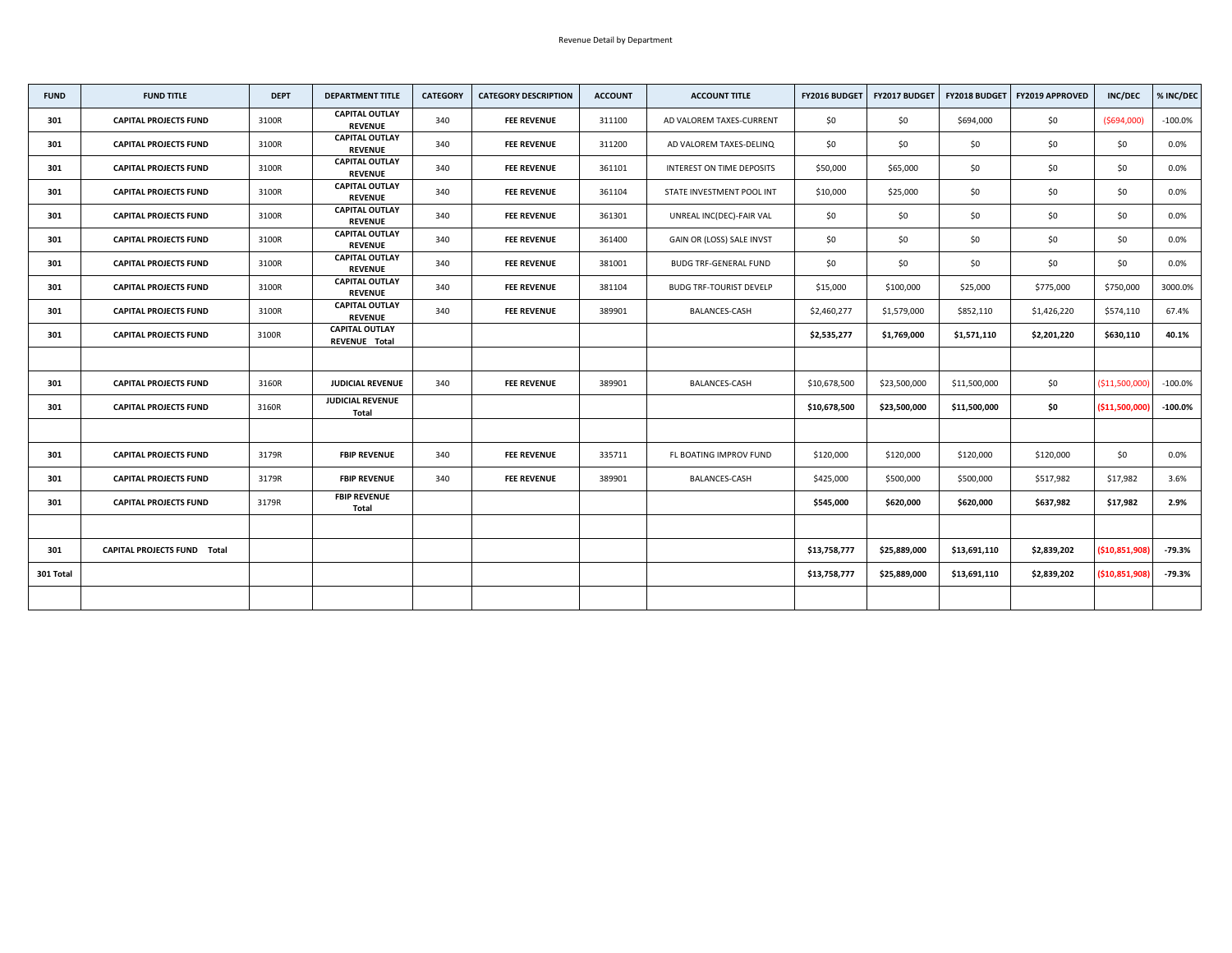Revenue Detail by Department

| FUND | FUND TITLE | DEPT | DEPARTMENT TITLE | CATEGORY | CATEGORY DESCRIPTION | ACCOUNT | ACCOUNT TITLE | FY2016 BUDGET | FY2017 BUDGET | FY2018 BUDGET | FY2019 APPROVED | INC/DEC | % INC/DEC |
|---|---|---|---|---|---|---|---|---|---|---|---|---|---|
| **301** | **CAPITAL PROJECTS FUND** | 3100R | **CAPITAL OUTLAY REVENUE** | 340 | **FEE REVENUE** | 311100 | AD VALOREM TAXES-CURRENT | $0 | $0 | $694,000 | $0 | ($694,000) | -100.0% |
| **301** | **CAPITAL PROJECTS FUND** | 3100R | **CAPITAL OUTLAY REVENUE** | 340 | **FEE REVENUE** | 311200 | AD VALOREM TAXES-DELINQ | $0 | $0 | $0 | $0 | $0 | 0.0% |
| **301** | **CAPITAL PROJECTS FUND** | 3100R | **CAPITAL OUTLAY REVENUE** | 340 | **FEE REVENUE** | 361101 | INTEREST ON TIME DEPOSITS | $50,000 | $65,000 | $0 | $0 | $0 | 0.0% |
| **301** | **CAPITAL PROJECTS FUND** | 3100R | **CAPITAL OUTLAY REVENUE** | 340 | **FEE REVENUE** | 361104 | STATE INVESTMENT POOL INT | $10,000 | $25,000 | $0 | $0 | $0 | 0.0% |
| **301** | **CAPITAL PROJECTS FUND** | 3100R | **CAPITAL OUTLAY REVENUE** | 340 | **FEE REVENUE** | 361301 | UNREAL INC(DEC)-FAIR VAL | $0 | $0 | $0 | $0 | $0 | 0.0% |
| **301** | **CAPITAL PROJECTS FUND** | 3100R | **CAPITAL OUTLAY REVENUE** | 340 | **FEE REVENUE** | 361400 | GAIN OR (LOSS) SALE INVST | $0 | $0 | $0 | $0 | $0 | 0.0% |
| **301** | **CAPITAL PROJECTS FUND** | 3100R | **CAPITAL OUTLAY REVENUE** | 340 | **FEE REVENUE** | 381001 | BUDG TRF-GENERAL FUND | $0 | $0 | $0 | $0 | $0 | 0.0% |
| **301** | **CAPITAL PROJECTS FUND** | 3100R | **CAPITAL OUTLAY REVENUE** | 340 | **FEE REVENUE** | 381104 | BUDG TRF-TOURIST DEVELP | $15,000 | $100,000 | $25,000 | $775,000 | $750,000 | 3000.0% |
| **301** | **CAPITAL PROJECTS FUND** | 3100R | **CAPITAL OUTLAY REVENUE** | 340 | **FEE REVENUE** | 389901 | BALANCES-CASH | $2,460,277 | $1,579,000 | $852,110 | $1,426,220 | $574,110 | 67.4% |
| **301** | **CAPITAL PROJECTS FUND** | 3100R | **CAPITAL OUTLAY REVENUE Total** | | | | | **$2,535,277** | **$1,769,000** | **$1,571,110** | **$2,201,220** | **$630,110** | **40.1%** |
| | | | | | | | | | | | | | |
| **301** | **CAPITAL PROJECTS FUND** | 3160R | **JUDICIAL REVENUE** | 340 | **FEE REVENUE** | 389901 | BALANCES-CASH | $10,678,500 | $23,500,000 | $11,500,000 | $0 | ($11,500,000) | -100.0% |
| **301** | **CAPITAL PROJECTS FUND** | 3160R | **JUDICIAL REVENUE Total** | | | | | **$10,678,500** | **$23,500,000** | **$11,500,000** | **$0** | **($11,500,000)** | **-100.0%** |
| | | | | | | | | | | | | | |
| **301** | **CAPITAL PROJECTS FUND** | 3179R | **FBIP REVENUE** | 340 | **FEE REVENUE** | 335711 | FL BOATING IMPROV FUND | $120,000 | $120,000 | $120,000 | $120,000 | $0 | 0.0% |
| **301** | **CAPITAL PROJECTS FUND** | 3179R | **FBIP REVENUE** | 340 | **FEE REVENUE** | 389901 | BALANCES-CASH | $425,000 | $500,000 | $500,000 | $517,982 | $17,982 | 3.6% |
| **301** | **CAPITAL PROJECTS FUND** | 3179R | **FBIP REVENUE Total** | | | | | **$545,000** | **$620,000** | **$620,000** | **$637,982** | **$17,982** | **2.9%** |
| | | | | | | | | | | | | | |
| **301** | **CAPITAL PROJECTS FUND Total** | | | | | | | **$13,758,777** | **$25,889,000** | **$13,691,110** | **$2,839,202** | **($10,851,908)** | **-79.3%** |
| **301 Total** | | | | | | | | **$13,758,777** | **$25,889,000** | **$13,691,110** | **$2,839,202** | **($10,851,908)** | **-79.3%** |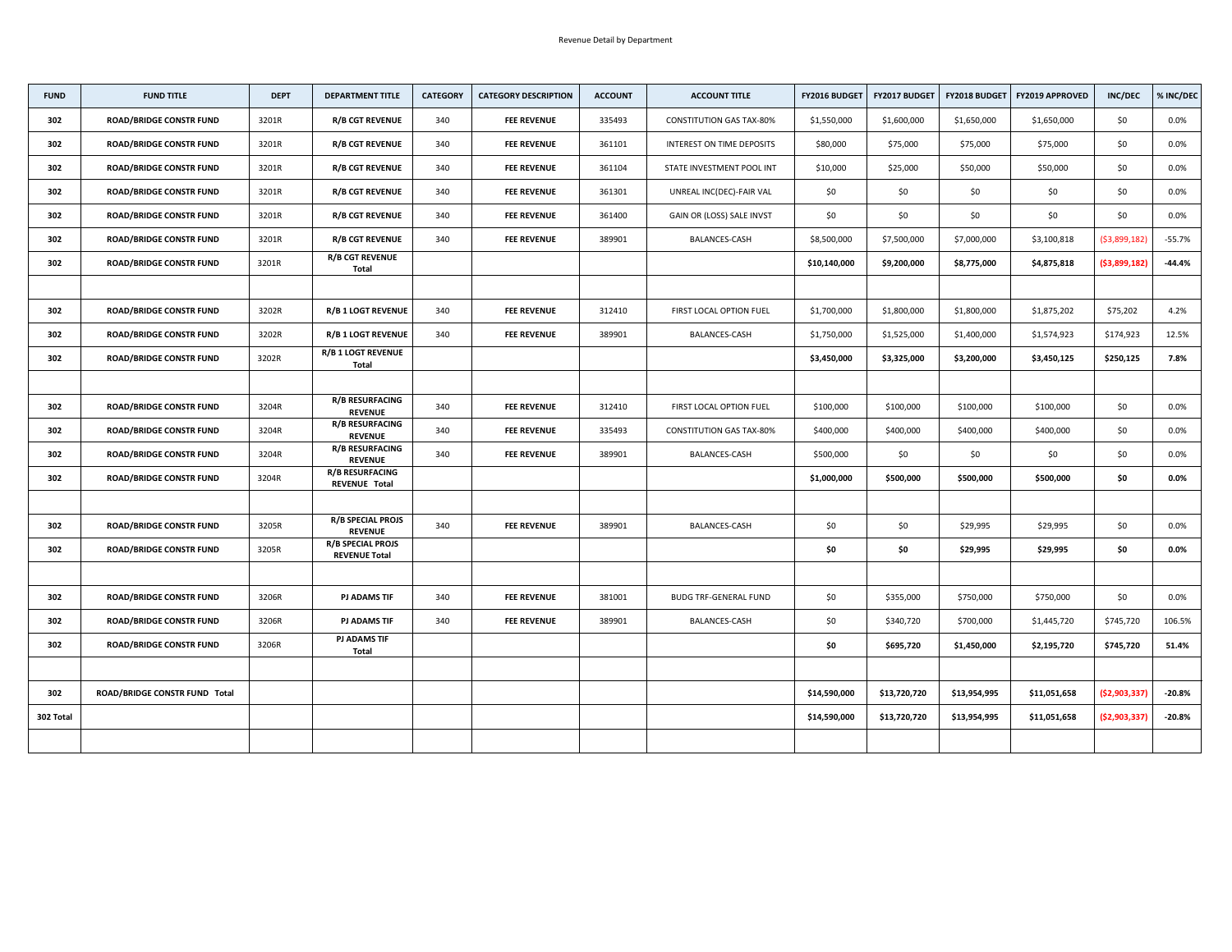Revenue Detail by Department

| FUND | FUND TITLE | DEPT | DEPARTMENT TITLE | CATEGORY | CATEGORY DESCRIPTION | ACCOUNT | ACCOUNT TITLE | FY2016 BUDGET | FY2017 BUDGET | FY2018 BUDGET | FY2019 APPROVED | INC/DEC | % INC/DEC |
|---|---|---|---|---|---|---|---|---|---|---|---|---|---|
| 302 | ROAD/BRIDGE CONSTR FUND | 3201R | R/B CGT REVENUE | 340 | FEE REVENUE | 335493 | CONSTITUTION GAS TAX-80% | $1,550,000 | $1,600,000 | $1,650,000 | $1,650,000 | $0 | 0.0% |
| 302 | ROAD/BRIDGE CONSTR FUND | 3201R | R/B CGT REVENUE | 340 | FEE REVENUE | 361101 | INTEREST ON TIME DEPOSITS | $80,000 | $75,000 | $75,000 | $75,000 | $0 | 0.0% |
| 302 | ROAD/BRIDGE CONSTR FUND | 3201R | R/B CGT REVENUE | 340 | FEE REVENUE | 361104 | STATE INVESTMENT POOL INT | $10,000 | $25,000 | $50,000 | $50,000 | $0 | 0.0% |
| 302 | ROAD/BRIDGE CONSTR FUND | 3201R | R/B CGT REVENUE | 340 | FEE REVENUE | 361301 | UNREAL INC(DEC)-FAIR VAL | $0 | $0 | $0 | $0 | $0 | 0.0% |
| 302 | ROAD/BRIDGE CONSTR FUND | 3201R | R/B CGT REVENUE | 340 | FEE REVENUE | 361400 | GAIN OR (LOSS) SALE INVST | $0 | $0 | $0 | $0 | $0 | 0.0% |
| 302 | ROAD/BRIDGE CONSTR FUND | 3201R | R/B CGT REVENUE | 340 | FEE REVENUE | 389901 | BALANCES-CASH | $8,500,000 | $7,500,000 | $7,000,000 | $3,100,818 | ($3,899,182) | -55.7% |
| 302 | ROAD/BRIDGE CONSTR FUND | 3201R | R/B CGT REVENUE Total | | | | | $10,140,000 | $9,200,000 | $8,775,000 | $4,875,818 | ($3,899,182) | -44.4% |
| | | | | | | | | | | | | | |
| 302 | ROAD/BRIDGE CONSTR FUND | 3202R | R/B 1 LOGT REVENUE | 340 | FEE REVENUE | 312410 | FIRST LOCAL OPTION FUEL | $1,700,000 | $1,800,000 | $1,800,000 | $1,875,202 | $75,202 | 4.2% |
| 302 | ROAD/BRIDGE CONSTR FUND | 3202R | R/B 1 LOGT REVENUE | 340 | FEE REVENUE | 389901 | BALANCES-CASH | $1,750,000 | $1,525,000 | $1,400,000 | $1,574,923 | $174,923 | 12.5% |
| 302 | ROAD/BRIDGE CONSTR FUND | 3202R | R/B 1 LOGT REVENUE Total | | | | | $3,450,000 | $3,325,000 | $3,200,000 | $3,450,125 | $250,125 | 7.8% |
| | | | | | | | | | | | | | |
| 302 | ROAD/BRIDGE CONSTR FUND | 3204R | R/B RESURFACING REVENUE | 340 | FEE REVENUE | 312410 | FIRST LOCAL OPTION FUEL | $100,000 | $100,000 | $100,000 | $100,000 | $0 | 0.0% |
| 302 | ROAD/BRIDGE CONSTR FUND | 3204R | R/B RESURFACING REVENUE | 340 | FEE REVENUE | 335493 | CONSTITUTION GAS TAX-80% | $400,000 | $400,000 | $400,000 | $400,000 | $0 | 0.0% |
| 302 | ROAD/BRIDGE CONSTR FUND | 3204R | R/B RESURFACING REVENUE | 340 | FEE REVENUE | 389901 | BALANCES-CASH | $500,000 | $0 | $0 | $0 | $0 | 0.0% |
| 302 | ROAD/BRIDGE CONSTR FUND | 3204R | R/B RESURFACING REVENUE Total | | | | | $1,000,000 | $500,000 | $500,000 | $500,000 | $0 | 0.0% |
| | | | | | | | | | | | | | |
| 302 | ROAD/BRIDGE CONSTR FUND | 3205R | R/B SPECIAL PROJS REVENUE | 340 | FEE REVENUE | 389901 | BALANCES-CASH | $0 | $0 | $29,995 | $29,995 | $0 | 0.0% |
| 302 | ROAD/BRIDGE CONSTR FUND | 3205R | R/B SPECIAL PROJS REVENUE Total | | | | | $0 | $0 | $29,995 | $29,995 | $0 | 0.0% |
| | | | | | | | | | | | | | |
| 302 | ROAD/BRIDGE CONSTR FUND | 3206R | PJ ADAMS TIF | 340 | FEE REVENUE | 381001 | BUDG TRF-GENERAL FUND | $0 | $355,000 | $750,000 | $750,000 | $0 | 0.0% |
| 302 | ROAD/BRIDGE CONSTR FUND | 3206R | PJ ADAMS TIF | 340 | FEE REVENUE | 389901 | BALANCES-CASH | $0 | $340,720 | $700,000 | $1,445,720 | $745,720 | 106.5% |
| 302 | ROAD/BRIDGE CONSTR FUND | 3206R | PJ ADAMS TIF Total | | | | | $0 | $695,720 | $1,450,000 | $2,195,720 | $745,720 | 51.4% |
| | | | | | | | | | | | | | |
| 302 | ROAD/BRIDGE CONSTR FUND Total | | | | | | | $14,590,000 | $13,720,720 | $13,954,995 | $11,051,658 | ($2,903,337) | -20.8% |
| 302 Total | | | | | | | | $14,590,000 | $13,720,720 | $13,954,995 | $11,051,658 | ($2,903,337) | -20.8% |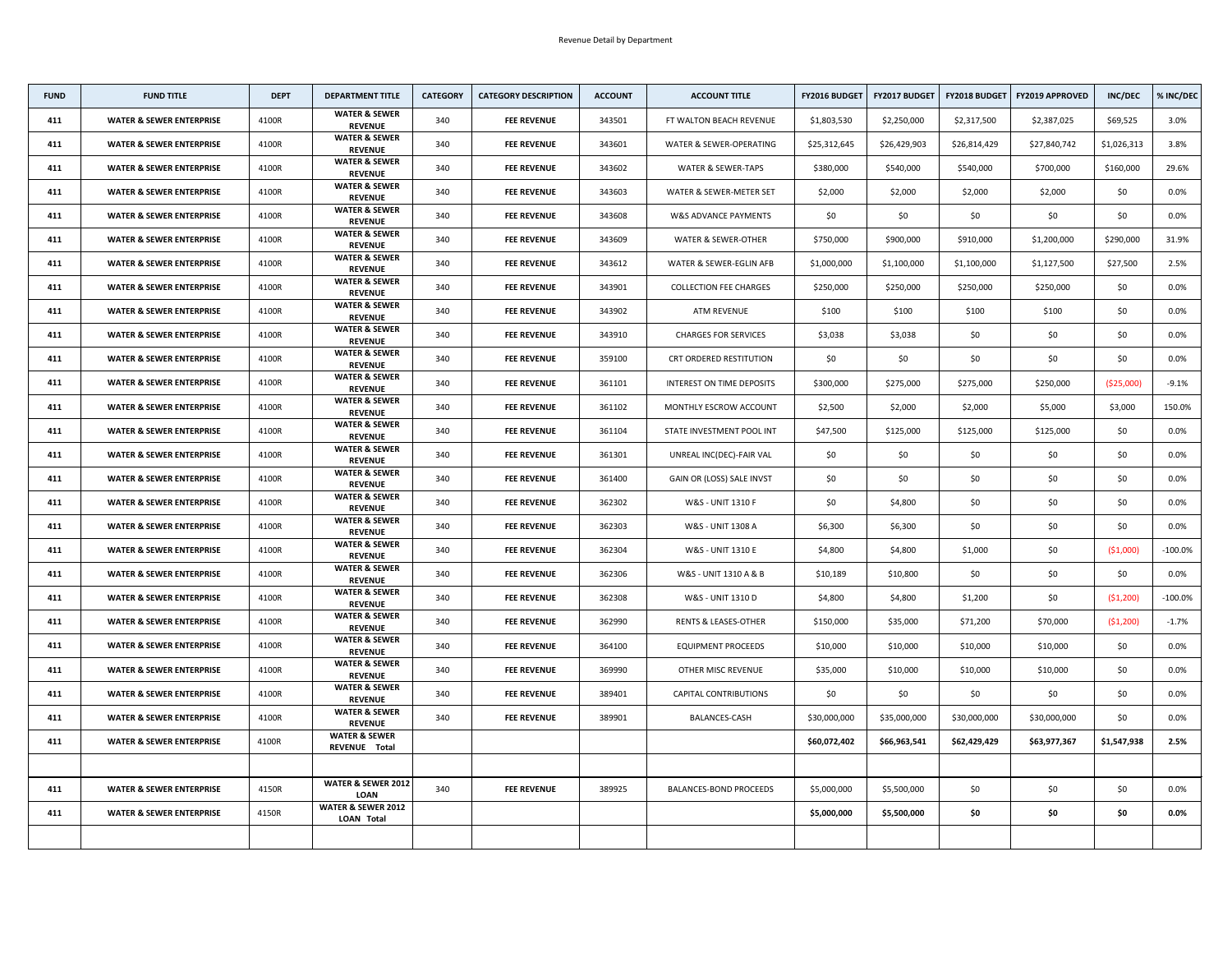Revenue Detail by Department

| FUND | FUND TITLE | DEPT | DEPARTMENT TITLE | CATEGORY | CATEGORY DESCRIPTION | ACCOUNT | ACCOUNT TITLE | FY2016 BUDGET | FY2017 BUDGET | FY2018 BUDGET | FY2019 APPROVED | INC/DEC | % INC/DEC |
|---|---|---|---|---|---|---|---|---|---|---|---|---|---|
| 411 | WATER & SEWER ENTERPRISE | 4100R | WATER & SEWER REVENUE | 340 | FEE REVENUE | 343501 | FT WALTON BEACH REVENUE | $1,803,530 | $2,250,000 | $2,317,500 | $2,387,025 | $69,525 | 3.0% |
| 411 | WATER & SEWER ENTERPRISE | 4100R | WATER & SEWER REVENUE | 340 | FEE REVENUE | 343601 | WATER & SEWER-OPERATING | $25,312,645 | $26,429,903 | $26,814,429 | $27,840,742 | $1,026,313 | 3.8% |
| 411 | WATER & SEWER ENTERPRISE | 4100R | WATER & SEWER REVENUE | 340 | FEE REVENUE | 343602 | WATER & SEWER-TAPS | $380,000 | $540,000 | $540,000 | $700,000 | $160,000 | 29.6% |
| 411 | WATER & SEWER ENTERPRISE | 4100R | WATER & SEWER REVENUE | 340 | FEE REVENUE | 343603 | WATER & SEWER-METER SET | $2,000 | $2,000 | $2,000 | $2,000 | $0 | 0.0% |
| 411 | WATER & SEWER ENTERPRISE | 4100R | WATER & SEWER REVENUE | 340 | FEE REVENUE | 343608 | W&S ADVANCE PAYMENTS | $0 | $0 | $0 | $0 | $0 | 0.0% |
| 411 | WATER & SEWER ENTERPRISE | 4100R | WATER & SEWER REVENUE | 340 | FEE REVENUE | 343609 | WATER & SEWER-OTHER | $750,000 | $900,000 | $910,000 | $1,200,000 | $290,000 | 31.9% |
| 411 | WATER & SEWER ENTERPRISE | 4100R | WATER & SEWER REVENUE | 340 | FEE REVENUE | 343612 | WATER & SEWER-EGLIN AFB | $1,000,000 | $1,100,000 | $1,100,000 | $1,127,500 | $27,500 | 2.5% |
| 411 | WATER & SEWER ENTERPRISE | 4100R | WATER & SEWER REVENUE | 340 | FEE REVENUE | 343901 | COLLECTION FEE CHARGES | $250,000 | $250,000 | $250,000 | $250,000 | $0 | 0.0% |
| 411 | WATER & SEWER ENTERPRISE | 4100R | WATER & SEWER REVENUE | 340 | FEE REVENUE | 343902 | ATM REVENUE | $100 | $100 | $100 | $100 | $0 | 0.0% |
| 411 | WATER & SEWER ENTERPRISE | 4100R | WATER & SEWER REVENUE | 340 | FEE REVENUE | 343910 | CHARGES FOR SERVICES | $3,038 | $3,038 | $0 | $0 | $0 | 0.0% |
| 411 | WATER & SEWER ENTERPRISE | 4100R | WATER & SEWER REVENUE | 340 | FEE REVENUE | 359100 | CRT ORDERED RESTITUTION | $0 | $0 | $0 | $0 | $0 | 0.0% |
| 411 | WATER & SEWER ENTERPRISE | 4100R | WATER & SEWER REVENUE | 340 | FEE REVENUE | 361101 | INTEREST ON TIME DEPOSITS | $300,000 | $275,000 | $275,000 | $250,000 | ($25,000) | -9.1% |
| 411 | WATER & SEWER ENTERPRISE | 4100R | WATER & SEWER REVENUE | 340 | FEE REVENUE | 361102 | MONTHLY ESCROW ACCOUNT | $2,500 | $2,000 | $2,000 | $5,000 | $3,000 | 150.0% |
| 411 | WATER & SEWER ENTERPRISE | 4100R | WATER & SEWER REVENUE | 340 | FEE REVENUE | 361104 | STATE INVESTMENT POOL INT | $47,500 | $125,000 | $125,000 | $125,000 | $0 | 0.0% |
| 411 | WATER & SEWER ENTERPRISE | 4100R | WATER & SEWER REVENUE | 340 | FEE REVENUE | 361301 | UNREAL INC(DEC)-FAIR VAL | $0 | $0 | $0 | $0 | $0 | 0.0% |
| 411 | WATER & SEWER ENTERPRISE | 4100R | WATER & SEWER REVENUE | 340 | FEE REVENUE | 361400 | GAIN OR (LOSS) SALE INVST | $0 | $0 | $0 | $0 | $0 | 0.0% |
| 411 | WATER & SEWER ENTERPRISE | 4100R | WATER & SEWER REVENUE | 340 | FEE REVENUE | 362302 | W&S - UNIT 1310 F | $0 | $4,800 | $0 | $0 | $0 | 0.0% |
| 411 | WATER & SEWER ENTERPRISE | 4100R | WATER & SEWER REVENUE | 340 | FEE REVENUE | 362303 | W&S - UNIT 1308 A | $6,300 | $6,300 | $0 | $0 | $0 | 0.0% |
| 411 | WATER & SEWER ENTERPRISE | 4100R | WATER & SEWER REVENUE | 340 | FEE REVENUE | 362304 | W&S - UNIT 1310 E | $4,800 | $4,800 | $1,000 | $0 | ($1,000) | -100.0% |
| 411 | WATER & SEWER ENTERPRISE | 4100R | WATER & SEWER REVENUE | 340 | FEE REVENUE | 362306 | W&S - UNIT 1310 A & B | $10,189 | $10,800 | $0 | $0 | $0 | 0.0% |
| 411 | WATER & SEWER ENTERPRISE | 4100R | WATER & SEWER REVENUE | 340 | FEE REVENUE | 362308 | W&S - UNIT 1310 D | $4,800 | $4,800 | $1,200 | $0 | ($1,200) | -100.0% |
| 411 | WATER & SEWER ENTERPRISE | 4100R | WATER & SEWER REVENUE | 340 | FEE REVENUE | 362990 | RENTS & LEASES-OTHER | $150,000 | $35,000 | $71,200 | $70,000 | ($1,200) | -1.7% |
| 411 | WATER & SEWER ENTERPRISE | 4100R | WATER & SEWER REVENUE | 340 | FEE REVENUE | 364100 | EQUIPMENT PROCEEDS | $10,000 | $10,000 | $10,000 | $10,000 | $0 | 0.0% |
| 411 | WATER & SEWER ENTERPRISE | 4100R | WATER & SEWER REVENUE | 340 | FEE REVENUE | 369990 | OTHER MISC REVENUE | $35,000 | $10,000 | $10,000 | $10,000 | $0 | 0.0% |
| 411 | WATER & SEWER ENTERPRISE | 4100R | WATER & SEWER REVENUE | 340 | FEE REVENUE | 389401 | CAPITAL CONTRIBUTIONS | $0 | $0 | $0 | $0 | $0 | 0.0% |
| 411 | WATER & SEWER ENTERPRISE | 4100R | WATER & SEWER REVENUE | 340 | FEE REVENUE | 389901 | BALANCES-CASH | $30,000,000 | $35,000,000 | $30,000,000 | $30,000,000 | $0 | 0.0% |
| 411 | WATER & SEWER ENTERPRISE | 4100R | **WATER & SEWER REVENUE Total** | | | | | **$60,072,402** | **$66,963,541** | **$62,429,429** | **$63,977,367** | **$1,547,938** | **2.5%** |
| | | | | | | | | | | | | | |
| 411 | WATER & SEWER ENTERPRISE | 4150R | WATER & SEWER 2012 LOAN | 340 | FEE REVENUE | 389925 | BALANCES-BOND PROCEEDS | $5,000,000 | $5,500,000 | $0 | $0 | $0 | 0.0% |
| 411 | WATER & SEWER ENTERPRISE | 4150R | **WATER & SEWER 2012 LOAN Total** | | | | | **$5,000,000** | **$5,500,000** | **$0** | **$0** | **$0** | **0.0%** |
| | | | | | | | | | | | | | |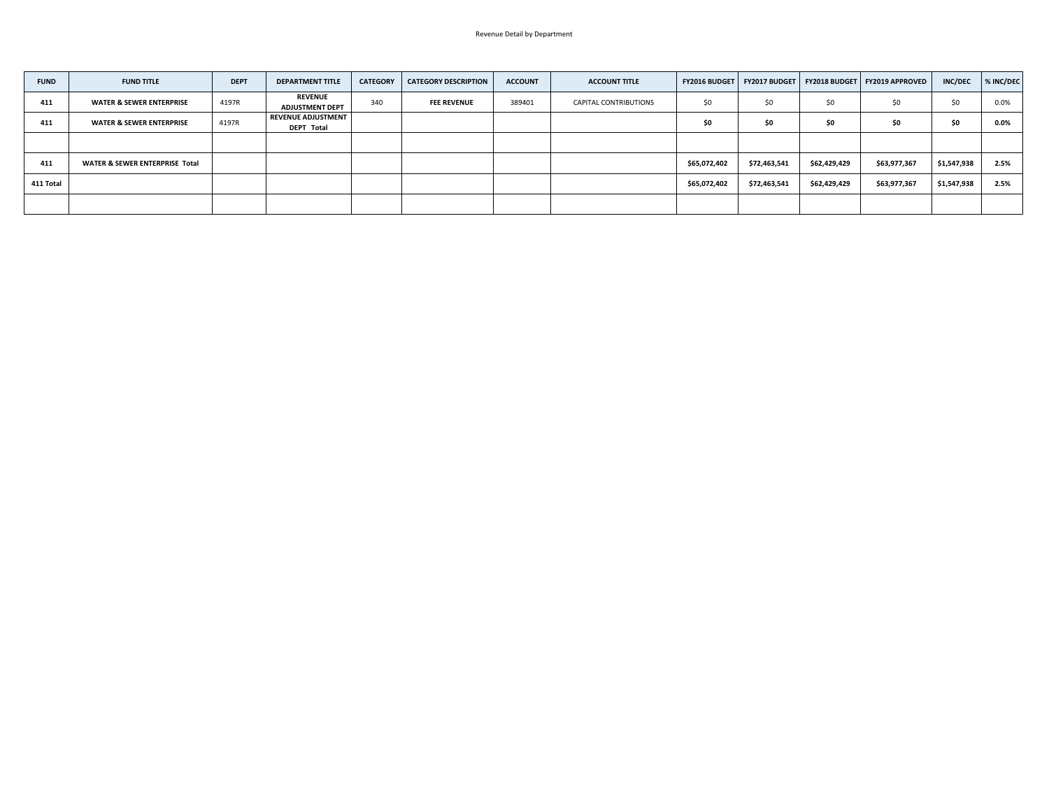Revenue Detail by Department

| FUND | FUND TITLE | DEPT | DEPARTMENT TITLE | CATEGORY | CATEGORY DESCRIPTION | ACCOUNT | ACCOUNT TITLE | FY2016 BUDGET | FY2017 BUDGET | FY2018 BUDGET | FY2019 APPROVED | INC/DEC | % INC/DEC |
|---|---|---|---|---|---|---|---|---|---|---|---|---|---|
| 411 | WATER & SEWER ENTERPRISE | 4197R | REVENUE ADJUSTMENT DEPT | 340 | FEE REVENUE | 389401 | CAPITAL CONTRIBUTIONS | $0 | $0 | $0 | $0 | $0 | 0.0% |
| 411 | WATER & SEWER ENTERPRISE | 4197R | REVENUE ADJUSTMENT DEPT Total | | | | | $0 | $0 | $0 | $0 | $0 | 0.0% |
| | | | | | | | | | | | | | |
| 411 | WATER & SEWER ENTERPRISE Total | | | | | | | $65,072,402 | $72,463,541 | $62,429,429 | $63,977,367 | $1,547,938 | 2.5% |
| 411 Total | | | | | | | | $65,072,402 | $72,463,541 | $62,429,429 | $63,977,367 | $1,547,938 | 2.5% |
| | | | | | | | | | | | | | |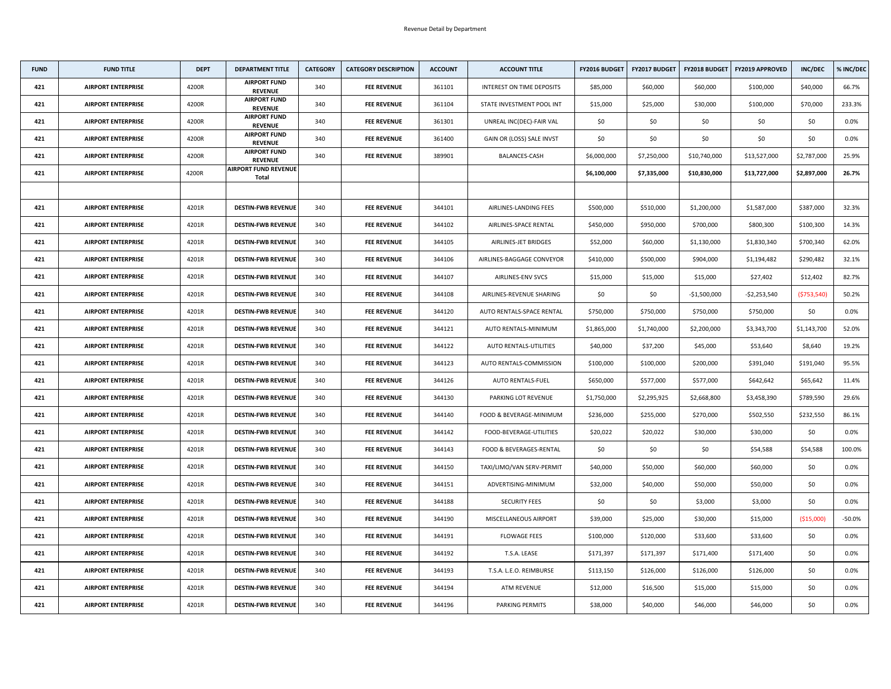Revenue Detail by Department

| FUND | FUND TITLE | DEPT | DEPARTMENT TITLE | CATEGORY | CATEGORY DESCRIPTION | ACCOUNT | ACCOUNT TITLE | FY2016 BUDGET | FY2017 BUDGET | FY2018 BUDGET | FY2019 APPROVED | INC/DEC | % INC/DEC |
|---|---|---|---|---|---|---|---|---|---|---|---|---|---|
| 421 | AIRPORT ENTERPRISE | 4200R | AIRPORT FUND REVENUE | 340 | FEE REVENUE | 361101 | INTEREST ON TIME DEPOSITS | $85,000 | $60,000 | $60,000 | $100,000 | $40,000 | 66.7% |
| 421 | AIRPORT ENTERPRISE | 4200R | AIRPORT FUND REVENUE | 340 | FEE REVENUE | 361104 | STATE INVESTMENT POOL INT | $15,000 | $25,000 | $30,000 | $100,000 | $70,000 | 233.3% |
| 421 | AIRPORT ENTERPRISE | 4200R | AIRPORT FUND REVENUE | 340 | FEE REVENUE | 361301 | UNREAL INC(DEC)-FAIR VAL | $0 | $0 | $0 | $0 | $0 | 0.0% |
| 421 | AIRPORT ENTERPRISE | 4200R | AIRPORT FUND REVENUE | 340 | FEE REVENUE | 361400 | GAIN OR (LOSS) SALE INVST | $0 | $0 | $0 | $0 | $0 | 0.0% |
| 421 | AIRPORT ENTERPRISE | 4200R | AIRPORT FUND REVENUE | 340 | FEE REVENUE | 389901 | BALANCES-CASH | $6,000,000 | $7,250,000 | $10,740,000 | $13,527,000 | $2,787,000 | 25.9% |
| 421 | AIRPORT ENTERPRISE | 4200R | **AIRPORT FUND REVENUE Total** | | | | | **$6,100,000** | **$7,335,000** | **$10,830,000** | **$13,727,000** | **$2,897,000** | **26.7%** |
| | | | | | | | | | | | | | |
| 421 | AIRPORT ENTERPRISE | 4201R | DESTIN-FWB REVENUE | 340 | FEE REVENUE | 344101 | AIRLINES-LANDING FEES | $500,000 | $510,000 | $1,200,000 | $1,587,000 | $387,000 | 32.3% |
| 421 | AIRPORT ENTERPRISE | 4201R | DESTIN-FWB REVENUE | 340 | FEE REVENUE | 344102 | AIRLINES-SPACE RENTAL | $450,000 | $950,000 | $700,000 | $800,300 | $100,300 | 14.3% |
| 421 | AIRPORT ENTERPRISE | 4201R | DESTIN-FWB REVENUE | 340 | FEE REVENUE | 344105 | AIRLINES-JET BRIDGES | $52,000 | $60,000 | $1,130,000 | $1,830,340 | $700,340 | 62.0% |
| 421 | AIRPORT ENTERPRISE | 4201R | DESTIN-FWB REVENUE | 340 | FEE REVENUE | 344106 | AIRLINES-BAGGAGE CONVEYOR | $410,000 | $500,000 | $904,000 | $1,194,482 | $290,482 | 32.1% |
| 421 | AIRPORT ENTERPRISE | 4201R | DESTIN-FWB REVENUE | 340 | FEE REVENUE | 344107 | AIRLINES-ENV SVCS | $15,000 | $15,000 | $15,000 | $27,402 | $12,402 | 82.7% |
| 421 | AIRPORT ENTERPRISE | 4201R | DESTIN-FWB REVENUE | 340 | FEE REVENUE | 344108 | AIRLINES-REVENUE SHARING | $0 | $0 | -$1,500,000 | -$2,253,540 | ($753,540) | 50.2% |
| 421 | AIRPORT ENTERPRISE | 4201R | DESTIN-FWB REVENUE | 340 | FEE REVENUE | 344120 | AUTO RENTALS-SPACE RENTAL | $750,000 | $750,000 | $750,000 | $750,000 | $0 | 0.0% |
| 421 | AIRPORT ENTERPRISE | 4201R | DESTIN-FWB REVENUE | 340 | FEE REVENUE | 344121 | AUTO RENTALS-MINIMUM | $1,865,000 | $1,740,000 | $2,200,000 | $3,343,700 | $1,143,700 | 52.0% |
| 421 | AIRPORT ENTERPRISE | 4201R | DESTIN-FWB REVENUE | 340 | FEE REVENUE | 344122 | AUTO RENTALS-UTILITIES | $40,000 | $37,200 | $45,000 | $53,640 | $8,640 | 19.2% |
| 421 | AIRPORT ENTERPRISE | 4201R | DESTIN-FWB REVENUE | 340 | FEE REVENUE | 344123 | AUTO RENTALS-COMMISSION | $100,000 | $100,000 | $200,000 | $391,040 | $191,040 | 95.5% |
| 421 | AIRPORT ENTERPRISE | 4201R | DESTIN-FWB REVENUE | 340 | FEE REVENUE | 344126 | AUTO RENTALS-FUEL | $650,000 | $577,000 | $577,000 | $642,642 | $65,642 | 11.4% |
| 421 | AIRPORT ENTERPRISE | 4201R | DESTIN-FWB REVENUE | 340 | FEE REVENUE | 344130 | PARKING LOT REVENUE | $1,750,000 | $2,295,925 | $2,668,800 | $3,458,390 | $789,590 | 29.6% |
| 421 | AIRPORT ENTERPRISE | 4201R | DESTIN-FWB REVENUE | 340 | FEE REVENUE | 344140 | FOOD & BEVERAGE-MINIMUM | $236,000 | $255,000 | $270,000 | $502,550 | $232,550 | 86.1% |
| 421 | AIRPORT ENTERPRISE | 4201R | DESTIN-FWB REVENUE | 340 | FEE REVENUE | 344142 | FOOD-BEVERAGE-UTILITIES | $20,022 | $20,022 | $30,000 | $30,000 | $0 | 0.0% |
| 421 | AIRPORT ENTERPRISE | 4201R | DESTIN-FWB REVENUE | 340 | FEE REVENUE | 344143 | FOOD & BEVERAGES-RENTAL | $0 | $0 | $0 | $54,588 | $54,588 | 100.0% |
| 421 | AIRPORT ENTERPRISE | 4201R | DESTIN-FWB REVENUE | 340 | FEE REVENUE | 344150 | TAXI/LIMO/VAN SERV-PERMIT | $40,000 | $50,000 | $60,000 | $60,000 | $0 | 0.0% |
| 421 | AIRPORT ENTERPRISE | 4201R | DESTIN-FWB REVENUE | 340 | FEE REVENUE | 344151 | ADVERTISING-MINIMUM | $32,000 | $40,000 | $50,000 | $50,000 | $0 | 0.0% |
| 421 | AIRPORT ENTERPRISE | 4201R | DESTIN-FWB REVENUE | 340 | FEE REVENUE | 344188 | SECURITY FEES | $0 | $0 | $3,000 | $3,000 | $0 | 0.0% |
| 421 | AIRPORT ENTERPRISE | 4201R | DESTIN-FWB REVENUE | 340 | FEE REVENUE | 344190 | MISCELLANEOUS AIRPORT | $39,000 | $25,000 | $30,000 | $15,000 | ($15,000) | -50.0% |
| 421 | AIRPORT ENTERPRISE | 4201R | DESTIN-FWB REVENUE | 340 | FEE REVENUE | 344191 | FLOWAGE FEES | $100,000 | $120,000 | $33,600 | $33,600 | $0 | 0.0% |
| 421 | AIRPORT ENTERPRISE | 4201R | DESTIN-FWB REVENUE | 340 | FEE REVENUE | 344192 | T.S.A. LEASE | $171,397 | $171,397 | $171,400 | $171,400 | $0 | 0.0% |
| 421 | AIRPORT ENTERPRISE | 4201R | DESTIN-FWB REVENUE | 340 | FEE REVENUE | 344193 | T.S.A. L.E.O. REIMBURSE | $113,150 | $126,000 | $126,000 | $126,000 | $0 | 0.0% |
| 421 | AIRPORT ENTERPRISE | 4201R | DESTIN-FWB REVENUE | 340 | FEE REVENUE | 344194 | ATM REVENUE | $12,000 | $16,500 | $15,000 | $15,000 | $0 | 0.0% |
| 421 | AIRPORT ENTERPRISE | 4201R | DESTIN-FWB REVENUE | 340 | FEE REVENUE | 344196 | PARKING PERMITS | $38,000 | $40,000 | $46,000 | $46,000 | $0 | 0.0% |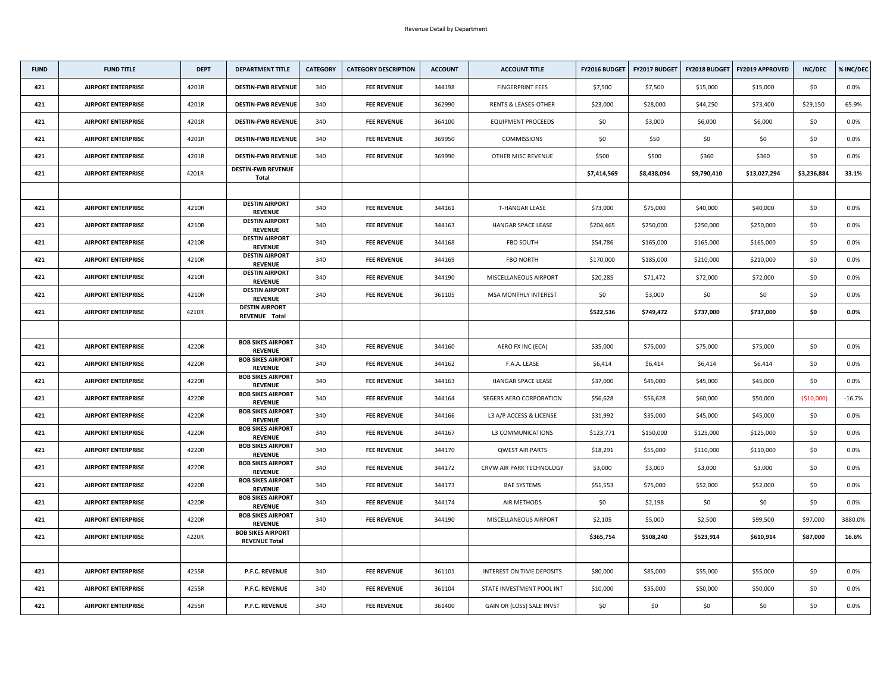Revenue Detail by Department

| FUND | FUND TITLE | DEPT | DEPARTMENT TITLE | CATEGORY | CATEGORY DESCRIPTION | ACCOUNT | ACCOUNT TITLE | FY2016 BUDGET | FY2017 BUDGET | FY2018 BUDGET | FY2019 APPROVED | INC/DEC | % INC/DEC |
|---|---|---|---|---|---|---|---|---|---|---|---|---|---|
| 421 | AIRPORT ENTERPRISE | 4201R | DESTIN-FWB REVENUE | 340 | FEE REVENUE | 344198 | FINGERPRINT FEES | $7,500 | $7,500 | $15,000 | $15,000 | $0 | 0.0% |
| 421 | AIRPORT ENTERPRISE | 4201R | DESTIN-FWB REVENUE | 340 | FEE REVENUE | 362990 | RENTS & LEASES-OTHER | $23,000 | $28,000 | $44,250 | $73,400 | $29,150 | 65.9% |
| 421 | AIRPORT ENTERPRISE | 4201R | DESTIN-FWB REVENUE | 340 | FEE REVENUE | 364100 | EQUIPMENT PROCEEDS | $0 | $3,000 | $6,000 | $6,000 | $0 | 0.0% |
| 421 | AIRPORT ENTERPRISE | 4201R | DESTIN-FWB REVENUE | 340 | FEE REVENUE | 369950 | COMMISSIONS | $0 | $50 | $0 | $0 | $0 | 0.0% |
| 421 | AIRPORT ENTERPRISE | 4201R | DESTIN-FWB REVENUE | 340 | FEE REVENUE | 369990 | OTHER MISC REVENUE | $500 | $500 | $360 | $360 | $0 | 0.0% |
| **421** | **AIRPORT ENTERPRISE** | 4201R | **DESTIN-FWB REVENUE Total** | | | | | **$7,414,569** | **$8,438,094** | **$9,790,410** | **$13,027,294** | **$3,236,884** | **33.1%** |
| | | | | | | | | | | | | | |
| 421 | AIRPORT ENTERPRISE | 4210R | DESTIN AIRPORT REVENUE | 340 | FEE REVENUE | 344161 | T-HANGAR LEASE | $73,000 | $75,000 | $40,000 | $40,000 | $0 | 0.0% |
| 421 | AIRPORT ENTERPRISE | 4210R | DESTIN AIRPORT REVENUE | 340 | FEE REVENUE | 344163 | HANGAR SPACE LEASE | $204,465 | $250,000 | $250,000 | $250,000 | $0 | 0.0% |
| 421 | AIRPORT ENTERPRISE | 4210R | DESTIN AIRPORT REVENUE | 340 | FEE REVENUE | 344168 | FBO SOUTH | $54,786 | $165,000 | $165,000 | $165,000 | $0 | 0.0% |
| 421 | AIRPORT ENTERPRISE | 4210R | DESTIN AIRPORT REVENUE | 340 | FEE REVENUE | 344169 | FBO NORTH | $170,000 | $185,000 | $210,000 | $210,000 | $0 | 0.0% |
| 421 | AIRPORT ENTERPRISE | 4210R | DESTIN AIRPORT REVENUE | 340 | FEE REVENUE | 344190 | MISCELLANEOUS AIRPORT | $20,285 | $71,472 | $72,000 | $72,000 | $0 | 0.0% |
| 421 | AIRPORT ENTERPRISE | 4210R | DESTIN AIRPORT REVENUE | 340 | FEE REVENUE | 361105 | MSA MONTHLY INTEREST | $0 | $3,000 | $0 | $0 | $0 | 0.0% |
| **421** | **AIRPORT ENTERPRISE** | 4210R | **DESTIN AIRPORT REVENUE Total** | | | | | **$522,536** | **$749,472** | **$737,000** | **$737,000** | **$0** | **0.0%** |
| | | | | | | | | | | | | | |
| 421 | AIRPORT ENTERPRISE | 4220R | BOB SIKES AIRPORT REVENUE | 340 | FEE REVENUE | 344160 | AERO FX INC (ECA) | $35,000 | $75,000 | $75,000 | $75,000 | $0 | 0.0% |
| 421 | AIRPORT ENTERPRISE | 4220R | BOB SIKES AIRPORT REVENUE | 340 | FEE REVENUE | 344162 | F.A.A. LEASE | $6,414 | $6,414 | $6,414 | $6,414 | $0 | 0.0% |
| 421 | AIRPORT ENTERPRISE | 4220R | BOB SIKES AIRPORT REVENUE | 340 | FEE REVENUE | 344163 | HANGAR SPACE LEASE | $37,000 | $45,000 | $45,000 | $45,000 | $0 | 0.0% |
| 421 | AIRPORT ENTERPRISE | 4220R | BOB SIKES AIRPORT REVENUE | 340 | FEE REVENUE | 344164 | SEGERS AERO CORPORATION | $56,628 | $56,628 | $60,000 | $50,000 | ($10,000) | -16.7% |
| 421 | AIRPORT ENTERPRISE | 4220R | BOB SIKES AIRPORT REVENUE | 340 | FEE REVENUE | 344166 | L3 A/P ACCESS & LICENSE | $31,992 | $35,000 | $45,000 | $45,000 | $0 | 0.0% |
| 421 | AIRPORT ENTERPRISE | 4220R | BOB SIKES AIRPORT REVENUE | 340 | FEE REVENUE | 344167 | L3 COMMUNICATIONS | $123,771 | $150,000 | $125,000 | $125,000 | $0 | 0.0% |
| 421 | AIRPORT ENTERPRISE | 4220R | BOB SIKES AIRPORT REVENUE | 340 | FEE REVENUE | 344170 | QWEST AIR PARTS | $18,291 | $55,000 | $110,000 | $110,000 | $0 | 0.0% |
| 421 | AIRPORT ENTERPRISE | 4220R | BOB SIKES AIRPORT REVENUE | 340 | FEE REVENUE | 344172 | CRVW AIR PARK TECHNOLOGY | $3,000 | $3,000 | $3,000 | $3,000 | $0 | 0.0% |
| 421 | AIRPORT ENTERPRISE | 4220R | BOB SIKES AIRPORT REVENUE | 340 | FEE REVENUE | 344173 | BAE SYSTEMS | $51,553 | $75,000 | $52,000 | $52,000 | $0 | 0.0% |
| 421 | AIRPORT ENTERPRISE | 4220R | BOB SIKES AIRPORT REVENUE | 340 | FEE REVENUE | 344174 | AIR METHODS | $0 | $2,198 | $0 | $0 | $0 | 0.0% |
| 421 | AIRPORT ENTERPRISE | 4220R | BOB SIKES AIRPORT REVENUE | 340 | FEE REVENUE | 344190 | MISCELLANEOUS AIRPORT | $2,105 | $5,000 | $2,500 | $99,500 | $97,000 | 3880.0% |
| **421** | **AIRPORT ENTERPRISE** | 4220R | **BOB SIKES AIRPORT REVENUE Total** | | | | | **$365,754** | **$508,240** | **$523,914** | **$610,914** | **$87,000** | **16.6%** |
| | | | | | | | | | | | | | |
| 421 | AIRPORT ENTERPRISE | 4255R | P.F.C. REVENUE | 340 | FEE REVENUE | 361101 | INTEREST ON TIME DEPOSITS | $80,000 | $85,000 | $55,000 | $55,000 | $0 | 0.0% |
| 421 | AIRPORT ENTERPRISE | 4255R | P.F.C. REVENUE | 340 | FEE REVENUE | 361104 | STATE INVESTMENT POOL INT | $10,000 | $35,000 | $50,000 | $50,000 | $0 | 0.0% |
| 421 | AIRPORT ENTERPRISE | 4255R | P.F.C. REVENUE | 340 | FEE REVENUE | 361400 | GAIN OR (LOSS) SALE INVST | $0 | $0 | $0 | $0 | $0 | 0.0% |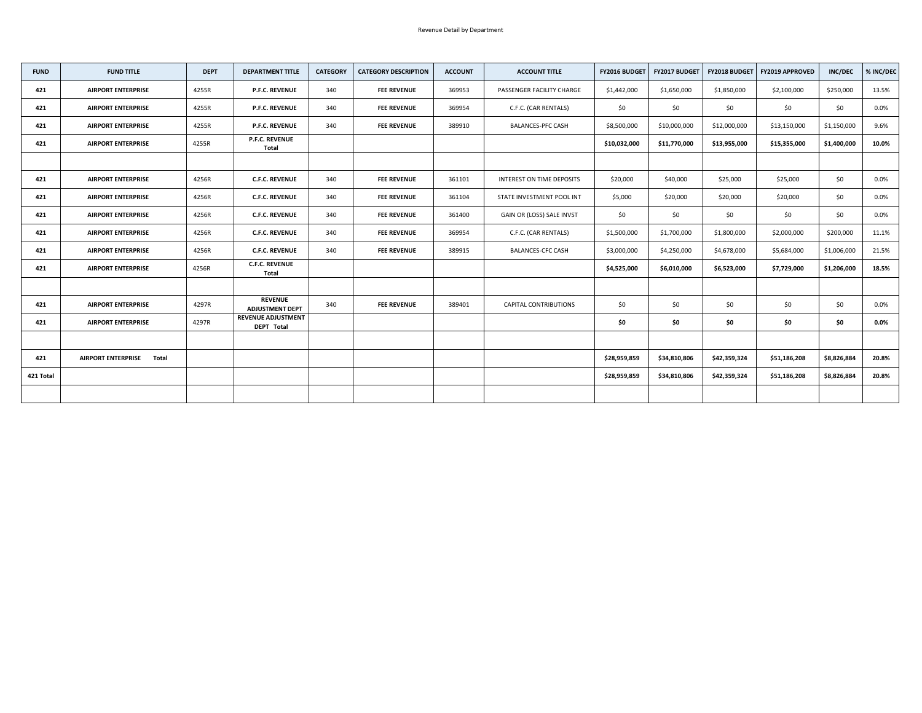Revenue Detail by Department

| FUND | FUND TITLE | DEPT | DEPARTMENT TITLE | CATEGORY | CATEGORY DESCRIPTION | ACCOUNT | ACCOUNT TITLE | FY2016 BUDGET | FY2017 BUDGET | FY2018 BUDGET | FY2019 APPROVED | INC/DEC | % INC/DEC |
|---|---|---|---|---|---|---|---|---|---|---|---|---|---|
| 421 | AIRPORT ENTERPRISE | 4255R | P.F.C. REVENUE | 340 | FEE REVENUE | 369953 | PASSENGER FACILITY CHARGE | $1,442,000 | $1,650,000 | $1,850,000 | $2,100,000 | $250,000 | 13.5% |
| 421 | AIRPORT ENTERPRISE | 4255R | P.F.C. REVENUE | 340 | FEE REVENUE | 369954 | C.F.C. (CAR RENTALS) | $0 | $0 | $0 | $0 | $0 | 0.0% |
| 421 | AIRPORT ENTERPRISE | 4255R | P.F.C. REVENUE | 340 | FEE REVENUE | 389910 | BALANCES-PFC CASH | $8,500,000 | $10,000,000 | $12,000,000 | $13,150,000 | $1,150,000 | 9.6% |
| 421 | AIRPORT ENTERPRISE | 4255R | P.F.C. REVENUE Total | | | | | **$10,032,000** | **$11,770,000** | **$13,955,000** | **$15,355,000** | **$1,400,000** | **10.0%** |
| | | | | | | | | | | | | | |
| 421 | AIRPORT ENTERPRISE | 4256R | C.F.C. REVENUE | 340 | FEE REVENUE | 361101 | INTEREST ON TIME DEPOSITS | $20,000 | $40,000 | $25,000 | $25,000 | $0 | 0.0% |
| 421 | AIRPORT ENTERPRISE | 4256R | C.F.C. REVENUE | 340 | FEE REVENUE | 361104 | STATE INVESTMENT POOL INT | $5,000 | $20,000 | $20,000 | $20,000 | $0 | 0.0% |
| 421 | AIRPORT ENTERPRISE | 4256R | C.F.C. REVENUE | 340 | FEE REVENUE | 361400 | GAIN OR (LOSS) SALE INVST | $0 | $0 | $0 | $0 | $0 | 0.0% |
| 421 | AIRPORT ENTERPRISE | 4256R | C.F.C. REVENUE | 340 | FEE REVENUE | 369954 | C.F.C. (CAR RENTALS) | $1,500,000 | $1,700,000 | $1,800,000 | $2,000,000 | $200,000 | 11.1% |
| 421 | AIRPORT ENTERPRISE | 4256R | C.F.C. REVENUE | 340 | FEE REVENUE | 389915 | BALANCES-CFC CASH | $3,000,000 | $4,250,000 | $4,678,000 | $5,684,000 | $1,006,000 | 21.5% |
| 421 | AIRPORT ENTERPRISE | 4256R | C.F.C. REVENUE Total | | | | | **$4,525,000** | **$6,010,000** | **$6,523,000** | **$7,729,000** | **$1,206,000** | **18.5%** |
| | | | | | | | | | | | | | |
| 421 | AIRPORT ENTERPRISE | 4297R | REVENUE ADJUSTMENT DEPT | 340 | FEE REVENUE | 389401 | CAPITAL CONTRIBUTIONS | $0 | $0 | $0 | $0 | $0 | 0.0% |
| 421 | AIRPORT ENTERPRISE | 4297R | REVENUE ADJUSTMENT DEPT Total | | | | | **$0** | **$0** | **$0** | **$0** | **$0** | **0.0%** |
| | | | | | | | | | | | | | |
| 421 | AIRPORT ENTERPRISE Total | | | | | | | **$28,959,859** | **$34,810,806** | **$42,359,324** | **$51,186,208** | **$8,826,884** | **20.8%** |
| 421 Total | | | | | | | | **$28,959,859** | **$34,810,806** | **$42,359,324** | **$51,186,208** | **$8,826,884** | **20.8%** |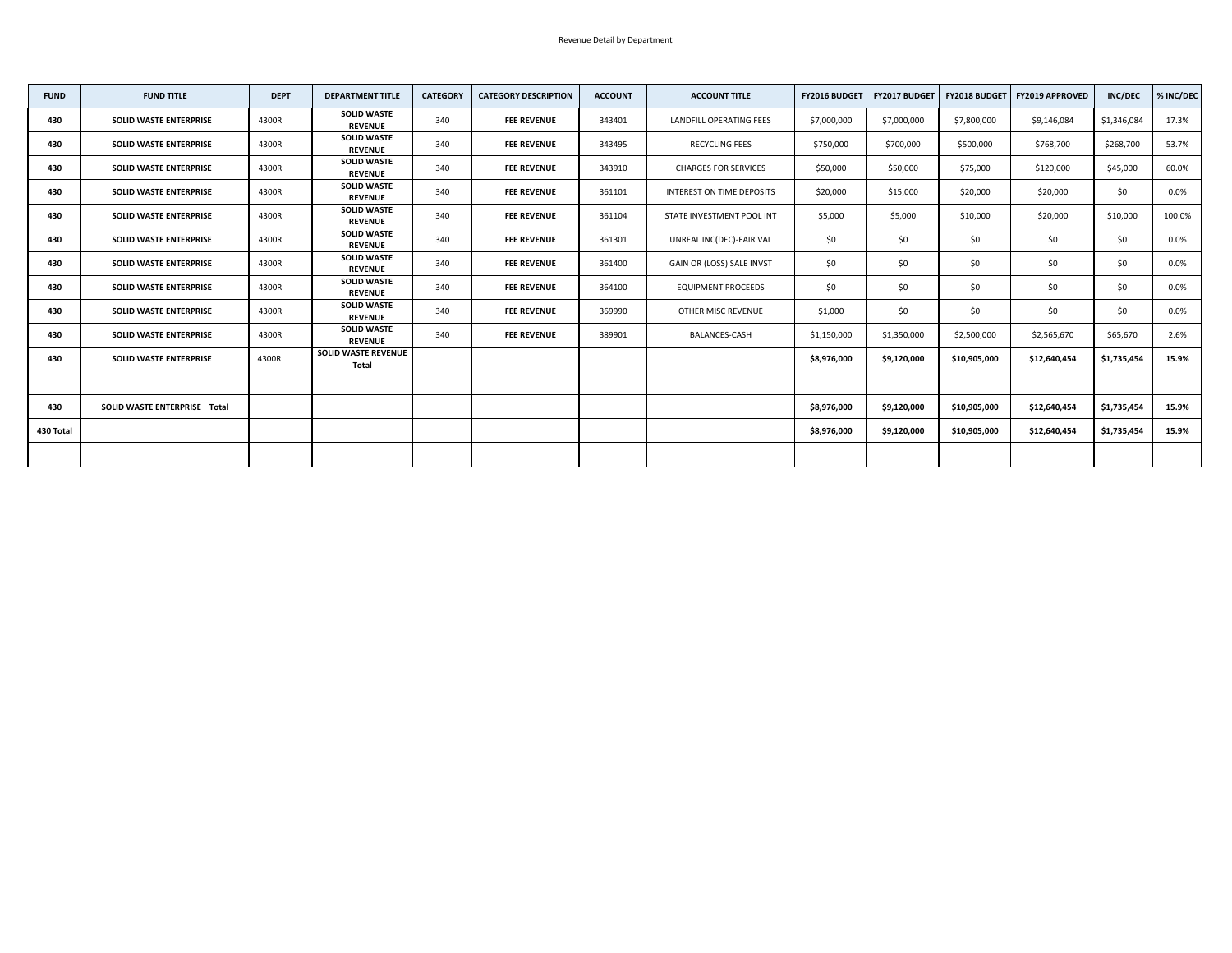Revenue Detail by Department

| FUND | FUND TITLE | DEPT | DEPARTMENT TITLE | CATEGORY | CATEGORY DESCRIPTION | ACCOUNT | ACCOUNT TITLE | FY2016 BUDGET | FY2017 BUDGET | FY2018 BUDGET | FY2019 APPROVED | INC/DEC | % INC/DEC |
|---|---|---|---|---|---|---|---|---|---|---|---|---|---|
| 430 | SOLID WASTE ENTERPRISE | 4300R | SOLID WASTE REVENUE | 340 | FEE REVENUE | 343401 | LANDFILL OPERATING FEES | $7,000,000 | $7,000,000 | $7,800,000 | $9,146,084 | $1,346,084 | 17.3% |
| 430 | SOLID WASTE ENTERPRISE | 4300R | SOLID WASTE REVENUE | 340 | FEE REVENUE | 343495 | RECYCLING FEES | $750,000 | $700,000 | $500,000 | $768,700 | $268,700 | 53.7% |
| 430 | SOLID WASTE ENTERPRISE | 4300R | SOLID WASTE REVENUE | 340 | FEE REVENUE | 343910 | CHARGES FOR SERVICES | $50,000 | $50,000 | $75,000 | $120,000 | $45,000 | 60.0% |
| 430 | SOLID WASTE ENTERPRISE | 4300R | SOLID WASTE REVENUE | 340 | FEE REVENUE | 361101 | INTEREST ON TIME DEPOSITS | $20,000 | $15,000 | $20,000 | $20,000 | $0 | 0.0% |
| 430 | SOLID WASTE ENTERPRISE | 4300R | SOLID WASTE REVENUE | 340 | FEE REVENUE | 361104 | STATE INVESTMENT POOL INT | $5,000 | $5,000 | $10,000 | $20,000 | $10,000 | 100.0% |
| 430 | SOLID WASTE ENTERPRISE | 4300R | SOLID WASTE REVENUE | 340 | FEE REVENUE | 361301 | UNREAL INC(DEC)-FAIR VAL | $0 | $0 | $0 | $0 | $0 | 0.0% |
| 430 | SOLID WASTE ENTERPRISE | 4300R | SOLID WASTE REVENUE | 340 | FEE REVENUE | 361400 | GAIN OR (LOSS) SALE INVST | $0 | $0 | $0 | $0 | $0 | 0.0% |
| 430 | SOLID WASTE ENTERPRISE | 4300R | SOLID WASTE REVENUE | 340 | FEE REVENUE | 364100 | EQUIPMENT PROCEEDS | $0 | $0 | $0 | $0 | $0 | 0.0% |
| 430 | SOLID WASTE ENTERPRISE | 4300R | SOLID WASTE REVENUE | 340 | FEE REVENUE | 369990 | OTHER MISC REVENUE | $1,000 | $0 | $0 | $0 | $0 | 0.0% |
| 430 | SOLID WASTE ENTERPRISE | 4300R | SOLID WASTE REVENUE | 340 | FEE REVENUE | 389901 | BALANCES-CASH | $1,150,000 | $1,350,000 | $2,500,000 | $2,565,670 | $65,670 | 2.6% |
| 430 | SOLID WASTE ENTERPRISE | 4300R | SOLID WASTE REVENUE Total | | | | | $8,976,000 | $9,120,000 | $10,905,000 | $12,640,454 | $1,735,454 | 15.9% |
| | | | | | | | | | | | | | |
| 430 | SOLID WASTE ENTERPRISE Total | | | | | | | $8,976,000 | $9,120,000 | $10,905,000 | $12,640,454 | $1,735,454 | 15.9% |
| 430 Total | | | | | | | | $8,976,000 | $9,120,000 | $10,905,000 | $12,640,454 | $1,735,454 | 15.9% |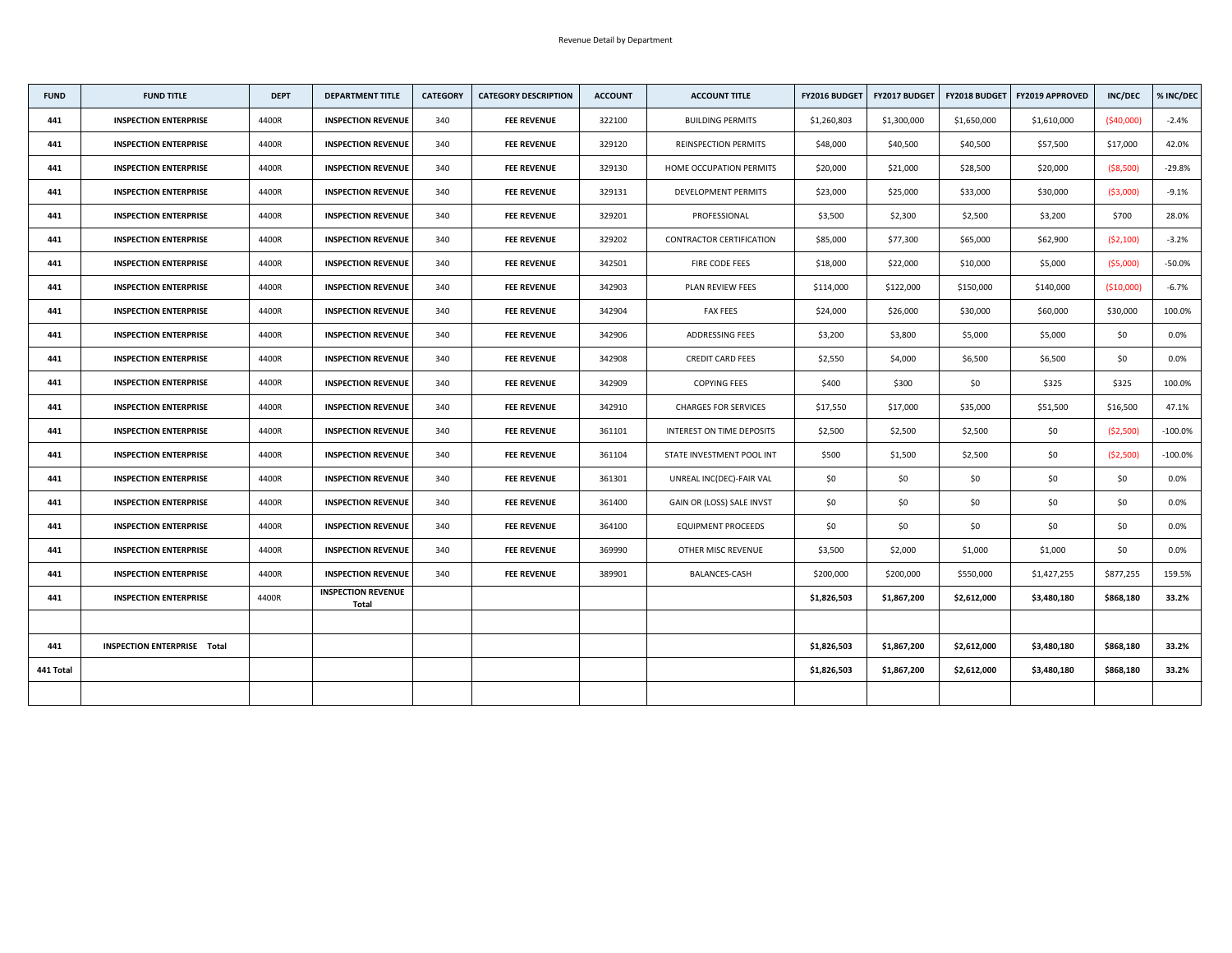Revenue Detail by Department

| FUND | FUND TITLE | DEPT | DEPARTMENT TITLE | CATEGORY | CATEGORY DESCRIPTION | ACCOUNT | ACCOUNT TITLE | FY2016 BUDGET | FY2017 BUDGET | FY2018 BUDGET | FY2019 APPROVED | INC/DEC | % INC/DEC |
|---|---|---|---|---|---|---|---|---|---|---|---|---|---|
| 441 | INSPECTION ENTERPRISE | 4400R | INSPECTION REVENUE | 340 | FEE REVENUE | 322100 | BUILDING PERMITS | $1,260,803 | $1,300,000 | $1,650,000 | $1,610,000 | ($40,000) | -2.4% |
| 441 | INSPECTION ENTERPRISE | 4400R | INSPECTION REVENUE | 340 | FEE REVENUE | 329120 | REINSPECTION PERMITS | $48,000 | $40,500 | $40,500 | $57,500 | $17,000 | 42.0% |
| 441 | INSPECTION ENTERPRISE | 4400R | INSPECTION REVENUE | 340 | FEE REVENUE | 329130 | HOME OCCUPATION PERMITS | $20,000 | $21,000 | $28,500 | $20,000 | ($8,500) | -29.8% |
| 441 | INSPECTION ENTERPRISE | 4400R | INSPECTION REVENUE | 340 | FEE REVENUE | 329131 | DEVELOPMENT PERMITS | $23,000 | $25,000 | $33,000 | $30,000 | ($3,000) | -9.1% |
| 441 | INSPECTION ENTERPRISE | 4400R | INSPECTION REVENUE | 340 | FEE REVENUE | 329201 | PROFESSIONAL | $3,500 | $2,300 | $2,500 | $3,200 | $700 | 28.0% |
| 441 | INSPECTION ENTERPRISE | 4400R | INSPECTION REVENUE | 340 | FEE REVENUE | 329202 | CONTRACTOR CERTIFICATION | $85,000 | $77,300 | $65,000 | $62,900 | ($2,100) | -3.2% |
| 441 | INSPECTION ENTERPRISE | 4400R | INSPECTION REVENUE | 340 | FEE REVENUE | 342501 | FIRE CODE FEES | $18,000 | $22,000 | $10,000 | $5,000 | ($5,000) | -50.0% |
| 441 | INSPECTION ENTERPRISE | 4400R | INSPECTION REVENUE | 340 | FEE REVENUE | 342903 | PLAN REVIEW FEES | $114,000 | $122,000 | $150,000 | $140,000 | ($10,000) | -6.7% |
| 441 | INSPECTION ENTERPRISE | 4400R | INSPECTION REVENUE | 340 | FEE REVENUE | 342904 | FAX FEES | $24,000 | $26,000 | $30,000 | $60,000 | $30,000 | 100.0% |
| 441 | INSPECTION ENTERPRISE | 4400R | INSPECTION REVENUE | 340 | FEE REVENUE | 342906 | ADDRESSING FEES | $3,200 | $3,800 | $5,000 | $5,000 | $0 | 0.0% |
| 441 | INSPECTION ENTERPRISE | 4400R | INSPECTION REVENUE | 340 | FEE REVENUE | 342908 | CREDIT CARD FEES | $2,550 | $4,000 | $6,500 | $6,500 | $0 | 0.0% |
| 441 | INSPECTION ENTERPRISE | 4400R | INSPECTION REVENUE | 340 | FEE REVENUE | 342909 | COPYING FEES | $400 | $300 | $0 | $325 | $325 | 100.0% |
| 441 | INSPECTION ENTERPRISE | 4400R | INSPECTION REVENUE | 340 | FEE REVENUE | 342910 | CHARGES FOR SERVICES | $17,550 | $17,000 | $35,000 | $51,500 | $16,500 | 47.1% |
| 441 | INSPECTION ENTERPRISE | 4400R | INSPECTION REVENUE | 340 | FEE REVENUE | 361101 | INTEREST ON TIME DEPOSITS | $2,500 | $2,500 | $2,500 | $0 | ($2,500) | -100.0% |
| 441 | INSPECTION ENTERPRISE | 4400R | INSPECTION REVENUE | 340 | FEE REVENUE | 361104 | STATE INVESTMENT POOL INT | $500 | $1,500 | $2,500 | $0 | ($2,500) | -100.0% |
| 441 | INSPECTION ENTERPRISE | 4400R | INSPECTION REVENUE | 340 | FEE REVENUE | 361301 | UNREAL INC(DEC)-FAIR VAL | $0 | $0 | $0 | $0 | $0 | 0.0% |
| 441 | INSPECTION ENTERPRISE | 4400R | INSPECTION REVENUE | 340 | FEE REVENUE | 361400 | GAIN OR (LOSS) SALE INVST | $0 | $0 | $0 | $0 | $0 | 0.0% |
| 441 | INSPECTION ENTERPRISE | 4400R | INSPECTION REVENUE | 340 | FEE REVENUE | 364100 | EQUIPMENT PROCEEDS | $0 | $0 | $0 | $0 | $0 | 0.0% |
| 441 | INSPECTION ENTERPRISE | 4400R | INSPECTION REVENUE | 340 | FEE REVENUE | 369990 | OTHER MISC REVENUE | $3,500 | $2,000 | $1,000 | $1,000 | $0 | 0.0% |
| 441 | INSPECTION ENTERPRISE | 4400R | INSPECTION REVENUE | 340 | FEE REVENUE | 389901 | BALANCES-CASH | $200,000 | $200,000 | $550,000 | $1,427,255 | $877,255 | 159.5% |
| 441 | INSPECTION ENTERPRISE | 4400R | INSPECTION REVENUE Total | | | | | $1,826,503 | $1,867,200 | $2,612,000 | $3,480,180 | $868,180 | 33.2% |
| | | | | | | | | | | | | | |
| 441 | INSPECTION ENTERPRISE Total | | | | | | | $1,826,503 | $1,867,200 | $2,612,000 | $3,480,180 | $868,180 | 33.2% |
| 441 Total | | | | | | | | $1,826,503 | $1,867,200 | $2,612,000 | $3,480,180 | $868,180 | 33.2% |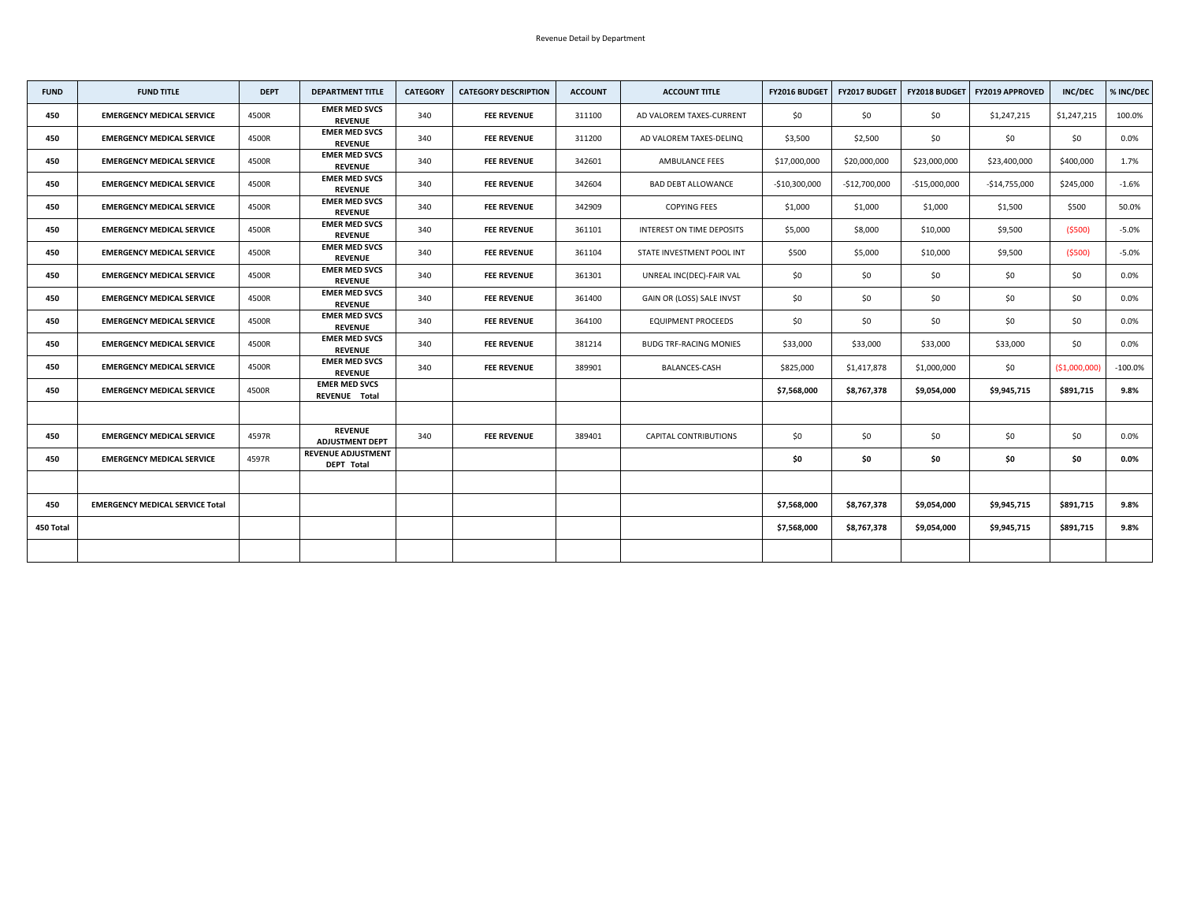Revenue Detail by Department

| FUND | FUND TITLE | DEPT | DEPARTMENT TITLE | CATEGORY | CATEGORY DESCRIPTION | ACCOUNT | ACCOUNT TITLE | FY2016 BUDGET | FY2017 BUDGET | FY2018 BUDGET | FY2019 APPROVED | INC/DEC | % INC/DEC |
|---|---|---|---|---|---|---|---|---|---|---|---|---|---|
| **450** | **EMERGENCY MEDICAL SERVICE** | 4500R | **EMER MED SVCS REVENUE** | 340 | **FEE REVENUE** | 311100 | AD VALOREM TAXES-CURRENT | $0 | $0 | $0 | $1,247,215 | $1,247,215 | 100.0% |
| **450** | **EMERGENCY MEDICAL SERVICE** | 4500R | **EMER MED SVCS REVENUE** | 340 | **FEE REVENUE** | 311200 | AD VALOREM TAXES-DELINQ | $3,500 | $2,500 | $0 | $0 | $0 | 0.0% |
| **450** | **EMERGENCY MEDICAL SERVICE** | 4500R | **EMER MED SVCS REVENUE** | 340 | **FEE REVENUE** | 342601 | AMBULANCE FEES | $17,000,000 | $20,000,000 | $23,000,000 | $23,400,000 | $400,000 | 1.7% |
| **450** | **EMERGENCY MEDICAL SERVICE** | 4500R | **EMER MED SVCS REVENUE** | 340 | **FEE REVENUE** | 342604 | BAD DEBT ALLOWANCE | -$10,300,000 | -$12,700,000 | -$15,000,000 | -$14,755,000 | $245,000 | -1.6% |
| **450** | **EMERGENCY MEDICAL SERVICE** | 4500R | **EMER MED SVCS REVENUE** | 340 | **FEE REVENUE** | 342909 | COPYING FEES | $1,000 | $1,000 | $1,000 | $1,500 | $500 | 50.0% |
| **450** | **EMERGENCY MEDICAL SERVICE** | 4500R | **EMER MED SVCS REVENUE** | 340 | **FEE REVENUE** | 361101 | INTEREST ON TIME DEPOSITS | $5,000 | $8,000 | $10,000 | $9,500 | ($500) | -5.0% |
| **450** | **EMERGENCY MEDICAL SERVICE** | 4500R | **EMER MED SVCS REVENUE** | 340 | **FEE REVENUE** | 361104 | STATE INVESTMENT POOL INT | $500 | $5,000 | $10,000 | $9,500 | ($500) | -5.0% |
| **450** | **EMERGENCY MEDICAL SERVICE** | 4500R | **EMER MED SVCS REVENUE** | 340 | **FEE REVENUE** | 361301 | UNREAL INC(DEC)-FAIR VAL | $0 | $0 | $0 | $0 | $0 | 0.0% |
| **450** | **EMERGENCY MEDICAL SERVICE** | 4500R | **EMER MED SVCS REVENUE** | 340 | **FEE REVENUE** | 361400 | GAIN OR (LOSS) SALE INVST | $0 | $0 | $0 | $0 | $0 | 0.0% |
| **450** | **EMERGENCY MEDICAL SERVICE** | 4500R | **EMER MED SVCS REVENUE** | 340 | **FEE REVENUE** | 364100 | EQUIPMENT PROCEEDS | $0 | $0 | $0 | $0 | $0 | 0.0% |
| **450** | **EMERGENCY MEDICAL SERVICE** | 4500R | **EMER MED SVCS REVENUE** | 340 | **FEE REVENUE** | 381214 | BUDG TRF-RACING MONIES | $33,000 | $33,000 | $33,000 | $33,000 | $0 | 0.0% |
| **450** | **EMERGENCY MEDICAL SERVICE** | 4500R | **EMER MED SVCS REVENUE** | 340 | **FEE REVENUE** | 389901 | BALANCES-CASH | $825,000 | $1,417,878 | $1,000,000 | $0 | ($1,000,000) | -100.0% |
| **450** | **EMERGENCY MEDICAL SERVICE** | 4500R | **EMER MED SVCS REVENUE Total** | | | | | **$7,568,000** | **$8,767,378** | **$9,054,000** | **$9,945,715** | **$891,715** | **9.8%** |
| | | | | | | | | | | | | | |
| **450** | **EMERGENCY MEDICAL SERVICE** | 4597R | **REVENUE ADJUSTMENT DEPT** | 340 | **FEE REVENUE** | 389401 | CAPITAL CONTRIBUTIONS | $0 | $0 | $0 | $0 | $0 | 0.0% |
| **450** | **EMERGENCY MEDICAL SERVICE** | 4597R | **REVENUE ADJUSTMENT DEPT Total** | | | | | **$0** | **$0** | **$0** | **$0** | **$0** | **0.0%** |
| | | | | | | | | | | | | | |
| **450** | **EMERGENCY MEDICAL SERVICE Total** | | | | | | | **$7,568,000** | **$8,767,378** | **$9,054,000** | **$9,945,715** | **$891,715** | **9.8%** |
| **450 Total** | | | | | | | | **$7,568,000** | **$8,767,378** | **$9,054,000** | **$9,945,715** | **$891,715** | **9.8%** |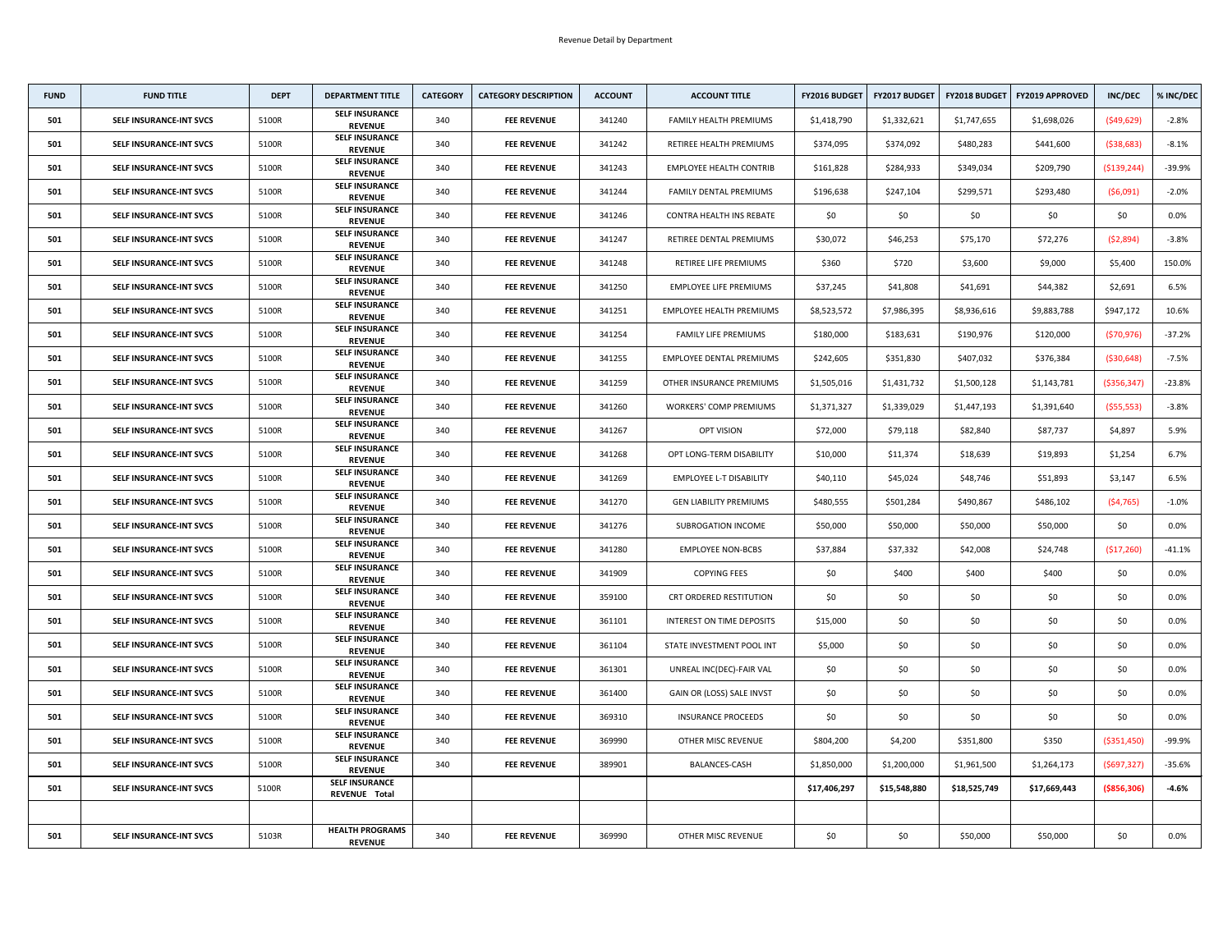Revenue Detail by Department

| FUND | FUND TITLE | DEPT | DEPARTMENT TITLE | CATEGORY | CATEGORY DESCRIPTION | ACCOUNT | ACCOUNT TITLE | FY2016 BUDGET | FY2017 BUDGET | FY2018 BUDGET | FY2019 APPROVED | INC/DEC | % INC/DEC |
|---|---|---|---|---|---|---|---|---|---|---|---|---|---|
| 501 | SELF INSURANCE-INT SVCS | 5100R | SELF INSURANCE REVENUE | 340 | FEE REVENUE | 341240 | FAMILY HEALTH PREMIUMS | $1,418,790 | $1,332,621 | $1,747,655 | $1,698,026 | ($49,629) | -2.8% |
| 501 | SELF INSURANCE-INT SVCS | 5100R | SELF INSURANCE REVENUE | 340 | FEE REVENUE | 341242 | RETIREE HEALTH PREMIUMS | $374,095 | $374,092 | $480,283 | $441,600 | ($38,683) | -8.1% |
| 501 | SELF INSURANCE-INT SVCS | 5100R | SELF INSURANCE REVENUE | 340 | FEE REVENUE | 341243 | EMPLOYEE HEALTH CONTRIB | $161,828 | $284,933 | $349,034 | $209,790 | ($139,244) | -39.9% |
| 501 | SELF INSURANCE-INT SVCS | 5100R | SELF INSURANCE REVENUE | 340 | FEE REVENUE | 341244 | FAMILY DENTAL PREMIUMS | $196,638 | $247,104 | $299,571 | $293,480 | ($6,091) | -2.0% |
| 501 | SELF INSURANCE-INT SVCS | 5100R | SELF INSURANCE REVENUE | 340 | FEE REVENUE | 341246 | CONTRA HEALTH INS REBATE | $0 | $0 | $0 | $0 | $0 | 0.0% |
| 501 | SELF INSURANCE-INT SVCS | 5100R | SELF INSURANCE REVENUE | 340 | FEE REVENUE | 341247 | RETIREE DENTAL PREMIUMS | $30,072 | $46,253 | $75,170 | $72,276 | ($2,894) | -3.8% |
| 501 | SELF INSURANCE-INT SVCS | 5100R | SELF INSURANCE REVENUE | 340 | FEE REVENUE | 341248 | RETIREE LIFE PREMIUMS | $360 | $720 | $3,600 | $9,000 | $5,400 | 150.0% |
| 501 | SELF INSURANCE-INT SVCS | 5100R | SELF INSURANCE REVENUE | 340 | FEE REVENUE | 341250 | EMPLOYEE LIFE PREMIUMS | $37,245 | $41,808 | $41,691 | $44,382 | $2,691 | 6.5% |
| 501 | SELF INSURANCE-INT SVCS | 5100R | SELF INSURANCE REVENUE | 340 | FEE REVENUE | 341251 | EMPLOYEE HEALTH PREMIUMS | $8,523,572 | $7,986,395 | $8,936,616 | $9,883,788 | $947,172 | 10.6% |
| 501 | SELF INSURANCE-INT SVCS | 5100R | SELF INSURANCE REVENUE | 340 | FEE REVENUE | 341254 | FAMILY LIFE PREMIUMS | $180,000 | $183,631 | $190,976 | $120,000 | ($70,976) | -37.2% |
| 501 | SELF INSURANCE-INT SVCS | 5100R | SELF INSURANCE REVENUE | 340 | FEE REVENUE | 341255 | EMPLOYEE DENTAL PREMIUMS | $242,605 | $351,830 | $407,032 | $376,384 | ($30,648) | -7.5% |
| 501 | SELF INSURANCE-INT SVCS | 5100R | SELF INSURANCE REVENUE | 340 | FEE REVENUE | 341259 | OTHER INSURANCE PREMIUMS | $1,505,016 | $1,431,732 | $1,500,128 | $1,143,781 | ($356,347) | -23.8% |
| 501 | SELF INSURANCE-INT SVCS | 5100R | SELF INSURANCE REVENUE | 340 | FEE REVENUE | 341260 | WORKERS' COMP PREMIUMS | $1,371,327 | $1,339,029 | $1,447,193 | $1,391,640 | ($55,553) | -3.8% |
| 501 | SELF INSURANCE-INT SVCS | 5100R | SELF INSURANCE REVENUE | 340 | FEE REVENUE | 341267 | OPT VISION | $72,000 | $79,118 | $82,840 | $87,737 | $4,897 | 5.9% |
| 501 | SELF INSURANCE-INT SVCS | 5100R | SELF INSURANCE REVENUE | 340 | FEE REVENUE | 341268 | OPT LONG-TERM DISABILITY | $10,000 | $11,374 | $18,639 | $19,893 | $1,254 | 6.7% |
| 501 | SELF INSURANCE-INT SVCS | 5100R | SELF INSURANCE REVENUE | 340 | FEE REVENUE | 341269 | EMPLOYEE L-T DISABILITY | $40,110 | $45,024 | $48,746 | $51,893 | $3,147 | 6.5% |
| 501 | SELF INSURANCE-INT SVCS | 5100R | SELF INSURANCE REVENUE | 340 | FEE REVENUE | 341270 | GEN LIABILITY PREMIUMS | $480,555 | $501,284 | $490,867 | $486,102 | ($4,765) | -1.0% |
| 501 | SELF INSURANCE-INT SVCS | 5100R | SELF INSURANCE REVENUE | 340 | FEE REVENUE | 341276 | SUBROGATION INCOME | $50,000 | $50,000 | $50,000 | $50,000 | $0 | 0.0% |
| 501 | SELF INSURANCE-INT SVCS | 5100R | SELF INSURANCE REVENUE | 340 | FEE REVENUE | 341280 | EMPLOYEE NON-BCBS | $37,884 | $37,332 | $42,008 | $24,748 | ($17,260) | -41.1% |
| 501 | SELF INSURANCE-INT SVCS | 5100R | SELF INSURANCE REVENUE | 340 | FEE REVENUE | 341909 | COPYING FEES | $0 | $400 | $400 | $400 | $0 | 0.0% |
| 501 | SELF INSURANCE-INT SVCS | 5100R | SELF INSURANCE REVENUE | 340 | FEE REVENUE | 359100 | CRT ORDERED RESTITUTION | $0 | $0 | $0 | $0 | $0 | 0.0% |
| 501 | SELF INSURANCE-INT SVCS | 5100R | SELF INSURANCE REVENUE | 340 | FEE REVENUE | 361101 | INTEREST ON TIME DEPOSITS | $15,000 | $0 | $0 | $0 | $0 | 0.0% |
| 501 | SELF INSURANCE-INT SVCS | 5100R | SELF INSURANCE REVENUE | 340 | FEE REVENUE | 361104 | STATE INVESTMENT POOL INT | $5,000 | $0 | $0 | $0 | $0 | 0.0% |
| 501 | SELF INSURANCE-INT SVCS | 5100R | SELF INSURANCE REVENUE | 340 | FEE REVENUE | 361301 | UNREAL INC(DEC)-FAIR VAL | $0 | $0 | $0 | $0 | $0 | 0.0% |
| 501 | SELF INSURANCE-INT SVCS | 5100R | SELF INSURANCE REVENUE | 340 | FEE REVENUE | 361400 | GAIN OR (LOSS) SALE INVST | $0 | $0 | $0 | $0 | $0 | 0.0% |
| 501 | SELF INSURANCE-INT SVCS | 5100R | SELF INSURANCE REVENUE | 340 | FEE REVENUE | 369310 | INSURANCE PROCEEDS | $0 | $0 | $0 | $0 | $0 | 0.0% |
| 501 | SELF INSURANCE-INT SVCS | 5100R | SELF INSURANCE REVENUE | 340 | FEE REVENUE | 369990 | OTHER MISC REVENUE | $804,200 | $4,200 | $351,800 | $350 | ($351,450) | -99.9% |
| 501 | SELF INSURANCE-INT SVCS | 5100R | SELF INSURANCE REVENUE | 340 | FEE REVENUE | 389901 | BALANCES-CASH | $1,850,000 | $1,200,000 | $1,961,500 | $1,264,173 | ($697,327) | -35.6% |
| **501** | **SELF INSURANCE-INT SVCS** | 5100R | **SELF INSURANCE REVENUE Total** | | | | | **$17,406,297** | **$15,548,880** | **$18,525,749** | **$17,669,443** | **($856,306)** | **-4.6%** |
| | | | | | | | | | | | | | |
| 501 | SELF INSURANCE-INT SVCS | 5103R | HEALTH PROGRAMS REVENUE | 340 | FEE REVENUE | 369990 | OTHER MISC REVENUE | $0 | $0 | $50,000 | $50,000 | $0 | 0.0% |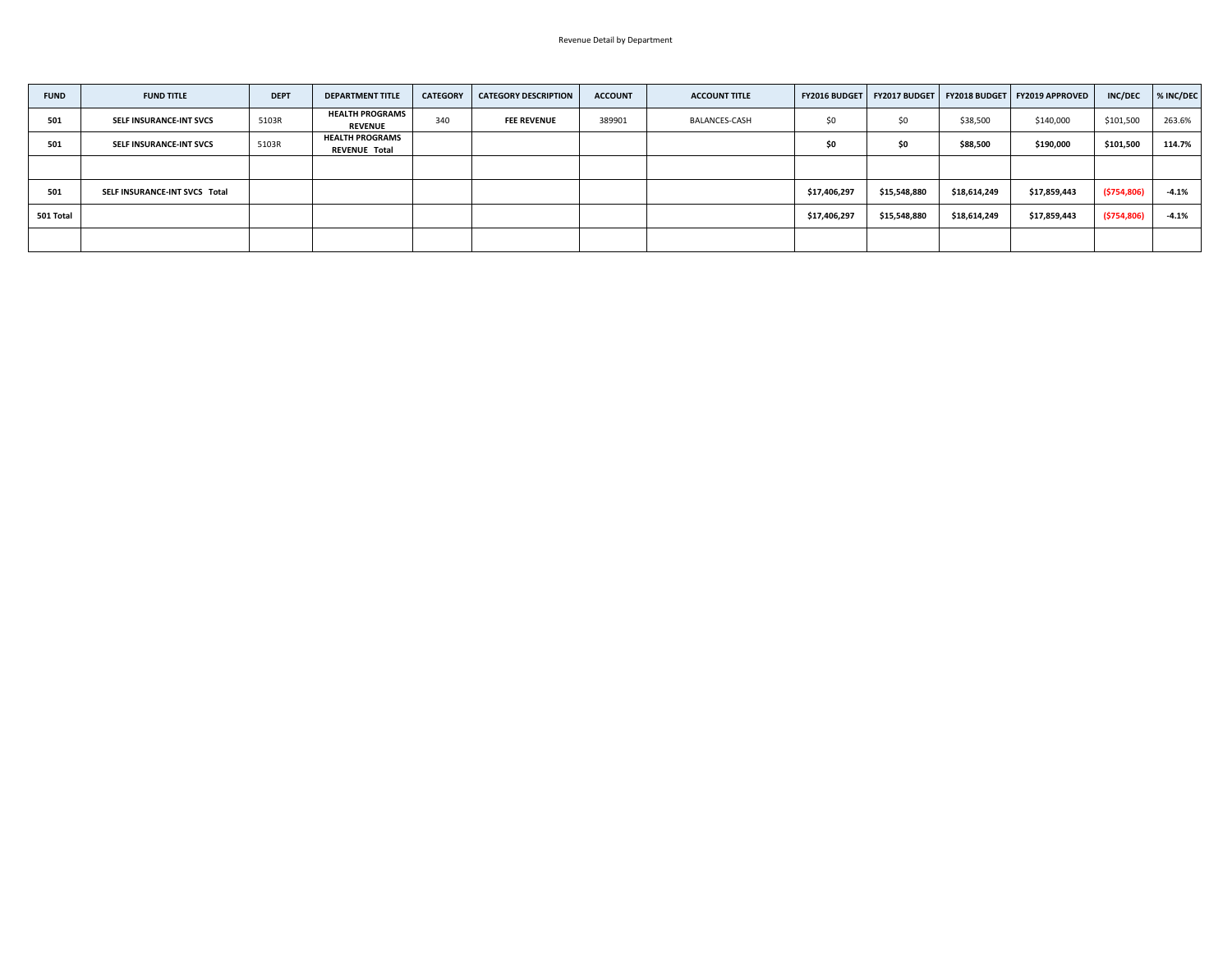Revenue Detail by Department

| FUND | FUND TITLE | DEPT | DEPARTMENT TITLE | CATEGORY | CATEGORY DESCRIPTION | ACCOUNT | ACCOUNT TITLE | FY2016 BUDGET | FY2017 BUDGET | FY2018 BUDGET | FY2019 APPROVED | INC/DEC | % INC/DEC |
|---|---|---|---|---|---|---|---|---|---|---|---|---|---|
| 501 | SELF INSURANCE-INT SVCS | 5103R | HEALTH PROGRAMS REVENUE | 340 | FEE REVENUE | 389901 | BALANCES-CASH | $0 | $0 | $38,500 | $140,000 | $101,500 | 263.6% |
| 501 | SELF INSURANCE-INT SVCS | 5103R | HEALTH PROGRAMS REVENUE Total | | | | | $0 | $0 | $88,500 | $190,000 | $101,500 | 114.7% |
| | | | | | | | | | | | | | |
| 501 | SELF INSURANCE-INT SVCS Total | | | | | | | $17,406,297 | $15,548,880 | $18,614,249 | $17,859,443 | ($754,806) | -4.1% |
| 501 Total | | | | | | | | $17,406,297 | $15,548,880 | $18,614,249 | $17,859,443 | ($754,806) | -4.1% |
| | | | | | | | | | | | | | |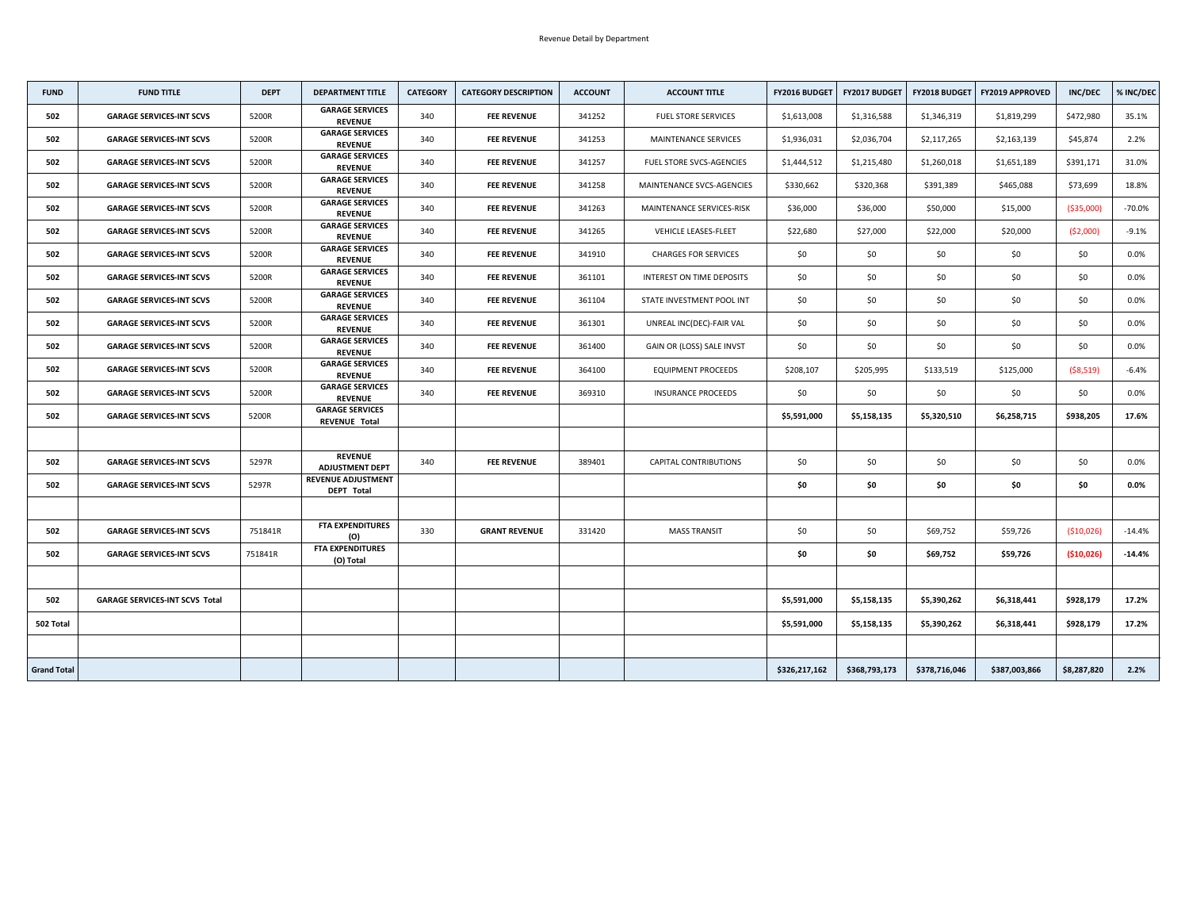Revenue Detail by Department

| FUND | FUND TITLE | DEPT | DEPARTMENT TITLE | CATEGORY | CATEGORY DESCRIPTION | ACCOUNT | ACCOUNT TITLE | FY2016 BUDGET | FY2017 BUDGET | FY2018 BUDGET | FY2019 APPROVED | INC/DEC | % INC/DEC |
|---|---|---|---|---|---|---|---|---|---|---|---|---|---|
| 502 | GARAGE SERVICES-INT SCVS | 5200R | GARAGE SERVICES REVENUE | 340 | FEE REVENUE | 341252 | FUEL STORE SERVICES | $1,613,008 | $1,316,588 | $1,346,319 | $1,819,299 | $472,980 | 35.1% |
| 502 | GARAGE SERVICES-INT SCVS | 5200R | GARAGE SERVICES REVENUE | 340 | FEE REVENUE | 341253 | MAINTENANCE SERVICES | $1,936,031 | $2,036,704 | $2,117,265 | $2,163,139 | $45,874 | 2.2% |
| 502 | GARAGE SERVICES-INT SCVS | 5200R | GARAGE SERVICES REVENUE | 340 | FEE REVENUE | 341257 | FUEL STORE SVCS-AGENCIES | $1,444,512 | $1,215,480 | $1,260,018 | $1,651,189 | $391,171 | 31.0% |
| 502 | GARAGE SERVICES-INT SCVS | 5200R | GARAGE SERVICES REVENUE | 340 | FEE REVENUE | 341258 | MAINTENANCE SVCS-AGENCIES | $330,662 | $320,368 | $391,389 | $465,088 | $73,699 | 18.8% |
| 502 | GARAGE SERVICES-INT SCVS | 5200R | GARAGE SERVICES REVENUE | 340 | FEE REVENUE | 341263 | MAINTENANCE SERVICES-RISK | $36,000 | $36,000 | $50,000 | $15,000 | ($35,000) | -70.0% |
| 502 | GARAGE SERVICES-INT SCVS | 5200R | GARAGE SERVICES REVENUE | 340 | FEE REVENUE | 341265 | VEHICLE LEASES-FLEET | $22,680 | $27,000 | $22,000 | $20,000 | ($2,000) | -9.1% |
| 502 | GARAGE SERVICES-INT SCVS | 5200R | GARAGE SERVICES REVENUE | 340 | FEE REVENUE | 341910 | CHARGES FOR SERVICES | $0 | $0 | $0 | $0 | $0 | 0.0% |
| 502 | GARAGE SERVICES-INT SCVS | 5200R | GARAGE SERVICES REVENUE | 340 | FEE REVENUE | 361101 | INTEREST ON TIME DEPOSITS | $0 | $0 | $0 | $0 | $0 | 0.0% |
| 502 | GARAGE SERVICES-INT SCVS | 5200R | GARAGE SERVICES REVENUE | 340 | FEE REVENUE | 361104 | STATE INVESTMENT POOL INT | $0 | $0 | $0 | $0 | $0 | 0.0% |
| 502 | GARAGE SERVICES-INT SCVS | 5200R | GARAGE SERVICES REVENUE | 340 | FEE REVENUE | 361301 | UNREAL INC(DEC)-FAIR VAL | $0 | $0 | $0 | $0 | $0 | 0.0% |
| 502 | GARAGE SERVICES-INT SCVS | 5200R | GARAGE SERVICES REVENUE | 340 | FEE REVENUE | 361400 | GAIN OR (LOSS) SALE INVST | $0 | $0 | $0 | $0 | $0 | 0.0% |
| 502 | GARAGE SERVICES-INT SCVS | 5200R | GARAGE SERVICES REVENUE | 340 | FEE REVENUE | 364100 | EQUIPMENT PROCEEDS | $208,107 | $205,995 | $133,519 | $125,000 | ($8,519) | -6.4% |
| 502 | GARAGE SERVICES-INT SCVS | 5200R | GARAGE SERVICES REVENUE | 340 | FEE REVENUE | 369310 | INSURANCE PROCEEDS | $0 | $0 | $0 | $0 | $0 | 0.0% |
| 502 | GARAGE SERVICES-INT SCVS | 5200R | GARAGE SERVICES REVENUE Total | | | | | **$5,591,000** | **$5,158,135** | **$5,320,510** | **$6,258,715** | **$938,205** | **17.6%** |
| | | | | | | | | | | | | | |
| 502 | GARAGE SERVICES-INT SCVS | 5297R | REVENUE ADJUSTMENT DEPT | 340 | FEE REVENUE | 389401 | CAPITAL CONTRIBUTIONS | $0 | $0 | $0 | $0 | $0 | 0.0% |
| 502 | GARAGE SERVICES-INT SCVS | 5297R | REVENUE ADJUSTMENT DEPT Total | | | | | **$0** | **$0** | **$0** | **$0** | **$0** | **0.0%** |
| | | | | | | | | | | | | | |
| 502 | GARAGE SERVICES-INT SCVS | 751841R | FTA EXPENDITURES (O) | 330 | GRANT REVENUE | 331420 | MASS TRANSIT | $0 | $0 | $69,752 | $59,726 | ($10,026) | -14.4% |
| 502 | GARAGE SERVICES-INT SCVS | 751841R | FTA EXPENDITURES (O) Total | | | | | **$0** | **$0** | **$69,752** | **$59,726** | **($10,026)** | **-14.4%** |
| | | | | | | | | | | | | | |
| 502 | GARAGE SERVICES-INT SCVS Total | | | | | | | **$5,591,000** | **$5,158,135** | **$5,390,262** | **$6,318,441** | **$928,179** | **17.2%** |
| 502 Total | | | | | | | | **$5,591,000** | **$5,158,135** | **$5,390,262** | **$6,318,441** | **$928,179** | **17.2%** |
| | | | | | | | | | | | | | |
| Grand Total | | | | | | | | **$326,217,162** | **$368,793,173** | **$378,716,046** | **$387,003,866** | **$8,287,820** | **2.2%** |